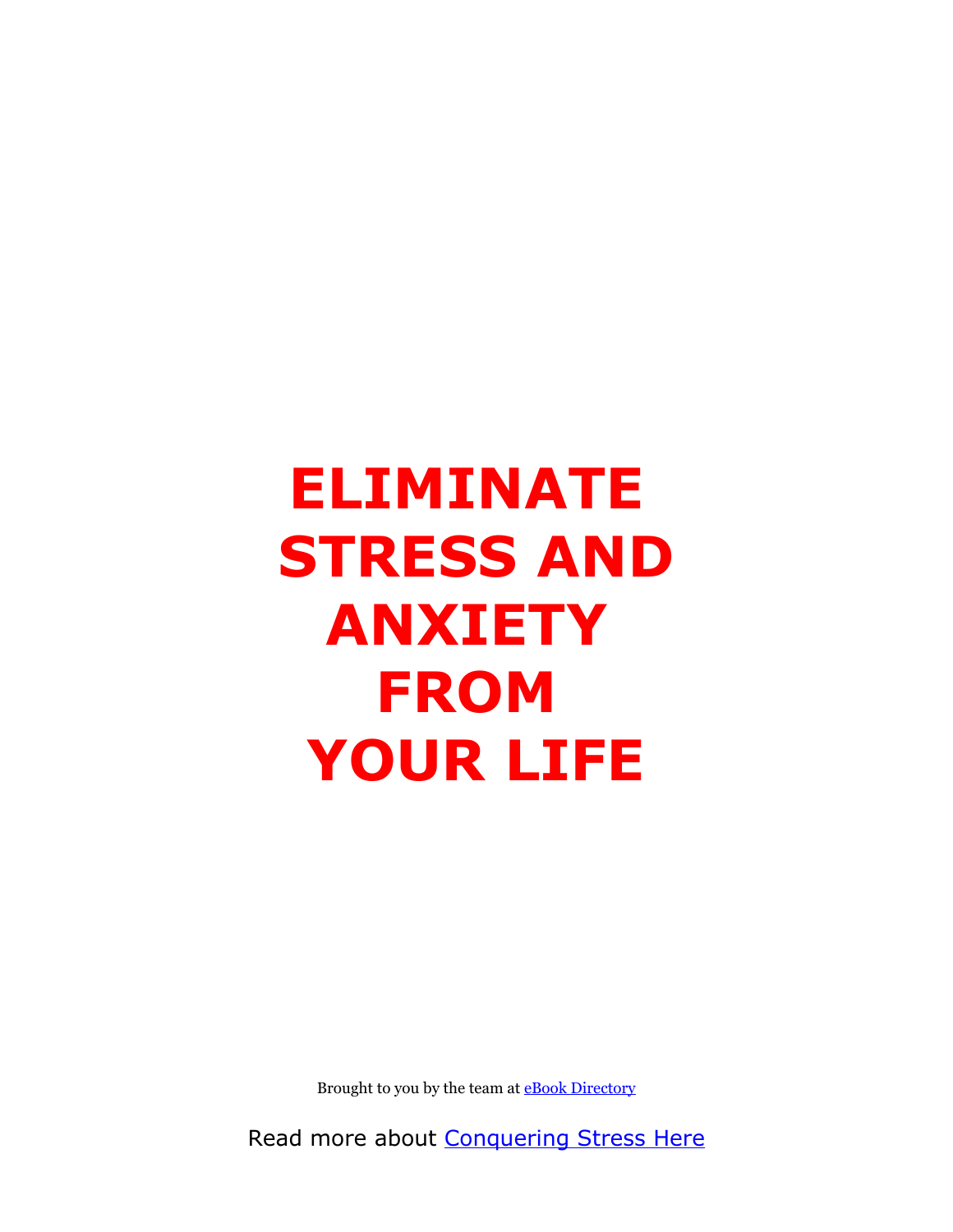# ELIMINATE STRESS AND ANXIETY FROM YOUR LIFE

Brought to you by the team at [eBook Directory]

Read more about [Conquering Stress Here]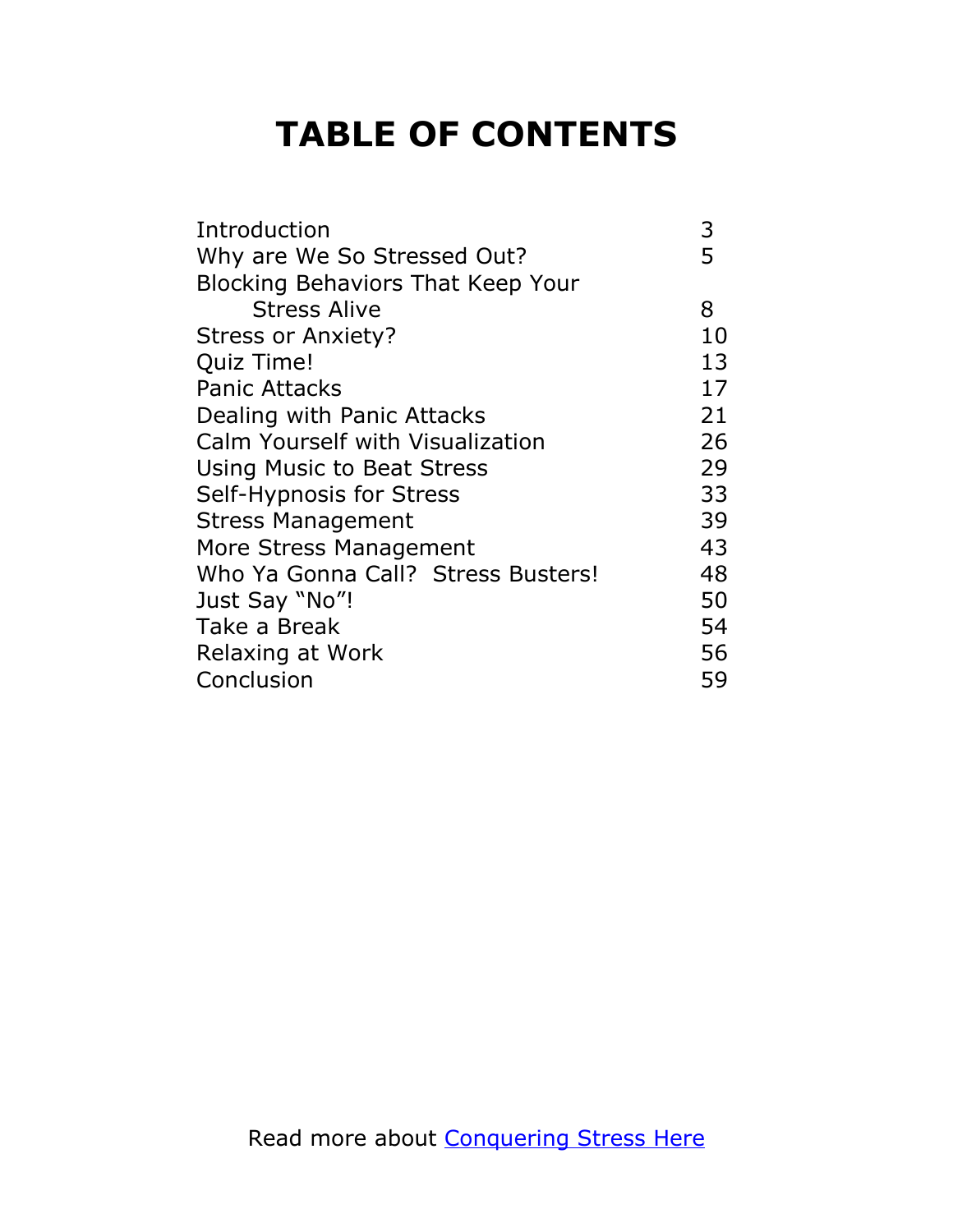# TABLE OF CONTENTS

| | |
|---|---|
| Introduction | 3 |
| Why are We So Stressed Out? | 5 |
| Blocking Behaviors That Keep Your Stress Alive | 8 |
| Stress or Anxiety? | 10 |
| Quiz Time! | 13 |
| Panic Attacks | 17 |
| Dealing with Panic Attacks | 21 |
| Calm Yourself with Visualization | 26 |
| Using Music to Beat Stress | 29 |
| Self-Hypnosis for Stress | 33 |
| Stress Management | 39 |
| More Stress Management | 43 |
| Who Ya Gonna Call? Stress Busters! | 48 |
| Just Say "No"! | 50 |
| Take a Break | 54 |
| Relaxing at Work | 56 |
| Conclusion | 59 |

Read more about Conquering Stress Here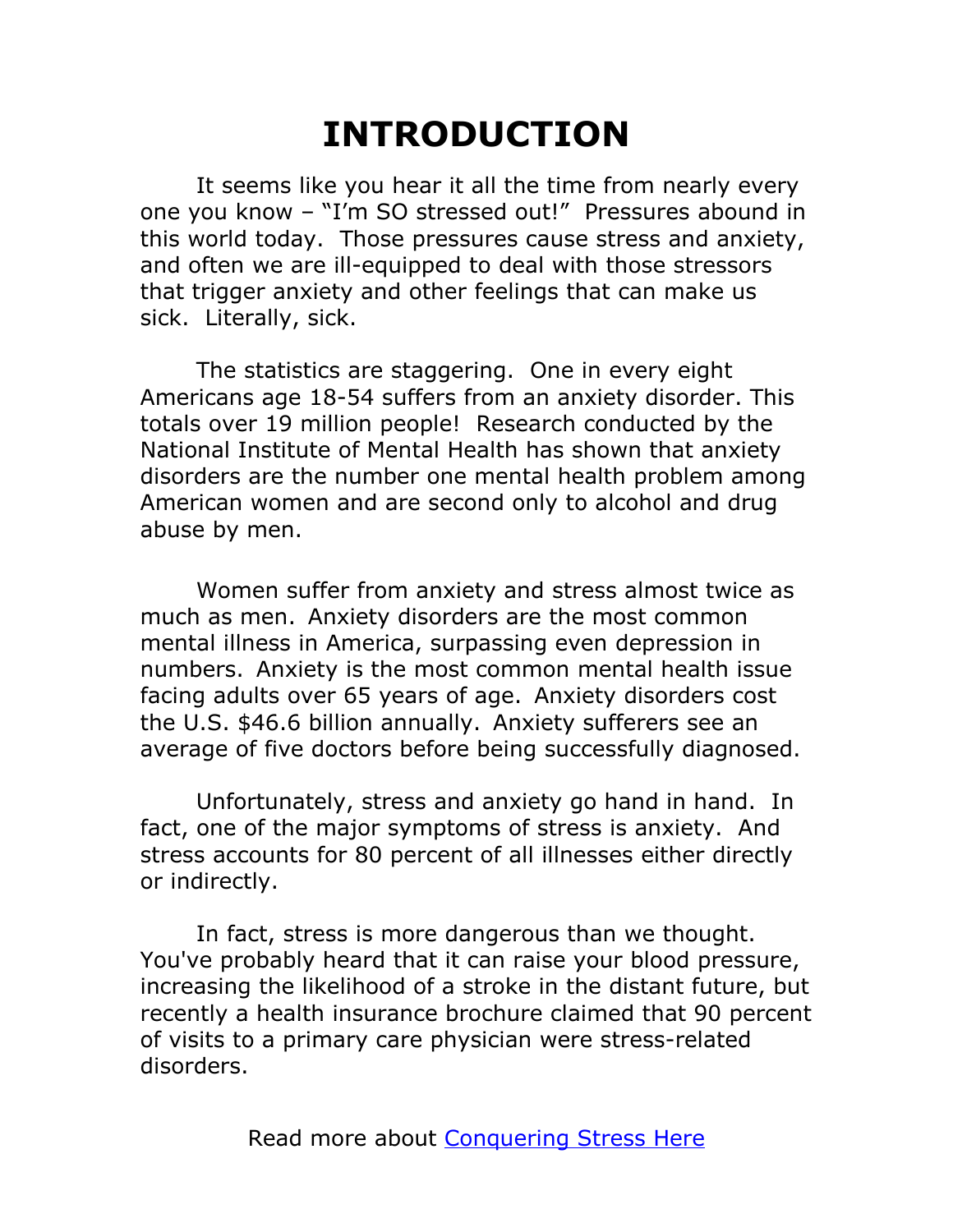# INTRODUCTION

It seems like you hear it all the time from nearly every one you know – "I'm SO stressed out!" Pressures abound in this world today. Those pressures cause stress and anxiety, and often we are ill-equipped to deal with those stressors that trigger anxiety and other feelings that can make us sick. Literally, sick.

The statistics are staggering. One in every eight Americans age 18-54 suffers from an anxiety disorder. This totals over 19 million people! Research conducted by the National Institute of Mental Health has shown that anxiety disorders are the number one mental health problem among American women and are second only to alcohol and drug abuse by men.

Women suffer from anxiety and stress almost twice as much as men. Anxiety disorders are the most common mental illness in America, surpassing even depression in numbers. Anxiety is the most common mental health issue facing adults over 65 years of age. Anxiety disorders cost the U.S. $46.6 billion annually. Anxiety sufferers see an average of five doctors before being successfully diagnosed.

Unfortunately, stress and anxiety go hand in hand. In fact, one of the major symptoms of stress is anxiety. And stress accounts for 80 percent of all illnesses either directly or indirectly.

In fact, stress is more dangerous than we thought. You've probably heard that it can raise your blood pressure, increasing the likelihood of a stroke in the distant future, but recently a health insurance brochure claimed that 90 percent of visits to a primary care physician were stress-related disorders.

Read more about Conquering Stress Here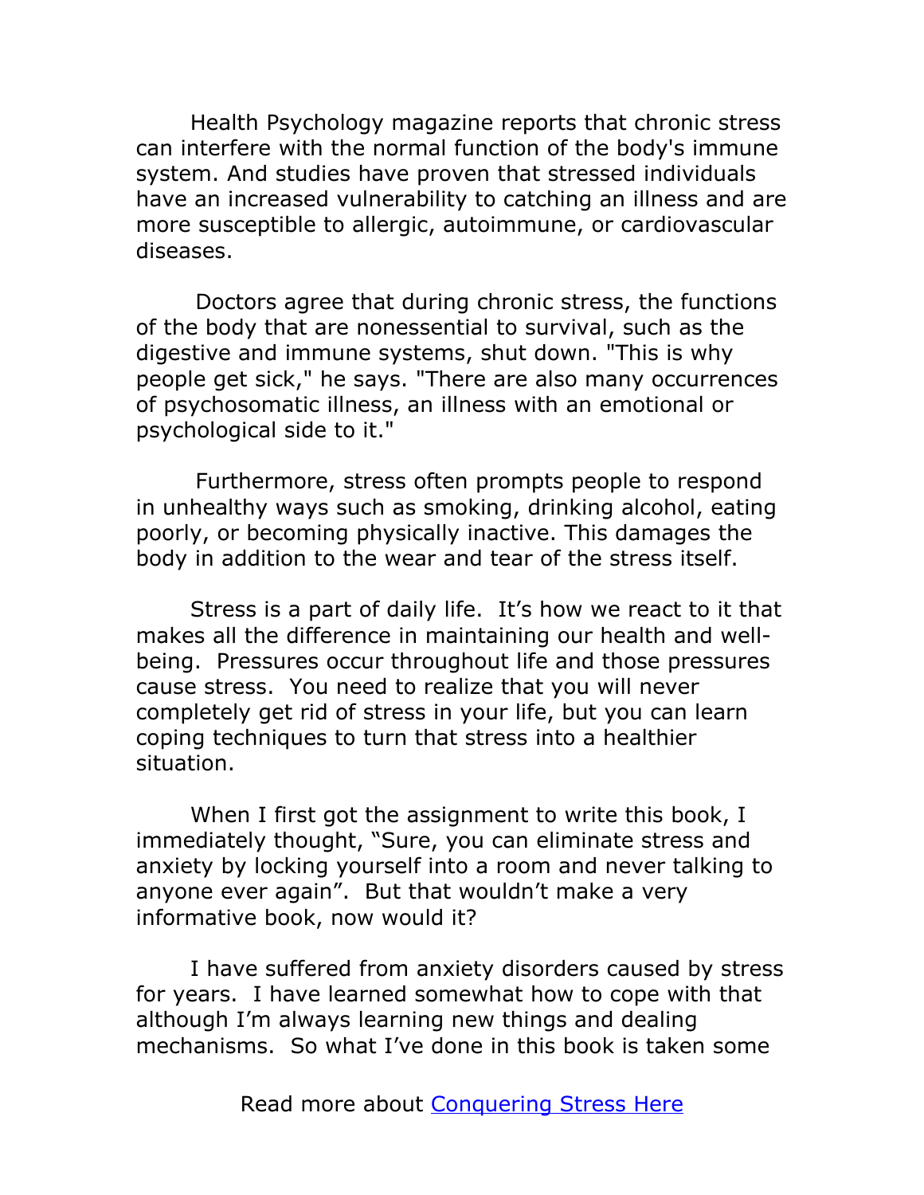Health Psychology magazine reports that chronic stress can interfere with the normal function of the body's immune system. And studies have proven that stressed individuals have an increased vulnerability to catching an illness and are more susceptible to allergic, autoimmune, or cardiovascular diseases.

Doctors agree that during chronic stress, the functions of the body that are nonessential to survival, such as the digestive and immune systems, shut down. "This is why people get sick," he says. "There are also many occurrences of psychosomatic illness, an illness with an emotional or psychological side to it."

Furthermore, stress often prompts people to respond in unhealthy ways such as smoking, drinking alcohol, eating poorly, or becoming physically inactive. This damages the body in addition to the wear and tear of the stress itself.

Stress is a part of daily life. It's how we react to it that makes all the difference in maintaining our health and well-being. Pressures occur throughout life and those pressures cause stress. You need to realize that you will never completely get rid of stress in your life, but you can learn coping techniques to turn that stress into a healthier situation.

When I first got the assignment to write this book, I immediately thought, "Sure, you can eliminate stress and anxiety by locking yourself into a room and never talking to anyone ever again". But that wouldn't make a very informative book, now would it?

I have suffered from anxiety disorders caused by stress for years. I have learned somewhat how to cope with that although I'm always learning new things and dealing mechanisms. So what I've done in this book is taken some

Read more about [Conquering Stress Here]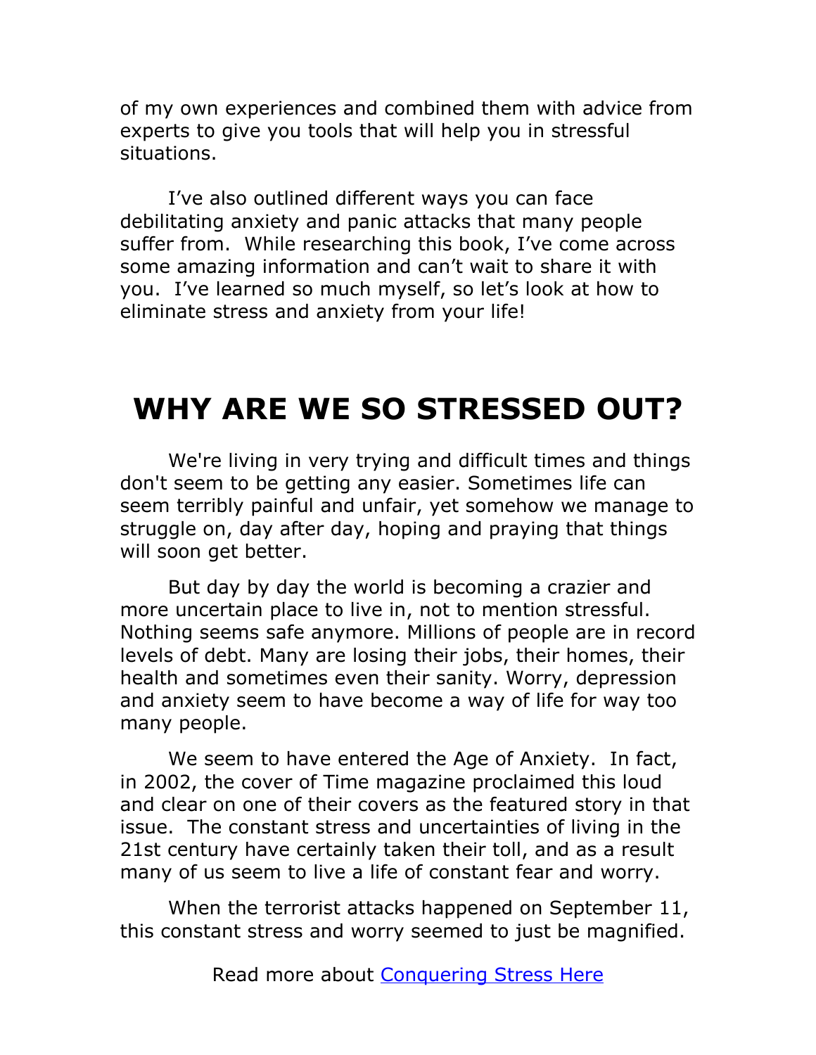of my own experiences and combined them with advice from experts to give you tools that will help you in stressful situations.

I've also outlined different ways you can face debilitating anxiety and panic attacks that many people suffer from. While researching this book, I've come across some amazing information and can't wait to share it with you. I've learned so much myself, so let's look at how to eliminate stress and anxiety from your life!

# WHY ARE WE SO STRESSED OUT?

We're living in very trying and difficult times and things don't seem to be getting any easier. Sometimes life can seem terribly painful and unfair, yet somehow we manage to struggle on, day after day, hoping and praying that things will soon get better.

But day by day the world is becoming a crazier and more uncertain place to live in, not to mention stressful. Nothing seems safe anymore. Millions of people are in record levels of debt. Many are losing their jobs, their homes, their health and sometimes even their sanity. Worry, depression and anxiety seem to have become a way of life for way too many people.

We seem to have entered the Age of Anxiety. In fact, in 2002, the cover of Time magazine proclaimed this loud and clear on one of their covers as the featured story in that issue. The constant stress and uncertainties of living in the 21st century have certainly taken their toll, and as a result many of us seem to live a life of constant fear and worry.

When the terrorist attacks happened on September 11, this constant stress and worry seemed to just be magnified.

Read more about Conquering Stress Here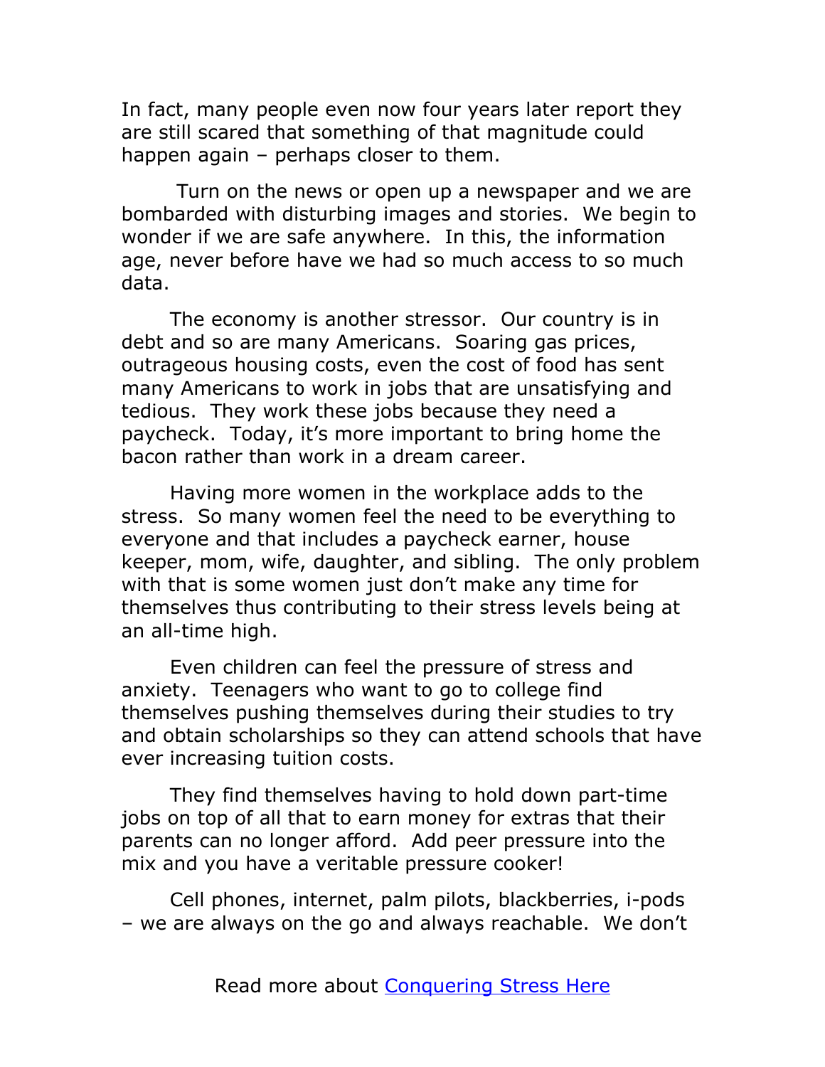In fact, many people even now four years later report they are still scared that something of that magnitude could happen again – perhaps closer to them.

Turn on the news or open up a newspaper and we are bombarded with disturbing images and stories. We begin to wonder if we are safe anywhere. In this, the information age, never before have we had so much access to so much data.

The economy is another stressor. Our country is in debt and so are many Americans. Soaring gas prices, outrageous housing costs, even the cost of food has sent many Americans to work in jobs that are unsatisfying and tedious. They work these jobs because they need a paycheck. Today, it's more important to bring home the bacon rather than work in a dream career.

Having more women in the workplace adds to the stress. So many women feel the need to be everything to everyone and that includes a paycheck earner, house keeper, mom, wife, daughter, and sibling. The only problem with that is some women just don't make any time for themselves thus contributing to their stress levels being at an all-time high.

Even children can feel the pressure of stress and anxiety. Teenagers who want to go to college find themselves pushing themselves during their studies to try and obtain scholarships so they can attend schools that have ever increasing tuition costs.

They find themselves having to hold down part-time jobs on top of all that to earn money for extras that their parents can no longer afford. Add peer pressure into the mix and you have a veritable pressure cooker!

Cell phones, internet, palm pilots, blackberries, i-pods – we are always on the go and always reachable. We don't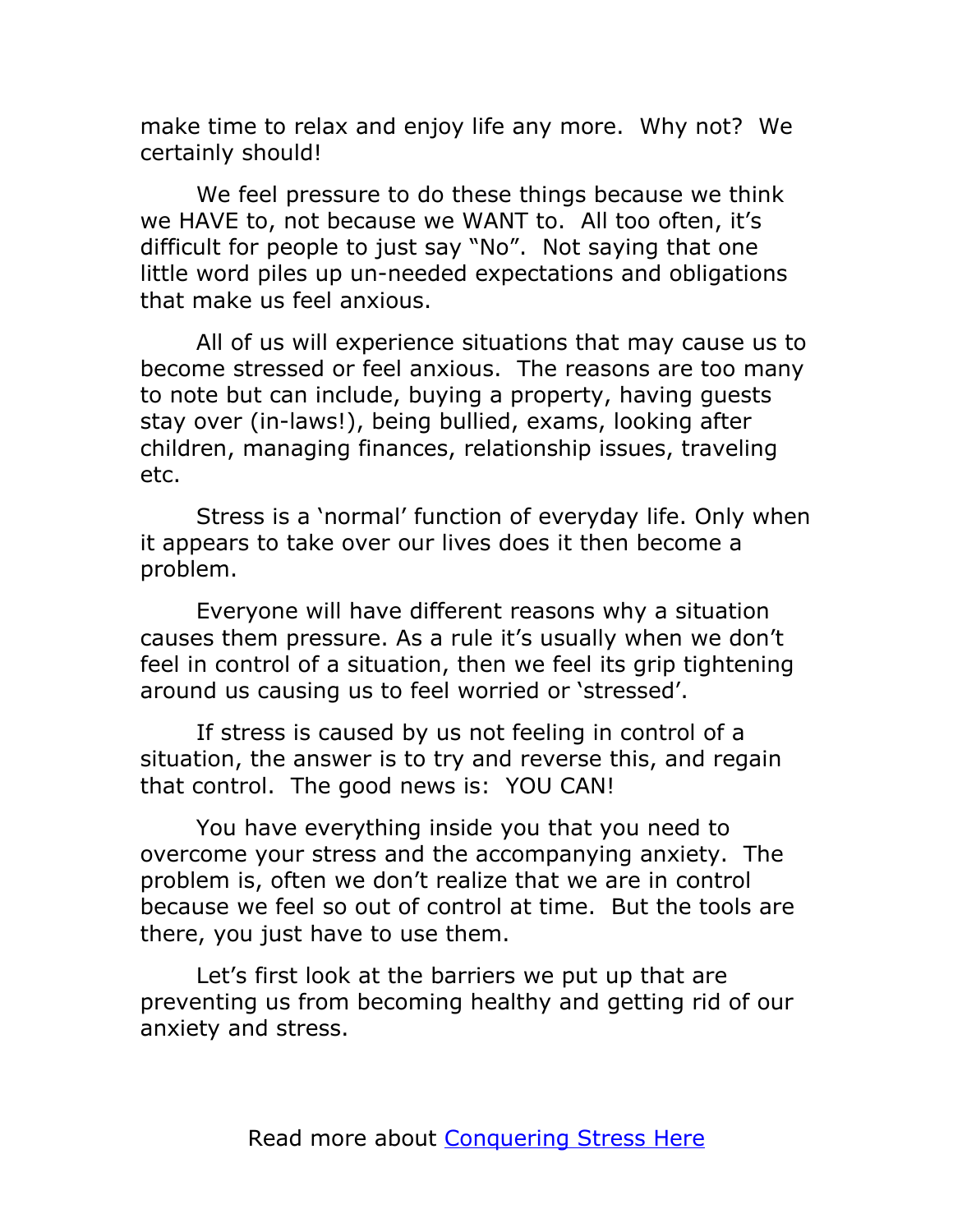make time to relax and enjoy life any more. Why not? We certainly should!

We feel pressure to do these things because we think we HAVE to, not because we WANT to. All too often, it's difficult for people to just say "No". Not saying that one little word piles up un-needed expectations and obligations that make us feel anxious.

All of us will experience situations that may cause us to become stressed or feel anxious. The reasons are too many to note but can include, buying a property, having guests stay over (in-laws!), being bullied, exams, looking after children, managing finances, relationship issues, traveling etc.

Stress is a 'normal' function of everyday life. Only when it appears to take over our lives does it then become a problem.

Everyone will have different reasons why a situation causes them pressure. As a rule it's usually when we don't feel in control of a situation, then we feel its grip tightening around us causing us to feel worried or 'stressed'.

If stress is caused by us not feeling in control of a situation, the answer is to try and reverse this, and regain that control. The good news is: YOU CAN!

You have everything inside you that you need to overcome your stress and the accompanying anxiety. The problem is, often we don't realize that we are in control because we feel so out of control at time. But the tools are there, you just have to use them.

Let's first look at the barriers we put up that are preventing us from becoming healthy and getting rid of our anxiety and stress.

Read more about Conquering Stress Here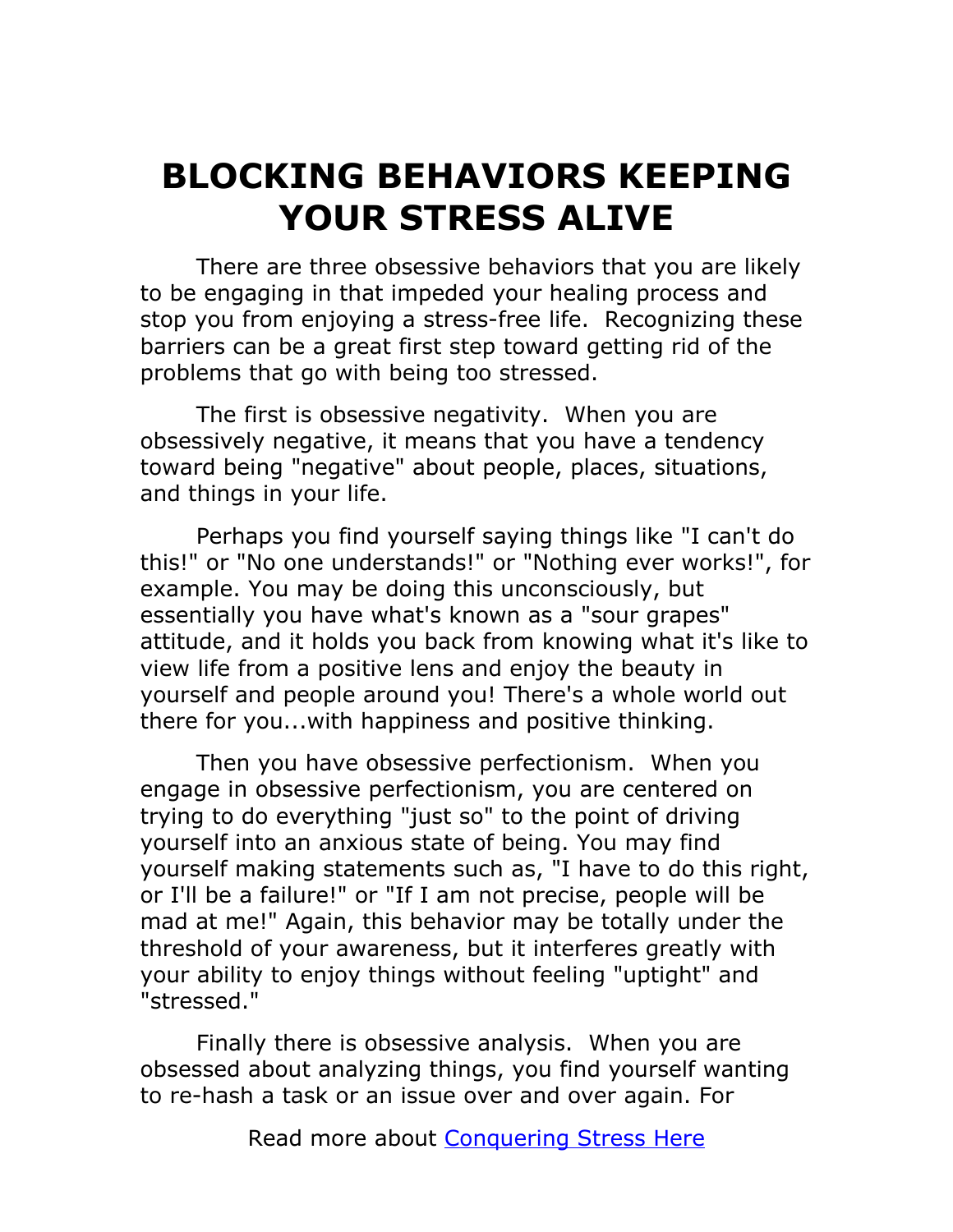# BLOCKING BEHAVIORS KEEPING YOUR STRESS ALIVE

There are three obsessive behaviors that you are likely to be engaging in that impeded your healing process and stop you from enjoying a stress-free life. Recognizing these barriers can be a great first step toward getting rid of the problems that go with being too stressed.

The first is obsessive negativity. When you are obsessively negative, it means that you have a tendency toward being "negative" about people, places, situations, and things in your life.

Perhaps you find yourself saying things like "I can't do this!" or "No one understands!" or "Nothing ever works!", for example. You may be doing this unconsciously, but essentially you have what's known as a "sour grapes" attitude, and it holds you back from knowing what it's like to view life from a positive lens and enjoy the beauty in yourself and people around you! There's a whole world out there for you...with happiness and positive thinking.

Then you have obsessive perfectionism. When you engage in obsessive perfectionism, you are centered on trying to do everything "just so" to the point of driving yourself into an anxious state of being. You may find yourself making statements such as, "I have to do this right, or I'll be a failure!" or "If I am not precise, people will be mad at me!" Again, this behavior may be totally under the threshold of your awareness, but it interferes greatly with your ability to enjoy things without feeling "uptight" and "stressed."

Finally there is obsessive analysis. When you are obsessed about analyzing things, you find yourself wanting to re-hash a task or an issue over and over again. For

Read more about [Conquering Stress Here]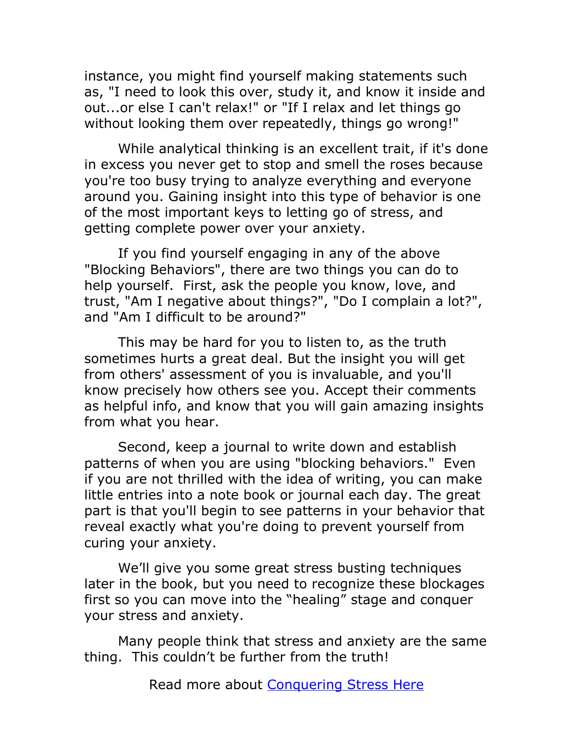instance, you might find yourself making statements such as, "I need to look this over, study it, and know it inside and out...or else I can't relax!" or "If I relax and let things go without looking them over repeatedly, things go wrong!"

While analytical thinking is an excellent trait, if it's done in excess you never get to stop and smell the roses because you're too busy trying to analyze everything and everyone around you. Gaining insight into this type of behavior is one of the most important keys to letting go of stress, and getting complete power over your anxiety.

If you find yourself engaging in any of the above "Blocking Behaviors", there are two things you can do to help yourself. First, ask the people you know, love, and trust, "Am I negative about things?", "Do I complain a lot?", and "Am I difficult to be around?"

This may be hard for you to listen to, as the truth sometimes hurts a great deal. But the insight you will get from others' assessment of you is invaluable, and you'll know precisely how others see you. Accept their comments as helpful info, and know that you will gain amazing insights from what you hear.

Second, keep a journal to write down and establish patterns of when you are using "blocking behaviors." Even if you are not thrilled with the idea of writing, you can make little entries into a note book or journal each day. The great part is that you'll begin to see patterns in your behavior that reveal exactly what you're doing to prevent yourself from curing your anxiety.

We'll give you some great stress busting techniques later in the book, but you need to recognize these blockages first so you can move into the "healing" stage and conquer your stress and anxiety.

Many people think that stress and anxiety are the same thing. This couldn't be further from the truth!

Read more about [Conquering Stress Here]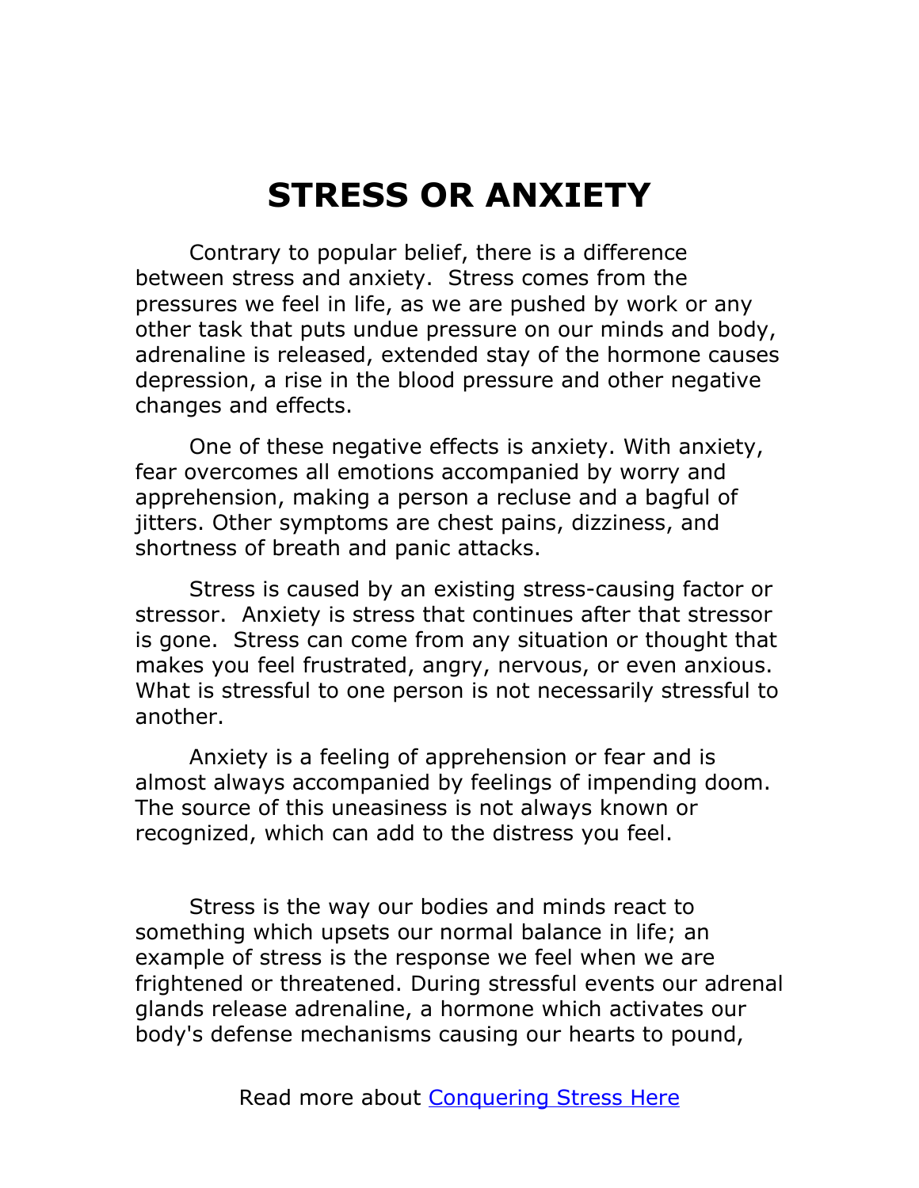# STRESS OR ANXIETY

Contrary to popular belief, there is a difference between stress and anxiety. Stress comes from the pressures we feel in life, as we are pushed by work or any other task that puts undue pressure on our minds and body, adrenaline is released, extended stay of the hormone causes depression, a rise in the blood pressure and other negative changes and effects.

One of these negative effects is anxiety. With anxiety, fear overcomes all emotions accompanied by worry and apprehension, making a person a recluse and a bagful of jitters. Other symptoms are chest pains, dizziness, and shortness of breath and panic attacks.

Stress is caused by an existing stress-causing factor or stressor. Anxiety is stress that continues after that stressor is gone. Stress can come from any situation or thought that makes you feel frustrated, angry, nervous, or even anxious. What is stressful to one person is not necessarily stressful to another.

Anxiety is a feeling of apprehension or fear and is almost always accompanied by feelings of impending doom. The source of this uneasiness is not always known or recognized, which can add to the distress you feel.

Stress is the way our bodies and minds react to something which upsets our normal balance in life; an example of stress is the response we feel when we are frightened or threatened. During stressful events our adrenal glands release adrenaline, a hormone which activates our body's defense mechanisms causing our hearts to pound,

Read more about [Conquering Stress Here]()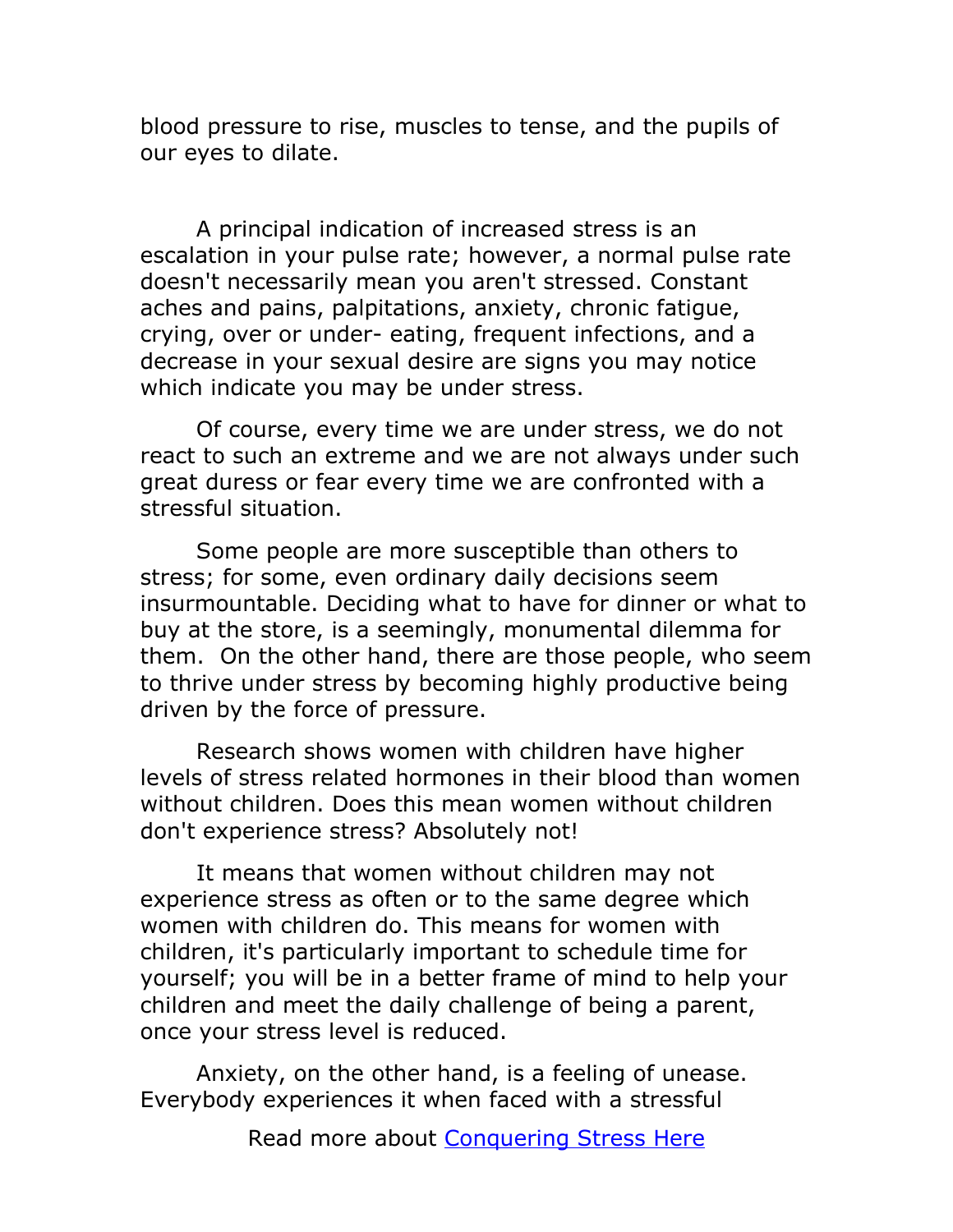blood pressure to rise, muscles to tense, and the pupils of our eyes to dilate.

A principal indication of increased stress is an escalation in your pulse rate; however, a normal pulse rate doesn't necessarily mean you aren't stressed. Constant aches and pains, palpitations, anxiety, chronic fatigue, crying, over or under- eating, frequent infections, and a decrease in your sexual desire are signs you may notice which indicate you may be under stress.

Of course, every time we are under stress, we do not react to such an extreme and we are not always under such great duress or fear every time we are confronted with a stressful situation.

Some people are more susceptible than others to stress; for some, even ordinary daily decisions seem insurmountable. Deciding what to have for dinner or what to buy at the store, is a seemingly, monumental dilemma for them. On the other hand, there are those people, who seem to thrive under stress by becoming highly productive being driven by the force of pressure.

Research shows women with children have higher levels of stress related hormones in their blood than women without children. Does this mean women without children don't experience stress? Absolutely not!

It means that women without children may not experience stress as often or to the same degree which women with children do. This means for women with children, it's particularly important to schedule time for yourself; you will be in a better frame of mind to help your children and meet the daily challenge of being a parent, once your stress level is reduced.

Anxiety, on the other hand, is a feeling of unease. Everybody experiences it when faced with a stressful

Read more about [Conquering Stress Here]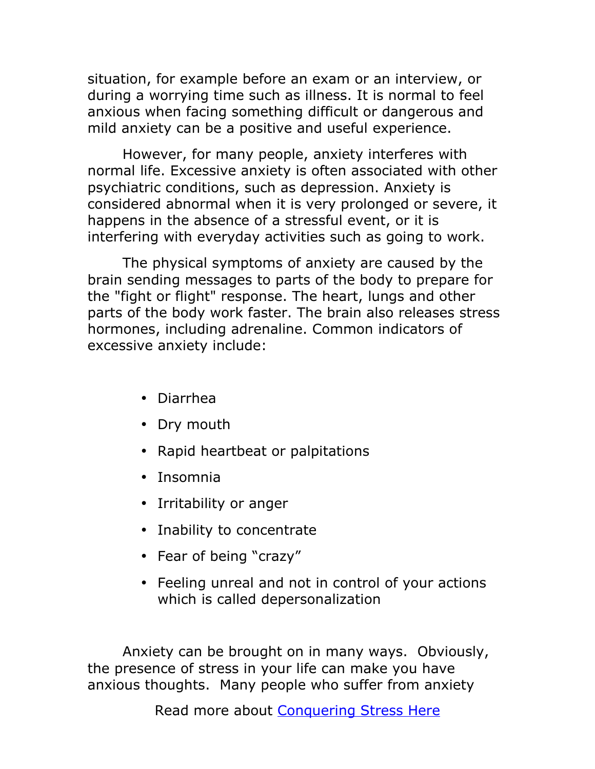situation, for example before an exam or an interview, or during a worrying time such as illness. It is normal to feel anxious when facing something difficult or dangerous and mild anxiety can be a positive and useful experience.

However, for many people, anxiety interferes with normal life. Excessive anxiety is often associated with other psychiatric conditions, such as depression. Anxiety is considered abnormal when it is very prolonged or severe, it happens in the absence of a stressful event, or it is interfering with everyday activities such as going to work.

The physical symptoms of anxiety are caused by the brain sending messages to parts of the body to prepare for the "fight or flight" response. The heart, lungs and other parts of the body work faster. The brain also releases stress hormones, including adrenaline. Common indicators of excessive anxiety include:

- Diarrhea
- Dry mouth
- Rapid heartbeat or palpitations
- Insomnia
- Irritability or anger
- Inability to concentrate
- Fear of being "crazy"
- Feeling unreal and not in control of your actions which is called depersonalization

Anxiety can be brought on in many ways. Obviously, the presence of stress in your life can make you have anxious thoughts. Many people who suffer from anxiety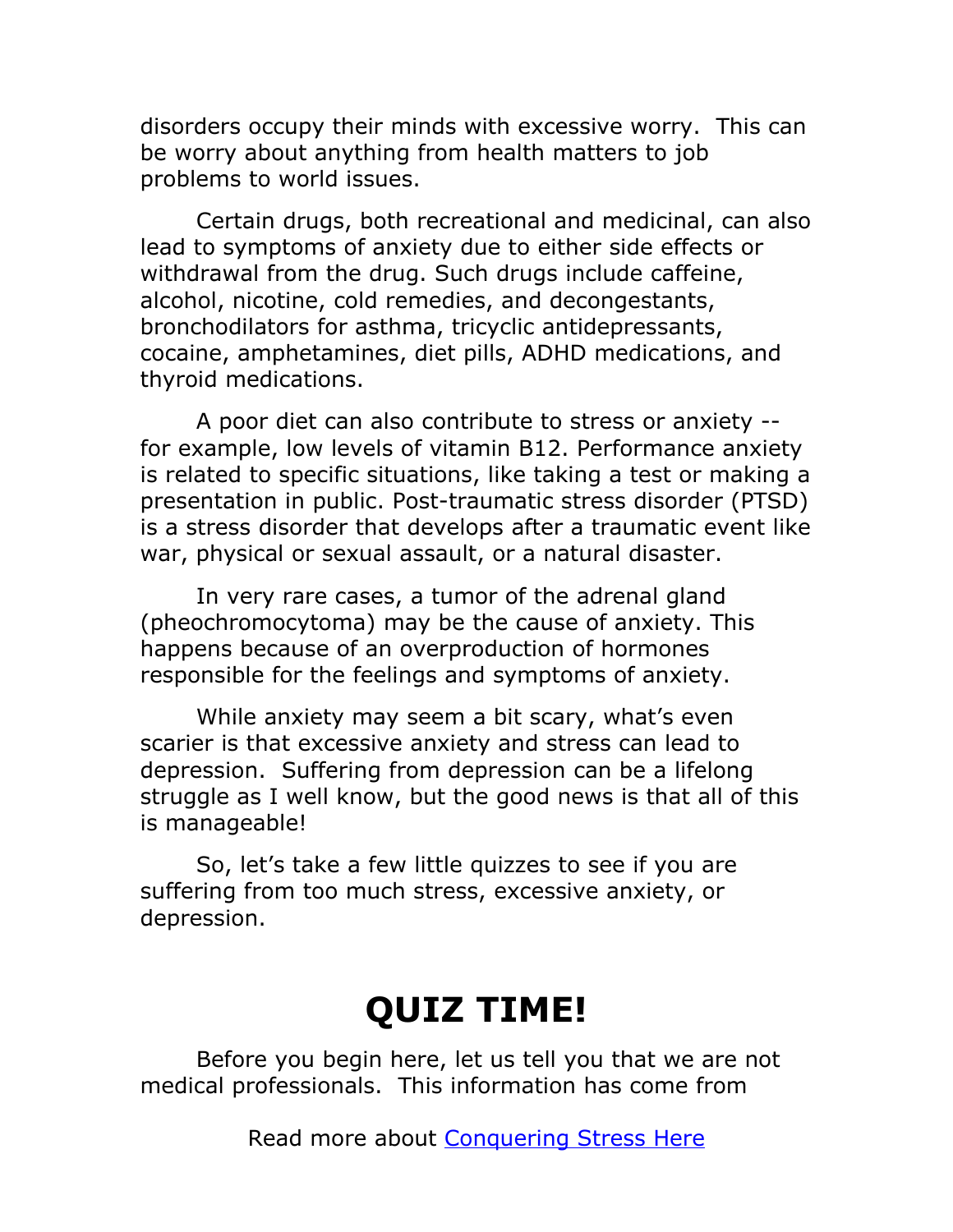disorders occupy their minds with excessive worry. This can be worry about anything from health matters to job problems to world issues.

Certain drugs, both recreational and medicinal, can also lead to symptoms of anxiety due to either side effects or withdrawal from the drug. Such drugs include caffeine, alcohol, nicotine, cold remedies, and decongestants, bronchodilators for asthma, tricyclic antidepressants, cocaine, amphetamines, diet pills, ADHD medications, and thyroid medications.

A poor diet can also contribute to stress or anxiety -- for example, low levels of vitamin B12. Performance anxiety is related to specific situations, like taking a test or making a presentation in public. Post-traumatic stress disorder (PTSD) is a stress disorder that develops after a traumatic event like war, physical or sexual assault, or a natural disaster.

In very rare cases, a tumor of the adrenal gland (pheochromocytoma) may be the cause of anxiety. This happens because of an overproduction of hormones responsible for the feelings and symptoms of anxiety.

While anxiety may seem a bit scary, what's even scarier is that excessive anxiety and stress can lead to depression. Suffering from depression can be a lifelong struggle as I well know, but the good news is that all of this is manageable!

So, let's take a few little quizzes to see if you are suffering from too much stress, excessive anxiety, or depression.

# QUIZ TIME!

Before you begin here, let us tell you that we are not medical professionals. This information has come from

Read more about Conquering Stress Here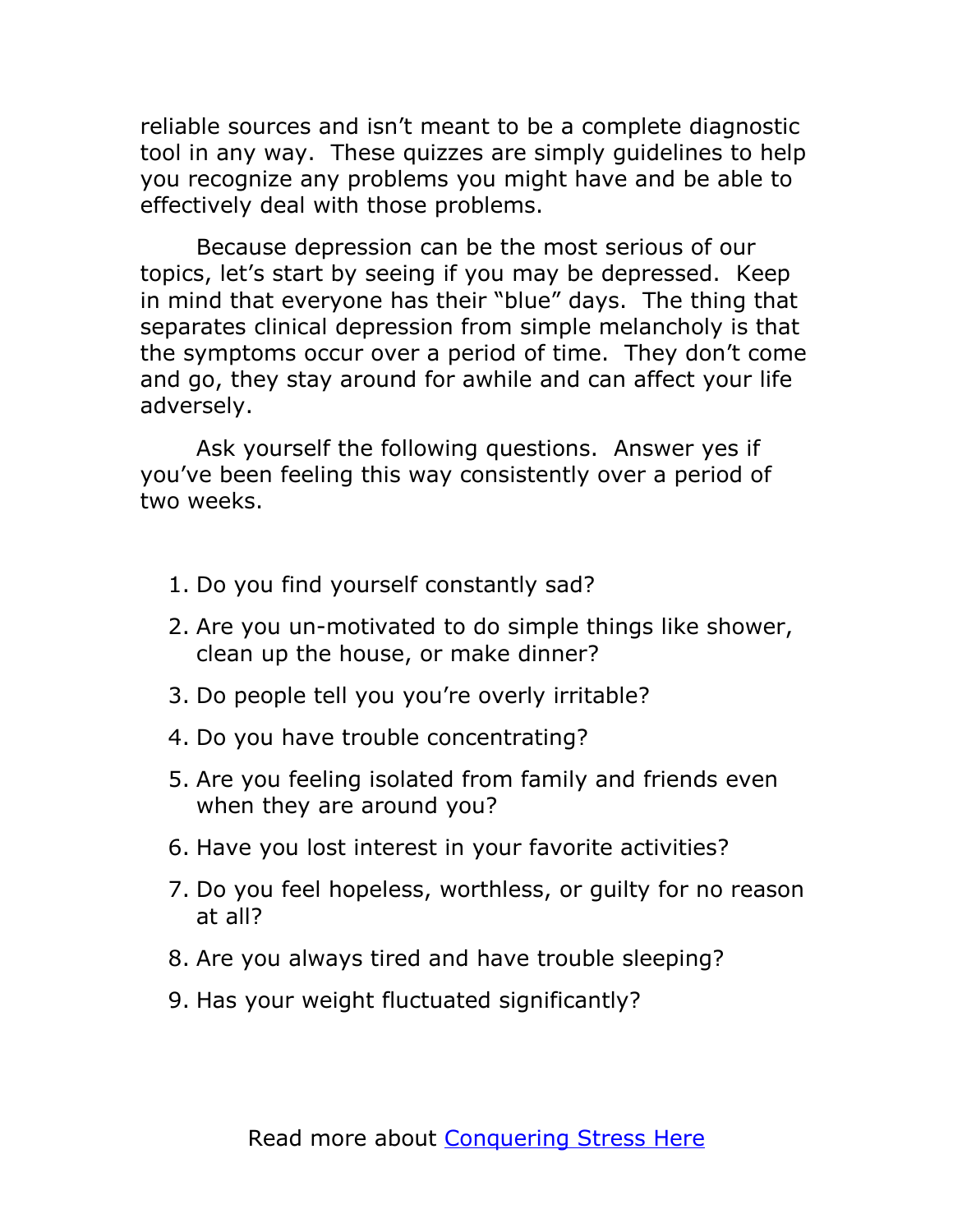reliable sources and isn't meant to be a complete diagnostic tool in any way. These quizzes are simply guidelines to help you recognize any problems you might have and be able to effectively deal with those problems.

Because depression can be the most serious of our topics, let's start by seeing if you may be depressed. Keep in mind that everyone has their "blue" days. The thing that separates clinical depression from simple melancholy is that the symptoms occur over a period of time. They don't come and go, they stay around for awhile and can affect your life adversely.

Ask yourself the following questions. Answer yes if you've been feeling this way consistently over a period of two weeks.

1. Do you find yourself constantly sad?
2. Are you un-motivated to do simple things like shower, clean up the house, or make dinner?
3. Do people tell you you're overly irritable?
4. Do you have trouble concentrating?
5. Are you feeling isolated from family and friends even when they are around you?
6. Have you lost interest in your favorite activities?
7. Do you feel hopeless, worthless, or guilty for no reason at all?
8. Are you always tired and have trouble sleeping?
9. Has your weight fluctuated significantly?

Read more about [Conquering Stress Here]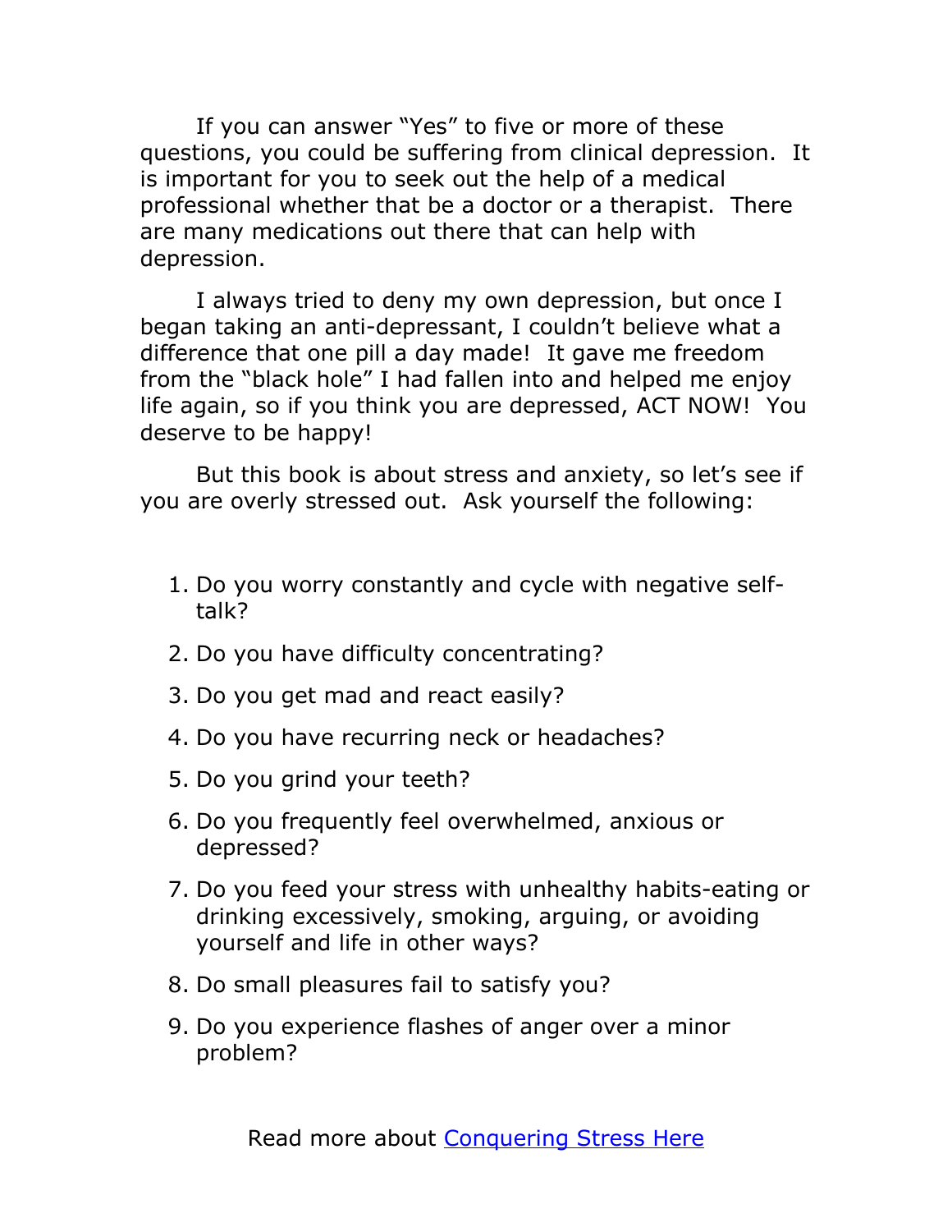If you can answer "Yes" to five or more of these questions, you could be suffering from clinical depression. It is important for you to seek out the help of a medical professional whether that be a doctor or a therapist. There are many medications out there that can help with depression.

I always tried to deny my own depression, but once I began taking an anti-depressant, I couldn't believe what a difference that one pill a day made! It gave me freedom from the "black hole" I had fallen into and helped me enjoy life again, so if you think you are depressed, ACT NOW! You deserve to be happy!

But this book is about stress and anxiety, so let's see if you are overly stressed out. Ask yourself the following:

1. Do you worry constantly and cycle with negative self-talk?
2. Do you have difficulty concentrating?
3. Do you get mad and react easily?
4. Do you have recurring neck or headaches?
5. Do you grind your teeth?
6. Do you frequently feel overwhelmed, anxious or depressed?
7. Do you feed your stress with unhealthy habits-eating or drinking excessively, smoking, arguing, or avoiding yourself and life in other ways?
8. Do small pleasures fail to satisfy you?
9. Do you experience flashes of anger over a minor problem?

Read more about [Conquering Stress Here]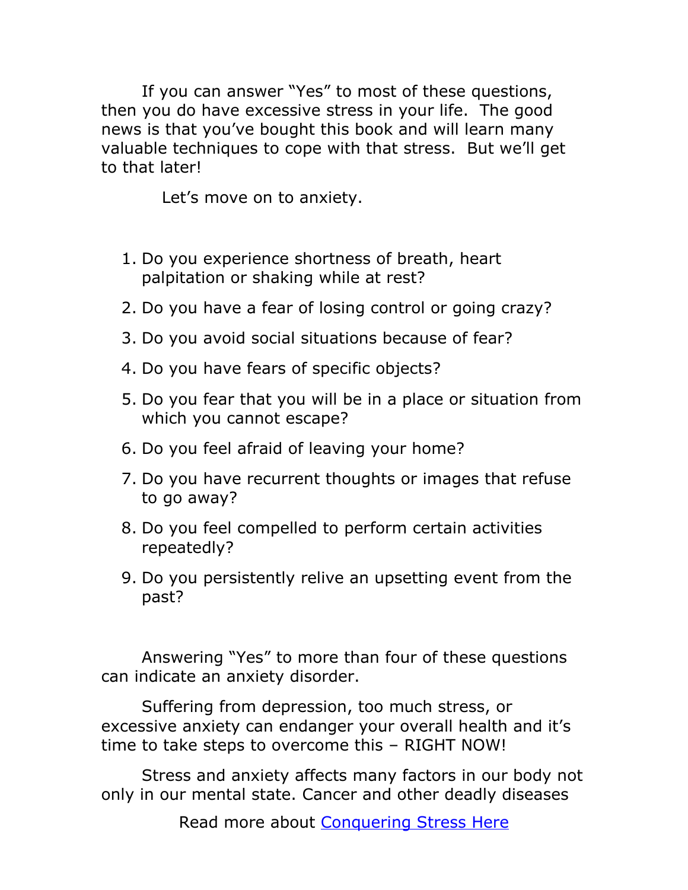If you can answer "Yes" to most of these questions, then you do have excessive stress in your life. The good news is that you've bought this book and will learn many valuable techniques to cope with that stress. But we'll get to that later!

Let's move on to anxiety.

1. Do you experience shortness of breath, heart palpitation or shaking while at rest?
2. Do you have a fear of losing control or going crazy?
3. Do you avoid social situations because of fear?
4. Do you have fears of specific objects?
5. Do you fear that you will be in a place or situation from which you cannot escape?
6. Do you feel afraid of leaving your home?
7. Do you have recurrent thoughts or images that refuse to go away?
8. Do you feel compelled to perform certain activities repeatedly?
9. Do you persistently relive an upsetting event from the past?

Answering "Yes" to more than four of these questions can indicate an anxiety disorder.

Suffering from depression, too much stress, or excessive anxiety can endanger your overall health and it's time to take steps to overcome this – RIGHT NOW!

Stress and anxiety affects many factors in our body not only in our mental state. Cancer and other deadly diseases

Read more about [Conquering Stress Here]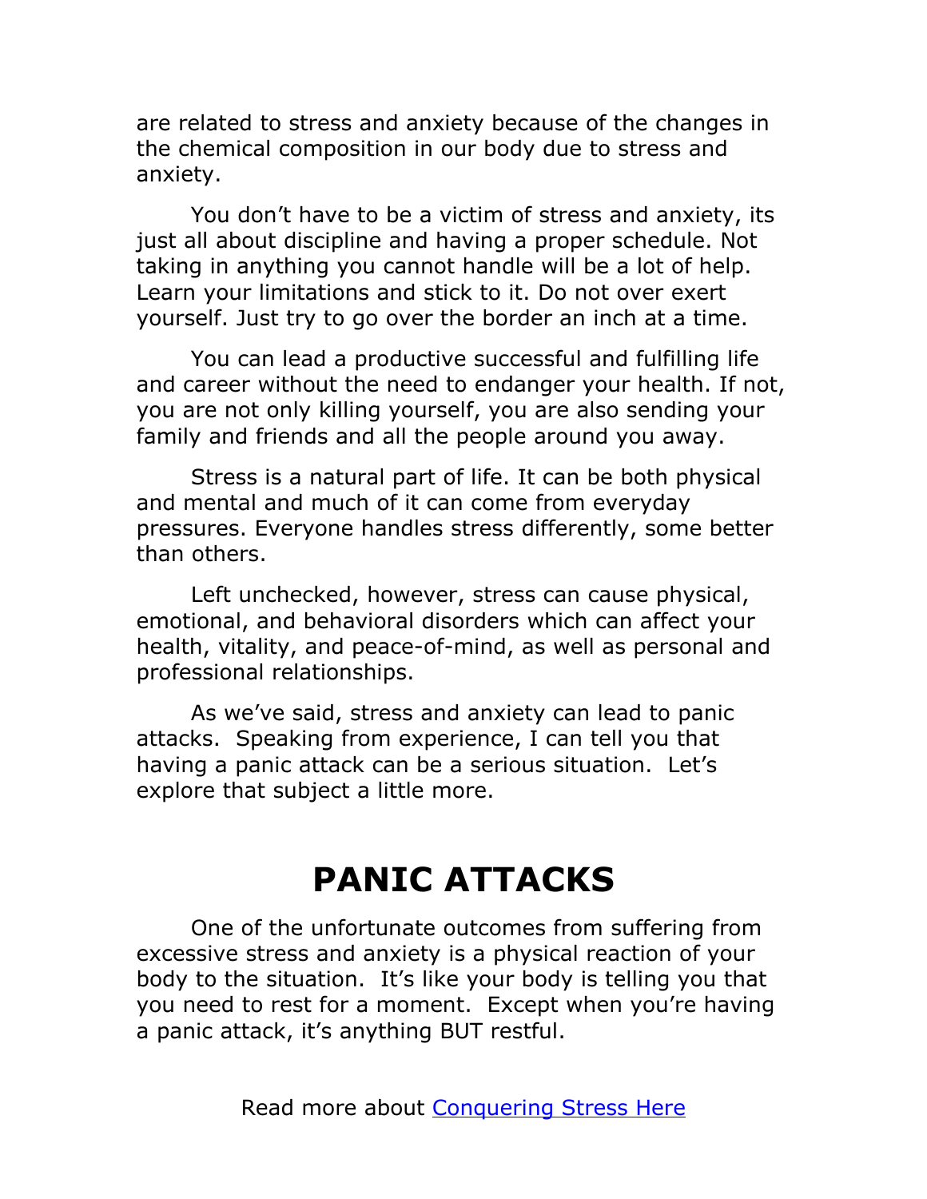are related to stress and anxiety because of the changes in the chemical composition in our body due to stress and anxiety.

You don't have to be a victim of stress and anxiety, its just all about discipline and having a proper schedule. Not taking in anything you cannot handle will be a lot of help. Learn your limitations and stick to it. Do not over exert yourself. Just try to go over the border an inch at a time.

You can lead a productive successful and fulfilling life and career without the need to endanger your health. If not, you are not only killing yourself, you are also sending your family and friends and all the people around you away.

Stress is a natural part of life. It can be both physical and mental and much of it can come from everyday pressures. Everyone handles stress differently, some better than others.

Left unchecked, however, stress can cause physical, emotional, and behavioral disorders which can affect your health, vitality, and peace-of-mind, as well as personal and professional relationships.

As we've said, stress and anxiety can lead to panic attacks. Speaking from experience, I can tell you that having a panic attack can be a serious situation. Let's explore that subject a little more.

# PANIC ATTACKS

One of the unfortunate outcomes from suffering from excessive stress and anxiety is a physical reaction of your body to the situation. It's like your body is telling you that you need to rest for a moment. Except when you're having a panic attack, it's anything BUT restful.

Read more about Conquering Stress Here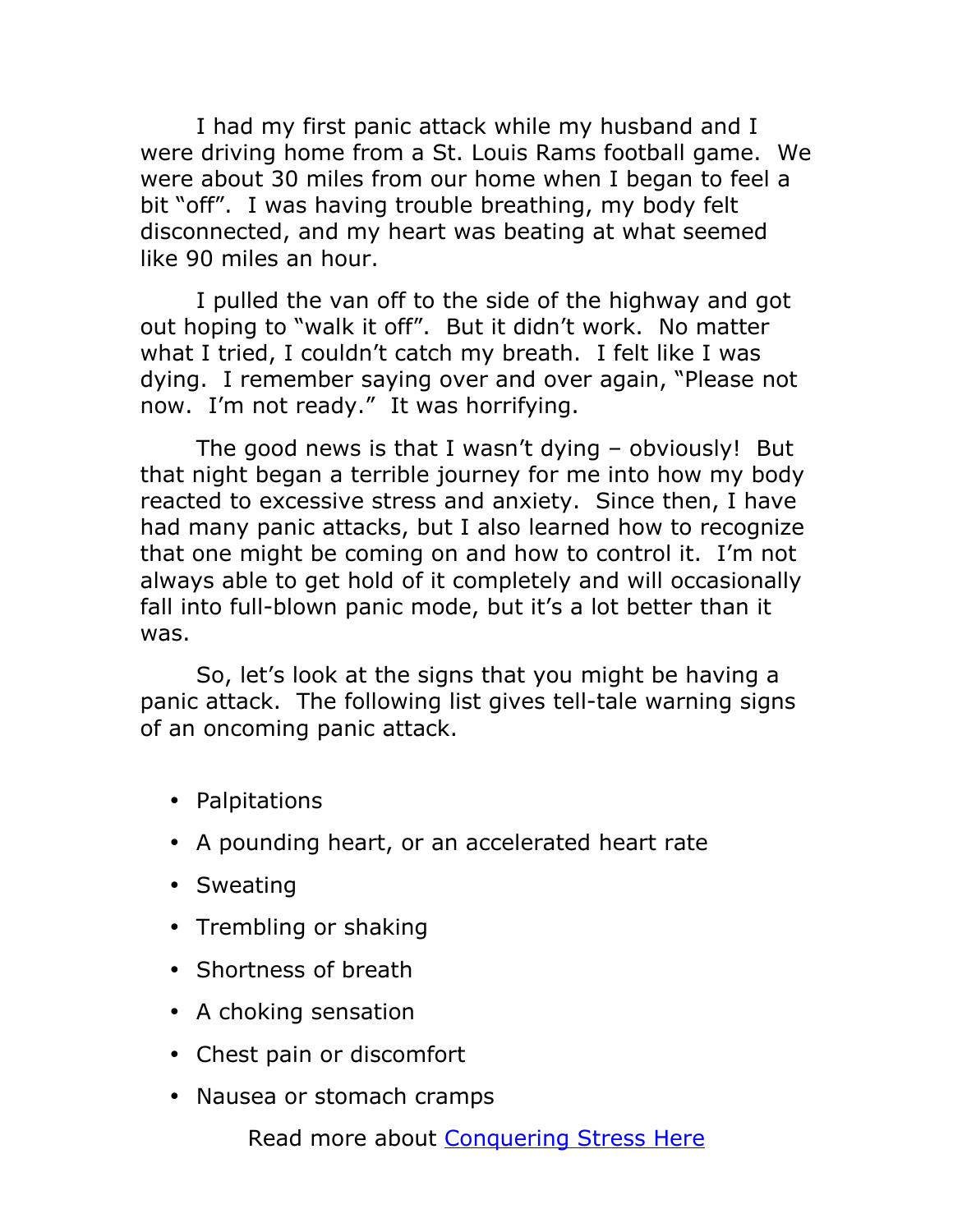I had my first panic attack while my husband and I were driving home from a St. Louis Rams football game. We were about 30 miles from our home when I began to feel a bit "off". I was having trouble breathing, my body felt disconnected, and my heart was beating at what seemed like 90 miles an hour.

I pulled the van off to the side of the highway and got out hoping to "walk it off". But it didn't work. No matter what I tried, I couldn't catch my breath. I felt like I was dying. I remember saying over and over again, "Please not now. I'm not ready." It was horrifying.

The good news is that I wasn't dying – obviously! But that night began a terrible journey for me into how my body reacted to excessive stress and anxiety. Since then, I have had many panic attacks, but I also learned how to recognize that one might be coming on and how to control it. I'm not always able to get hold of it completely and will occasionally fall into full-blown panic mode, but it's a lot better than it was.

So, let's look at the signs that you might be having a panic attack. The following list gives tell-tale warning signs of an oncoming panic attack.

- Palpitations
- A pounding heart, or an accelerated heart rate
- Sweating
- Trembling or shaking
- Shortness of breath
- A choking sensation
- Chest pain or discomfort
- Nausea or stomach cramps

Read more about [Conquering Stress Here]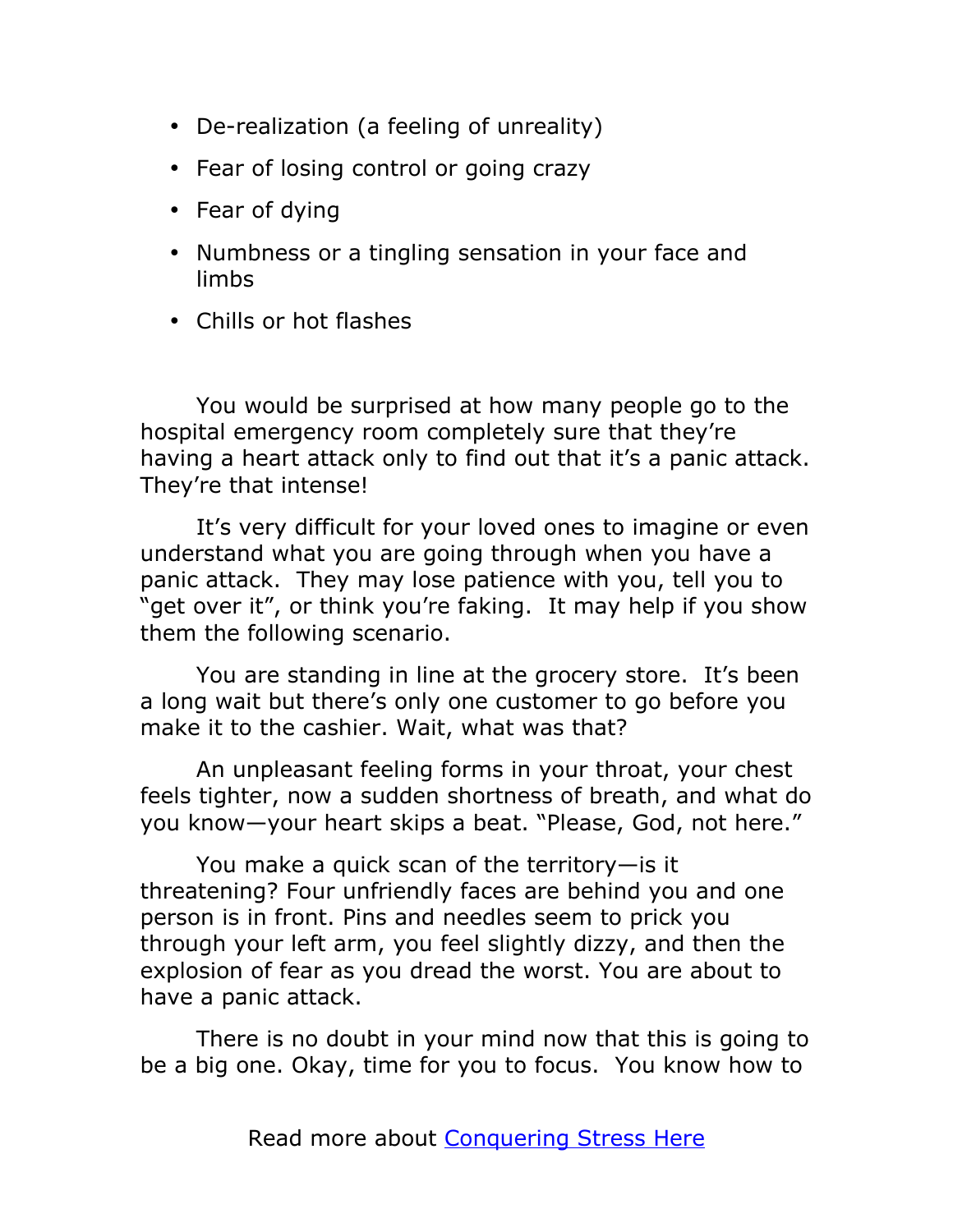- De-realization (a feeling of unreality)
- Fear of losing control or going crazy
- Fear of dying
- Numbness or a tingling sensation in your face and limbs
- Chills or hot flashes

You would be surprised at how many people go to the hospital emergency room completely sure that they're having a heart attack only to find out that it's a panic attack. They're that intense!

It's very difficult for your loved ones to imagine or even understand what you are going through when you have a panic attack. They may lose patience with you, tell you to "get over it", or think you're faking. It may help if you show them the following scenario.

You are standing in line at the grocery store. It's been a long wait but there's only one customer to go before you make it to the cashier. Wait, what was that?

An unpleasant feeling forms in your throat, your chest feels tighter, now a sudden shortness of breath, and what do you know—your heart skips a beat. "Please, God, not here."

You make a quick scan of the territory—is it threatening? Four unfriendly faces are behind you and one person is in front. Pins and needles seem to prick you through your left arm, you feel slightly dizzy, and then the explosion of fear as you dread the worst. You are about to have a panic attack.

There is no doubt in your mind now that this is going to be a big one. Okay, time for you to focus. You know how to

Read more about [Conquering Stress Here]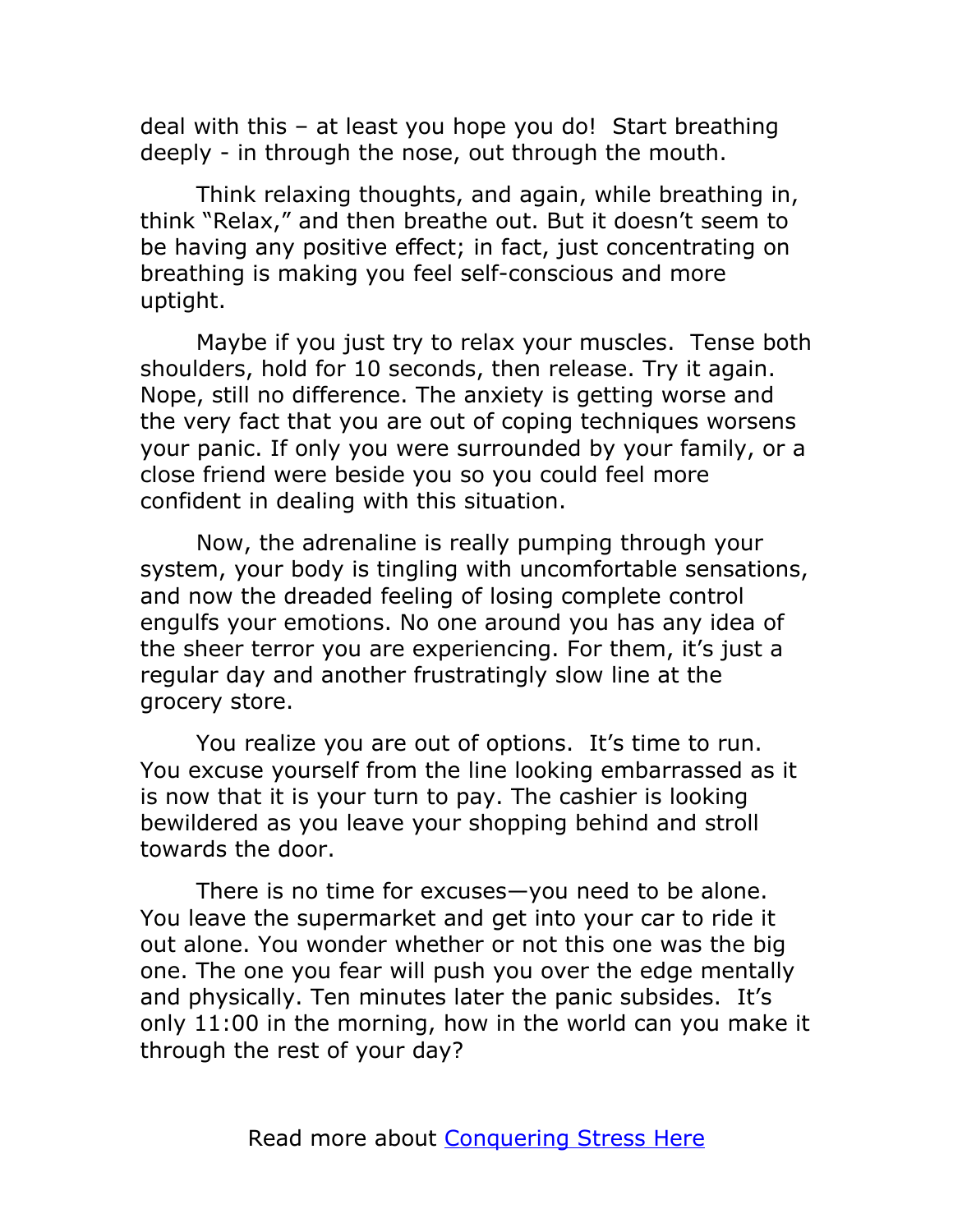deal with this – at least you hope you do! Start breathing deeply - in through the nose, out through the mouth.

Think relaxing thoughts, and again, while breathing in, think "Relax," and then breathe out. But it doesn't seem to be having any positive effect; in fact, just concentrating on breathing is making you feel self-conscious and more uptight.

Maybe if you just try to relax your muscles. Tense both shoulders, hold for 10 seconds, then release. Try it again. Nope, still no difference. The anxiety is getting worse and the very fact that you are out of coping techniques worsens your panic. If only you were surrounded by your family, or a close friend were beside you so you could feel more confident in dealing with this situation.

Now, the adrenaline is really pumping through your system, your body is tingling with uncomfortable sensations, and now the dreaded feeling of losing complete control engulfs your emotions. No one around you has any idea of the sheer terror you are experiencing. For them, it's just a regular day and another frustratingly slow line at the grocery store.

You realize you are out of options. It's time to run. You excuse yourself from the line looking embarrassed as it is now that it is your turn to pay. The cashier is looking bewildered as you leave your shopping behind and stroll towards the door.

There is no time for excuses—you need to be alone. You leave the supermarket and get into your car to ride it out alone. You wonder whether or not this one was the big one. The one you fear will push you over the edge mentally and physically. Ten minutes later the panic subsides. It's only 11:00 in the morning, how in the world can you make it through the rest of your day?

Read more about [Conquering Stress Here]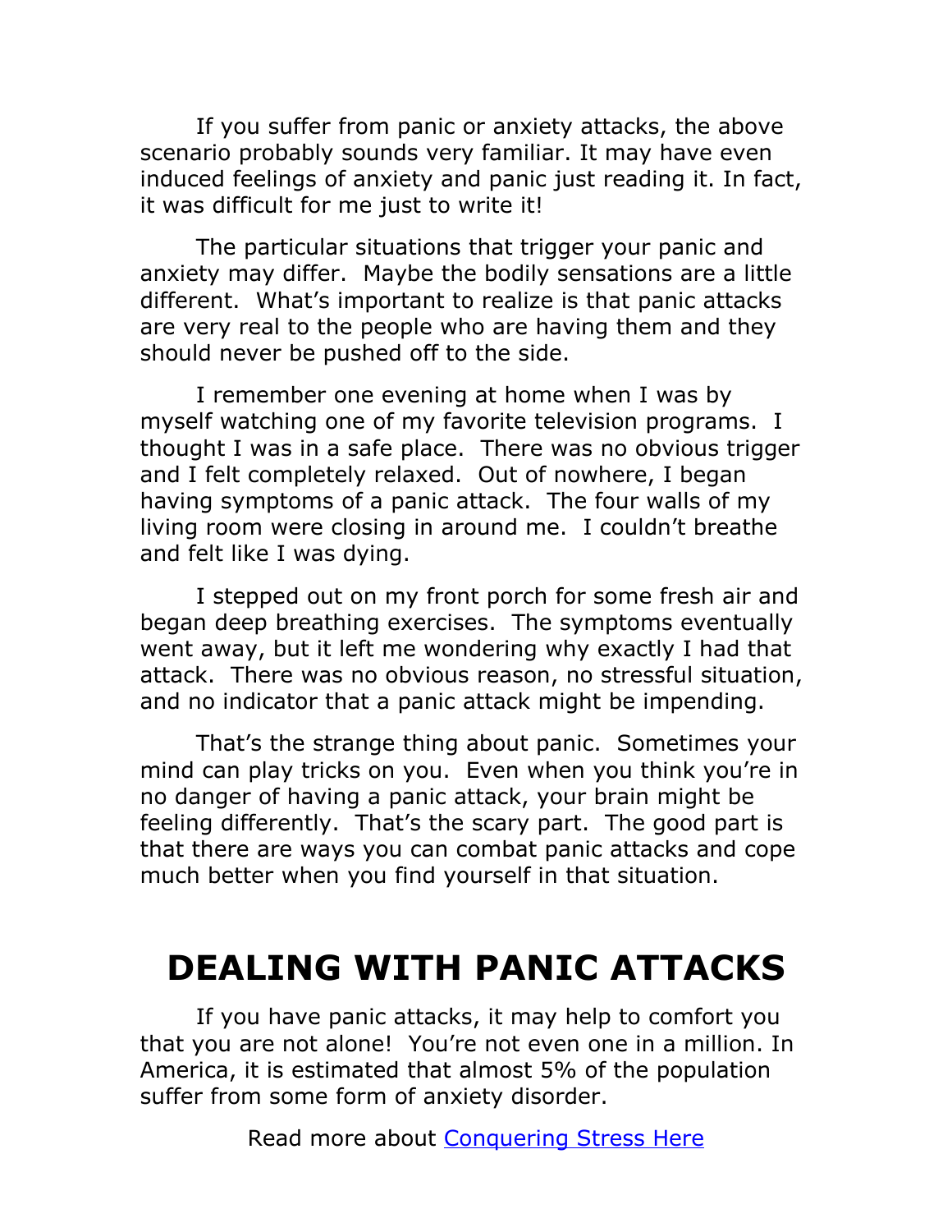If you suffer from panic or anxiety attacks, the above scenario probably sounds very familiar. It may have even induced feelings of anxiety and panic just reading it. In fact, it was difficult for me just to write it!

The particular situations that trigger your panic and anxiety may differ. Maybe the bodily sensations are a little different. What's important to realize is that panic attacks are very real to the people who are having them and they should never be pushed off to the side.

I remember one evening at home when I was by myself watching one of my favorite television programs. I thought I was in a safe place. There was no obvious trigger and I felt completely relaxed. Out of nowhere, I began having symptoms of a panic attack. The four walls of my living room were closing in around me. I couldn't breathe and felt like I was dying.

I stepped out on my front porch for some fresh air and began deep breathing exercises. The symptoms eventually went away, but it left me wondering why exactly I had that attack. There was no obvious reason, no stressful situation, and no indicator that a panic attack might be impending.

That's the strange thing about panic. Sometimes your mind can play tricks on you. Even when you think you're in no danger of having a panic attack, your brain might be feeling differently. That's the scary part. The good part is that there are ways you can combat panic attacks and cope much better when you find yourself in that situation.

# DEALING WITH PANIC ATTACKS

If you have panic attacks, it may help to comfort you that you are not alone! You're not even one in a million. In America, it is estimated that almost 5% of the population suffer from some form of anxiety disorder.

Read more about [Conquering Stress Here]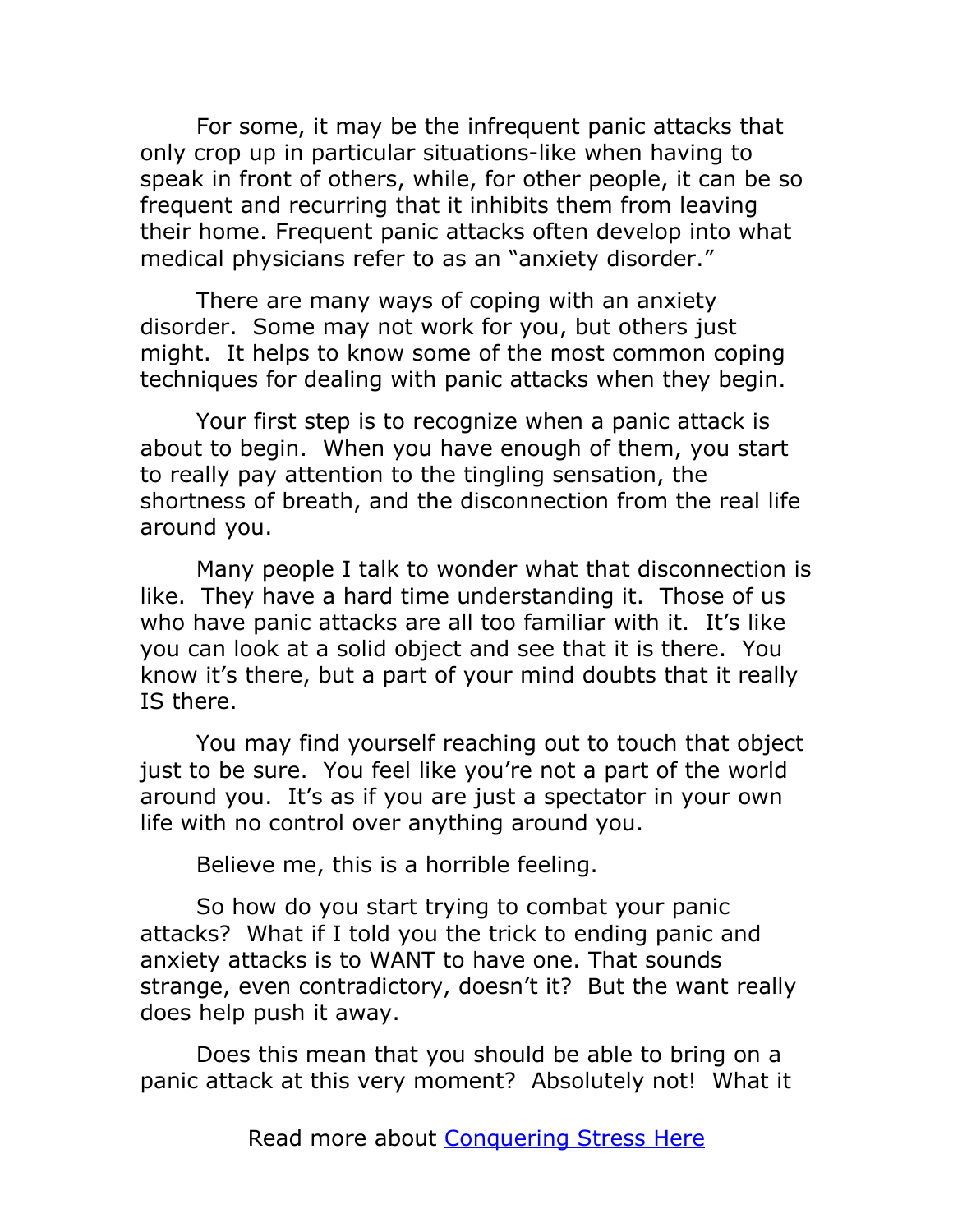For some, it may be the infrequent panic attacks that only crop up in particular situations-like when having to speak in front of others, while, for other people, it can be so frequent and recurring that it inhibits them from leaving their home. Frequent panic attacks often develop into what medical physicians refer to as an "anxiety disorder."

There are many ways of coping with an anxiety disorder. Some may not work for you, but others just might. It helps to know some of the most common coping techniques for dealing with panic attacks when they begin.

Your first step is to recognize when a panic attack is about to begin. When you have enough of them, you start to really pay attention to the tingling sensation, the shortness of breath, and the disconnection from the real life around you.

Many people I talk to wonder what that disconnection is like. They have a hard time understanding it. Those of us who have panic attacks are all too familiar with it. It's like you can look at a solid object and see that it is there. You know it's there, but a part of your mind doubts that it really IS there.

You may find yourself reaching out to touch that object just to be sure. You feel like you're not a part of the world around you. It's as if you are just a spectator in your own life with no control over anything around you.

Believe me, this is a horrible feeling.

So how do you start trying to combat your panic attacks? What if I told you the trick to ending panic and anxiety attacks is to WANT to have one. That sounds strange, even contradictory, doesn't it? But the want really does help push it away.

Does this mean that you should be able to bring on a panic attack at this very moment? Absolutely not! What it

Read more about [Conquering Stress Here]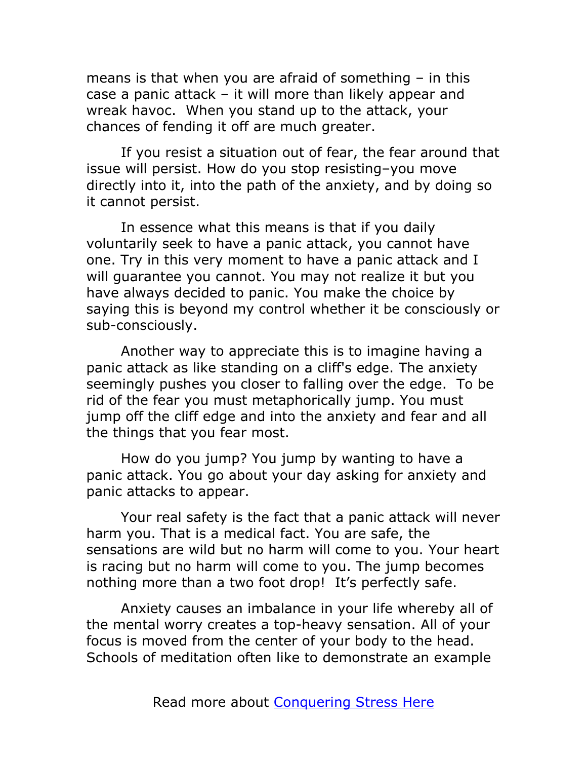means is that when you are afraid of something – in this case a panic attack – it will more than likely appear and wreak havoc.  When you stand up to the attack, your chances of fending it off are much greater.

If you resist a situation out of fear, the fear around that issue will persist. How do you stop resisting–you move directly into it, into the path of the anxiety, and by doing so it cannot persist.

In essence what this means is that if you daily voluntarily seek to have a panic attack, you cannot have one. Try in this very moment to have a panic attack and I will guarantee you cannot. You may not realize it but you have always decided to panic. You make the choice by saying this is beyond my control whether it be consciously or sub-consciously.

Another way to appreciate this is to imagine having a panic attack as like standing on a cliff's edge. The anxiety seemingly pushes you closer to falling over the edge.  To be rid of the fear you must metaphorically jump. You must jump off the cliff edge and into the anxiety and fear and all the things that you fear most.

How do you jump? You jump by wanting to have a panic attack. You go about your day asking for anxiety and panic attacks to appear.

Your real safety is the fact that a panic attack will never harm you. That is a medical fact. You are safe, the sensations are wild but no harm will come to you. Your heart is racing but no harm will come to you. The jump becomes nothing more than a two foot drop!  It's perfectly safe.

Anxiety causes an imbalance in your life whereby all of the mental worry creates a top-heavy sensation. All of your focus is moved from the center of your body to the head. Schools of meditation often like to demonstrate an example

Read more about [Conquering Stress Here]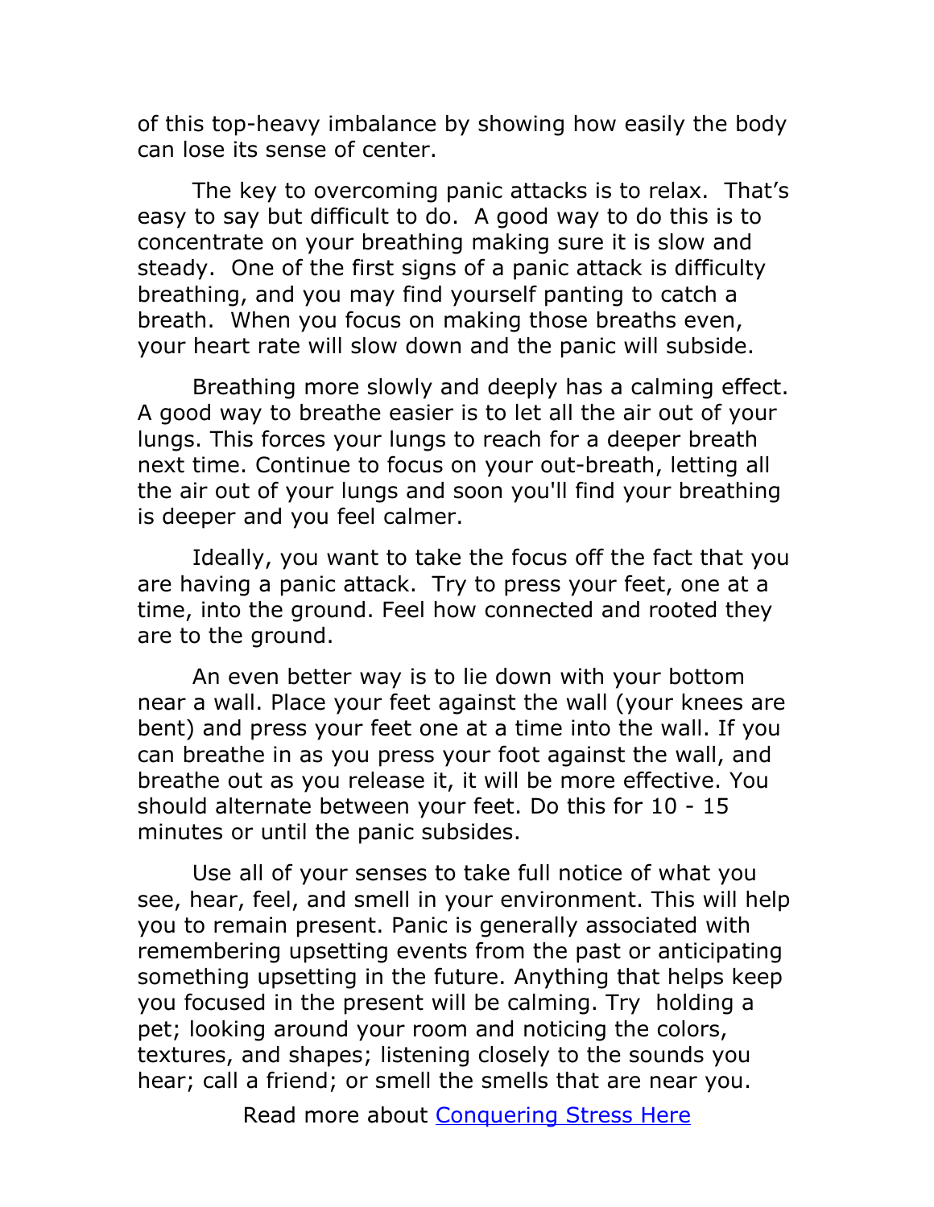of this top-heavy imbalance by showing how easily the body can lose its sense of center.

The key to overcoming panic attacks is to relax. That's easy to say but difficult to do. A good way to do this is to concentrate on your breathing making sure it is slow and steady. One of the first signs of a panic attack is difficulty breathing, and you may find yourself panting to catch a breath. When you focus on making those breaths even, your heart rate will slow down and the panic will subside.

Breathing more slowly and deeply has a calming effect. A good way to breathe easier is to let all the air out of your lungs. This forces your lungs to reach for a deeper breath next time. Continue to focus on your out-breath, letting all the air out of your lungs and soon you'll find your breathing is deeper and you feel calmer.

Ideally, you want to take the focus off the fact that you are having a panic attack. Try to press your feet, one at a time, into the ground. Feel how connected and rooted they are to the ground.

An even better way is to lie down with your bottom near a wall. Place your feet against the wall (your knees are bent) and press your feet one at a time into the wall. If you can breathe in as you press your foot against the wall, and breathe out as you release it, it will be more effective. You should alternate between your feet. Do this for 10 - 15 minutes or until the panic subsides.

Use all of your senses to take full notice of what you see, hear, feel, and smell in your environment. This will help you to remain present. Panic is generally associated with remembering upsetting events from the past or anticipating something upsetting in the future. Anything that helps keep you focused in the present will be calming. Try holding a pet; looking around your room and noticing the colors, textures, and shapes; listening closely to the sounds you hear; call a friend; or smell the smells that are near you.

Read more about [Conquering Stress Here]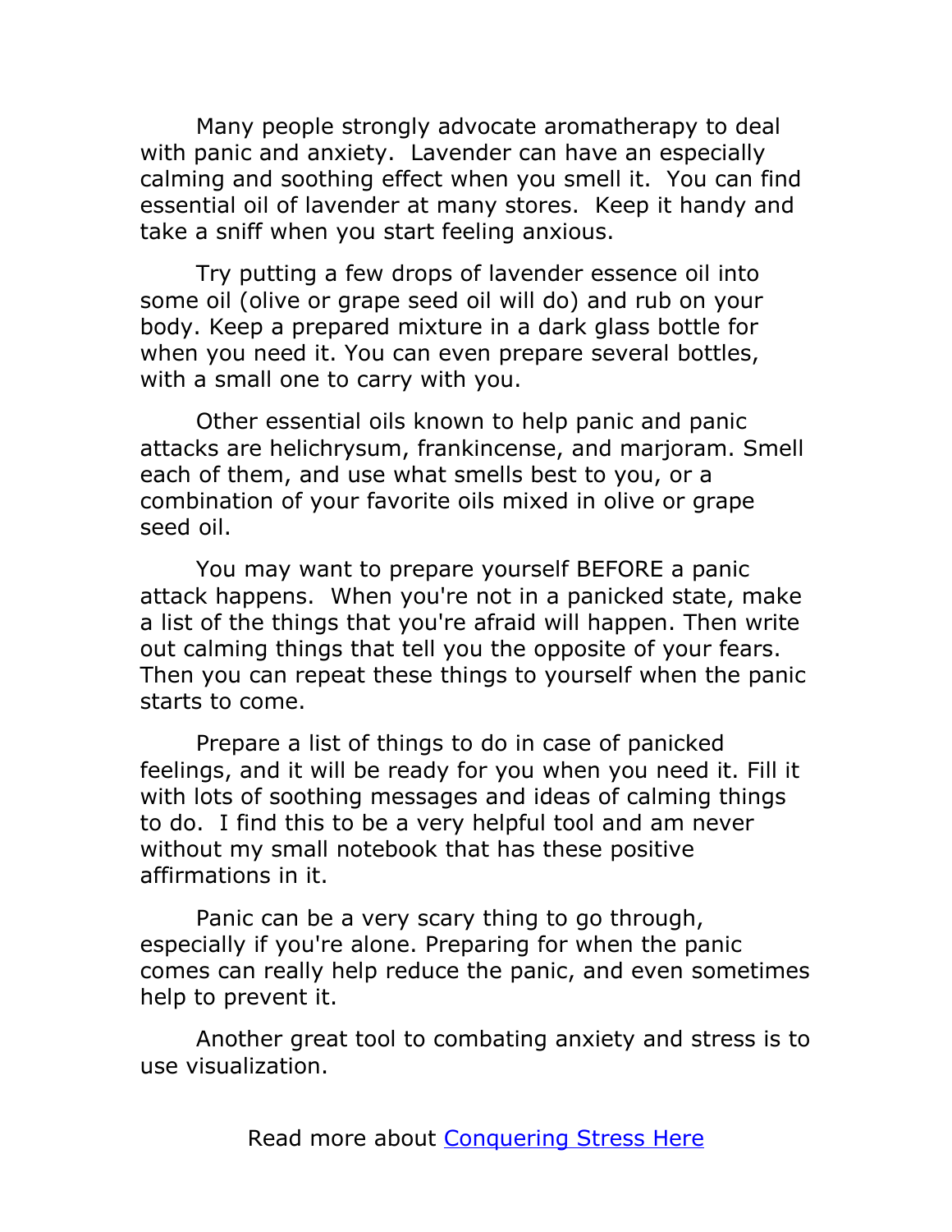Many people strongly advocate aromatherapy to deal with panic and anxiety. Lavender can have an especially calming and soothing effect when you smell it. You can find essential oil of lavender at many stores. Keep it handy and take a sniff when you start feeling anxious.

Try putting a few drops of lavender essence oil into some oil (olive or grape seed oil will do) and rub on your body. Keep a prepared mixture in a dark glass bottle for when you need it. You can even prepare several bottles, with a small one to carry with you.

Other essential oils known to help panic and panic attacks are helichrysum, frankincense, and marjoram. Smell each of them, and use what smells best to you, or a combination of your favorite oils mixed in olive or grape seed oil.

You may want to prepare yourself BEFORE a panic attack happens. When you're not in a panicked state, make a list of the things that you're afraid will happen. Then write out calming things that tell you the opposite of your fears. Then you can repeat these things to yourself when the panic starts to come.

Prepare a list of things to do in case of panicked feelings, and it will be ready for you when you need it. Fill it with lots of soothing messages and ideas of calming things to do. I find this to be a very helpful tool and am never without my small notebook that has these positive affirmations in it.

Panic can be a very scary thing to go through, especially if you're alone. Preparing for when the panic comes can really help reduce the panic, and even sometimes help to prevent it.

Another great tool to combating anxiety and stress is to use visualization.

Read more about [Conquering Stress Here]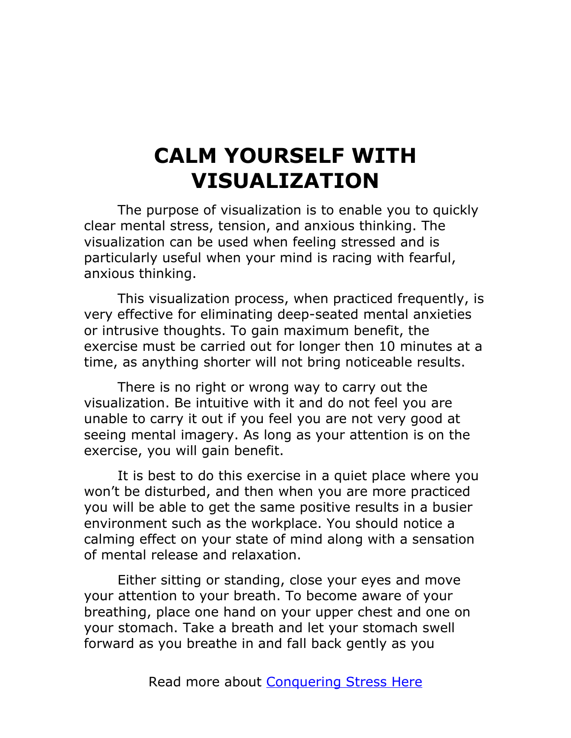# CALM YOURSELF WITH VISUALIZATION

The purpose of visualization is to enable you to quickly clear mental stress, tension, and anxious thinking. The visualization can be used when feeling stressed and is particularly useful when your mind is racing with fearful, anxious thinking.

This visualization process, when practiced frequently, is very effective for eliminating deep-seated mental anxieties or intrusive thoughts. To gain maximum benefit, the exercise must be carried out for longer then 10 minutes at a time, as anything shorter will not bring noticeable results.

There is no right or wrong way to carry out the visualization. Be intuitive with it and do not feel you are unable to carry it out if you feel you are not very good at seeing mental imagery. As long as your attention is on the exercise, you will gain benefit.

It is best to do this exercise in a quiet place where you won't be disturbed, and then when you are more practiced you will be able to get the same positive results in a busier environment such as the workplace. You should notice a calming effect on your state of mind along with a sensation of mental release and relaxation.

Either sitting or standing, close your eyes and move your attention to your breath. To become aware of your breathing, place one hand on your upper chest and one on your stomach. Take a breath and let your stomach swell forward as you breathe in and fall back gently as you

Read more about [Conquering Stress Here]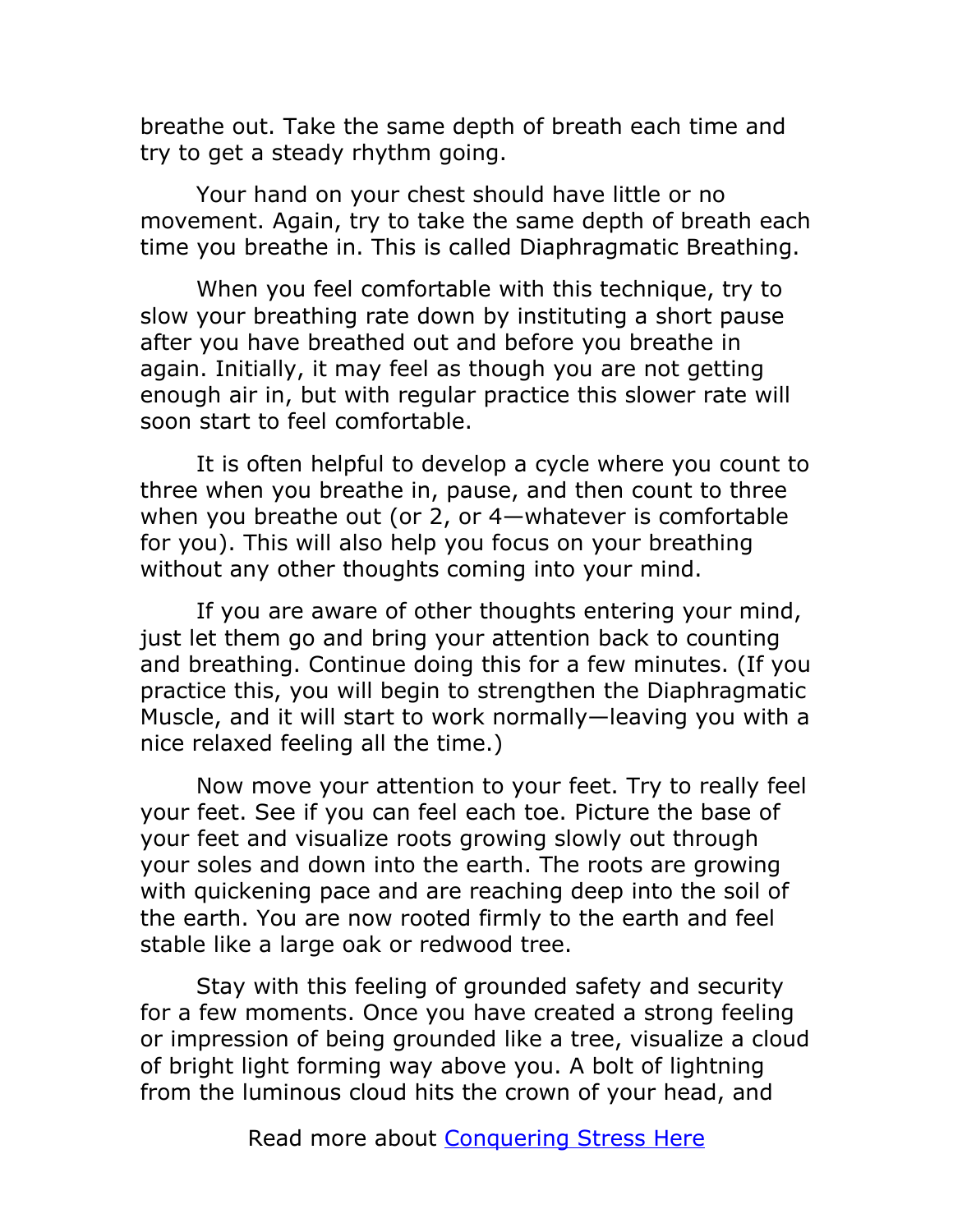breathe out. Take the same depth of breath each time and try to get a steady rhythm going.

Your hand on your chest should have little or no movement. Again, try to take the same depth of breath each time you breathe in. This is called Diaphragmatic Breathing.

When you feel comfortable with this technique, try to slow your breathing rate down by instituting a short pause after you have breathed out and before you breathe in again. Initially, it may feel as though you are not getting enough air in, but with regular practice this slower rate will soon start to feel comfortable.

It is often helpful to develop a cycle where you count to three when you breathe in, pause, and then count to three when you breathe out (or 2, or 4—whatever is comfortable for you). This will also help you focus on your breathing without any other thoughts coming into your mind.

If you are aware of other thoughts entering your mind, just let them go and bring your attention back to counting and breathing. Continue doing this for a few minutes. (If you practice this, you will begin to strengthen the Diaphragmatic Muscle, and it will start to work normally—leaving you with a nice relaxed feeling all the time.)

Now move your attention to your feet. Try to really feel your feet. See if you can feel each toe. Picture the base of your feet and visualize roots growing slowly out through your soles and down into the earth. The roots are growing with quickening pace and are reaching deep into the soil of the earth. You are now rooted firmly to the earth and feel stable like a large oak or redwood tree.

Stay with this feeling of grounded safety and security for a few moments. Once you have created a strong feeling or impression of being grounded like a tree, visualize a cloud of bright light forming way above you. A bolt of lightning from the luminous cloud hits the crown of your head, and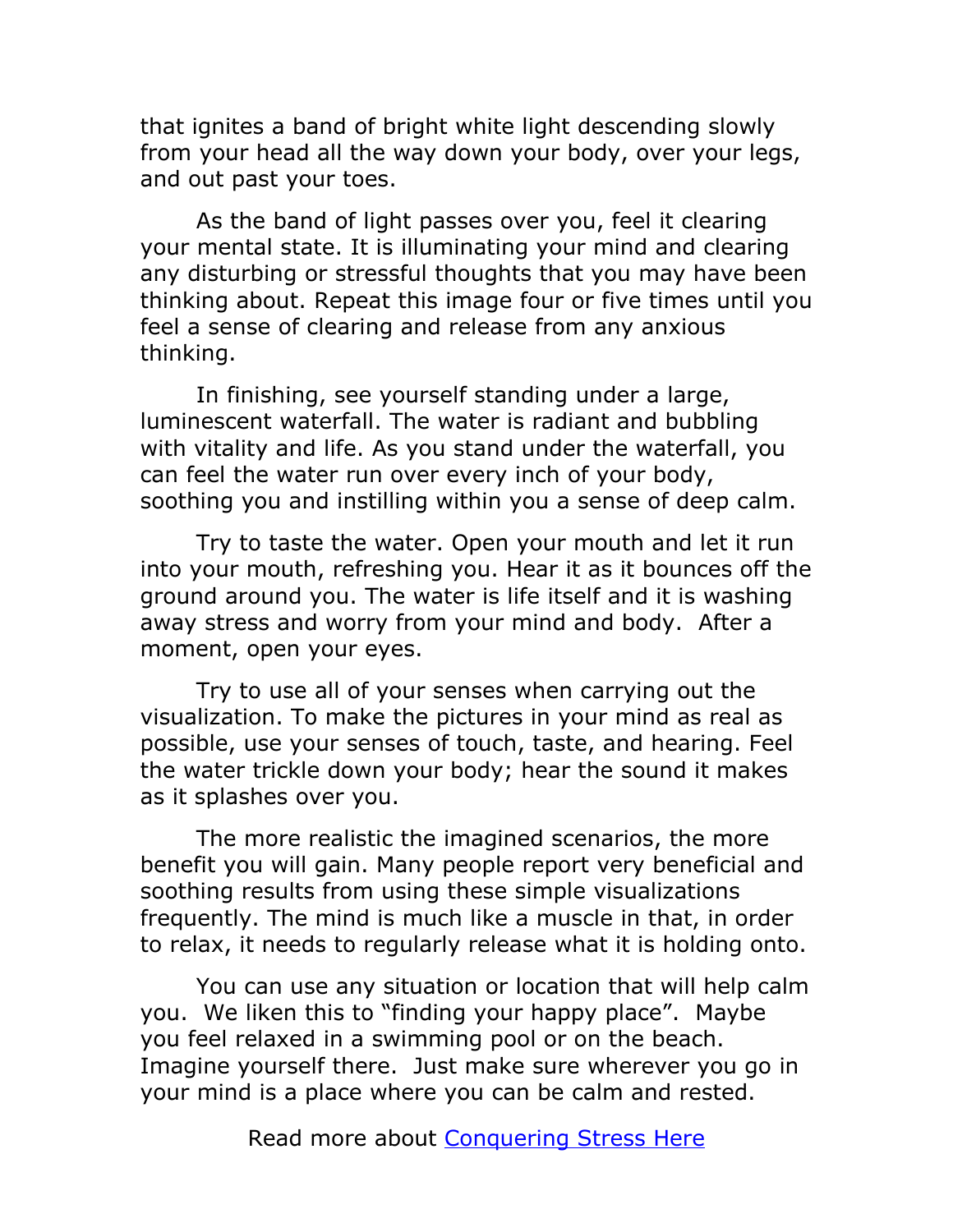that ignites a band of bright white light descending slowly from your head all the way down your body, over your legs, and out past your toes.

As the band of light passes over you, feel it clearing your mental state. It is illuminating your mind and clearing any disturbing or stressful thoughts that you may have been thinking about. Repeat this image four or five times until you feel a sense of clearing and release from any anxious thinking.

In finishing, see yourself standing under a large, luminescent waterfall. The water is radiant and bubbling with vitality and life. As you stand under the waterfall, you can feel the water run over every inch of your body, soothing you and instilling within you a sense of deep calm.

Try to taste the water. Open your mouth and let it run into your mouth, refreshing you. Hear it as it bounces off the ground around you. The water is life itself and it is washing away stress and worry from your mind and body. After a moment, open your eyes.

Try to use all of your senses when carrying out the visualization. To make the pictures in your mind as real as possible, use your senses of touch, taste, and hearing. Feel the water trickle down your body; hear the sound it makes as it splashes over you.

The more realistic the imagined scenarios, the more benefit you will gain. Many people report very beneficial and soothing results from using these simple visualizations frequently. The mind is much like a muscle in that, in order to relax, it needs to regularly release what it is holding onto.

You can use any situation or location that will help calm you. We liken this to "finding your happy place". Maybe you feel relaxed in a swimming pool or on the beach. Imagine yourself there. Just make sure wherever you go in your mind is a place where you can be calm and rested.

Read more about [Conquering Stress Here]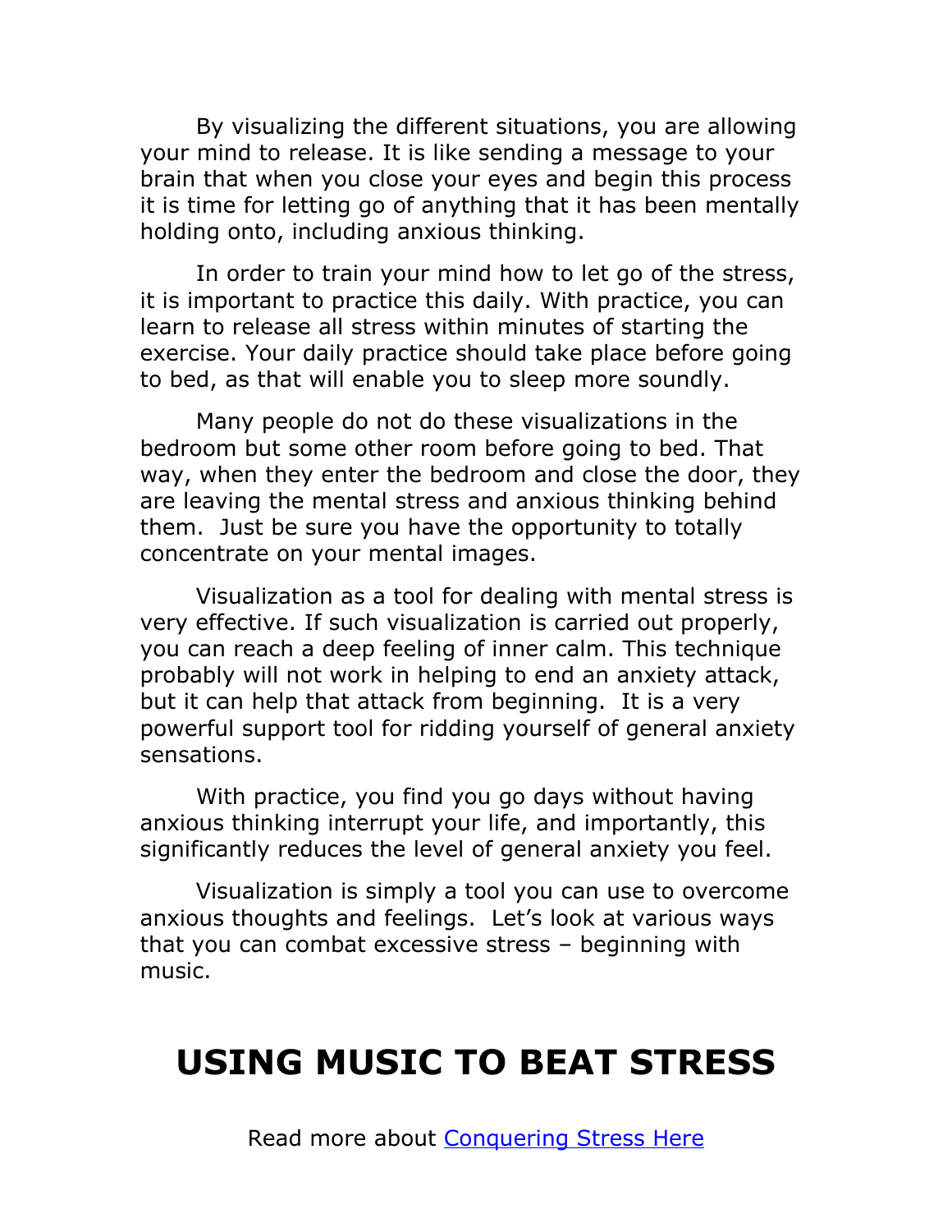By visualizing the different situations, you are allowing your mind to release. It is like sending a message to your brain that when you close your eyes and begin this process it is time for letting go of anything that it has been mentally holding onto, including anxious thinking.

In order to train your mind how to let go of the stress, it is important to practice this daily. With practice, you can learn to release all stress within minutes of starting the exercise. Your daily practice should take place before going to bed, as that will enable you to sleep more soundly.

Many people do not do these visualizations in the bedroom but some other room before going to bed. That way, when they enter the bedroom and close the door, they are leaving the mental stress and anxious thinking behind them. Just be sure you have the opportunity to totally concentrate on your mental images.

Visualization as a tool for dealing with mental stress is very effective. If such visualization is carried out properly, you can reach a deep feeling of inner calm. This technique probably will not work in helping to end an anxiety attack, but it can help that attack from beginning. It is a very powerful support tool for ridding yourself of general anxiety sensations.

With practice, you find you go days without having anxious thinking interrupt your life, and importantly, this significantly reduces the level of general anxiety you feel.

Visualization is simply a tool you can use to overcome anxious thoughts and feelings. Let's look at various ways that you can combat excessive stress – beginning with music.

# USING MUSIC TO BEAT STRESS

Read more about [Conquering Stress Here]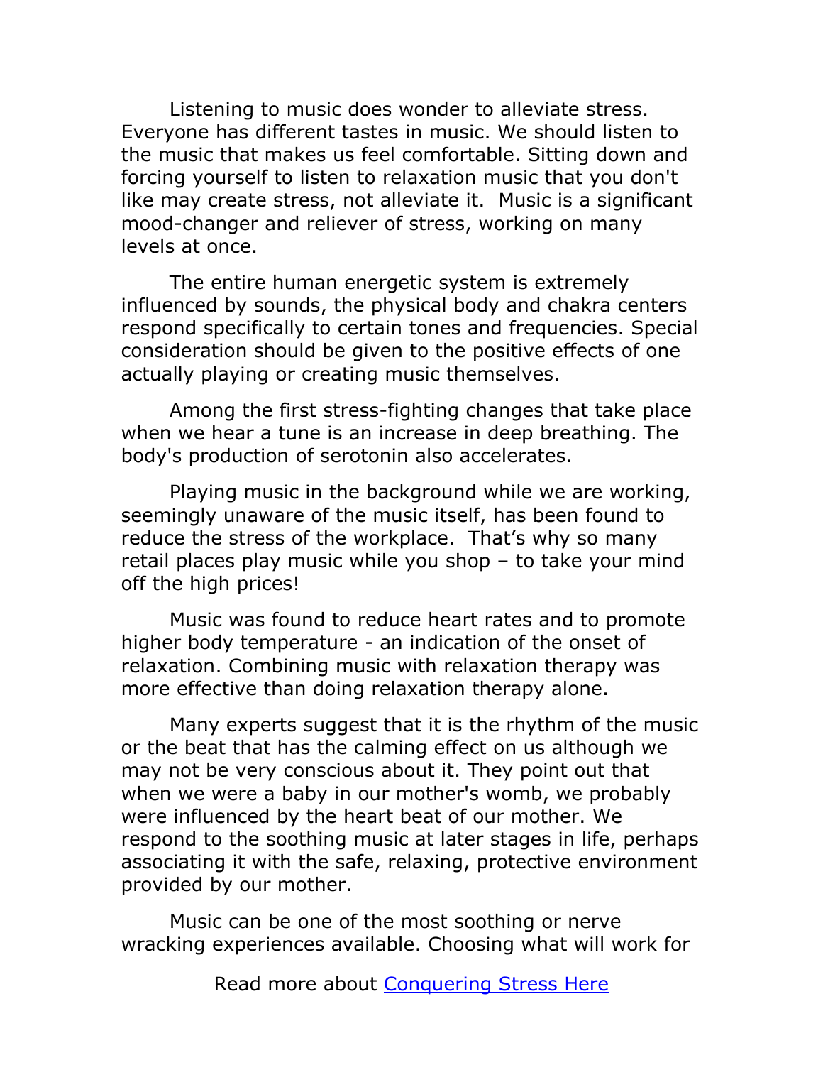Listening to music does wonder to alleviate stress. Everyone has different tastes in music. We should listen to the music that makes us feel comfortable. Sitting down and forcing yourself to listen to relaxation music that you don't like may create stress, not alleviate it. Music is a significant mood-changer and reliever of stress, working on many levels at once.

The entire human energetic system is extremely influenced by sounds, the physical body and chakra centers respond specifically to certain tones and frequencies. Special consideration should be given to the positive effects of one actually playing or creating music themselves.

Among the first stress-fighting changes that take place when we hear a tune is an increase in deep breathing. The body's production of serotonin also accelerates.

Playing music in the background while we are working, seemingly unaware of the music itself, has been found to reduce the stress of the workplace. That's why so many retail places play music while you shop – to take your mind off the high prices!

Music was found to reduce heart rates and to promote higher body temperature - an indication of the onset of relaxation. Combining music with relaxation therapy was more effective than doing relaxation therapy alone.

Many experts suggest that it is the rhythm of the music or the beat that has the calming effect on us although we may not be very conscious about it. They point out that when we were a baby in our mother's womb, we probably were influenced by the heart beat of our mother. We respond to the soothing music at later stages in life, perhaps associating it with the safe, relaxing, protective environment provided by our mother.

Music can be one of the most soothing or nerve wracking experiences available. Choosing what will work for

Read more about [Conquering Stress Here]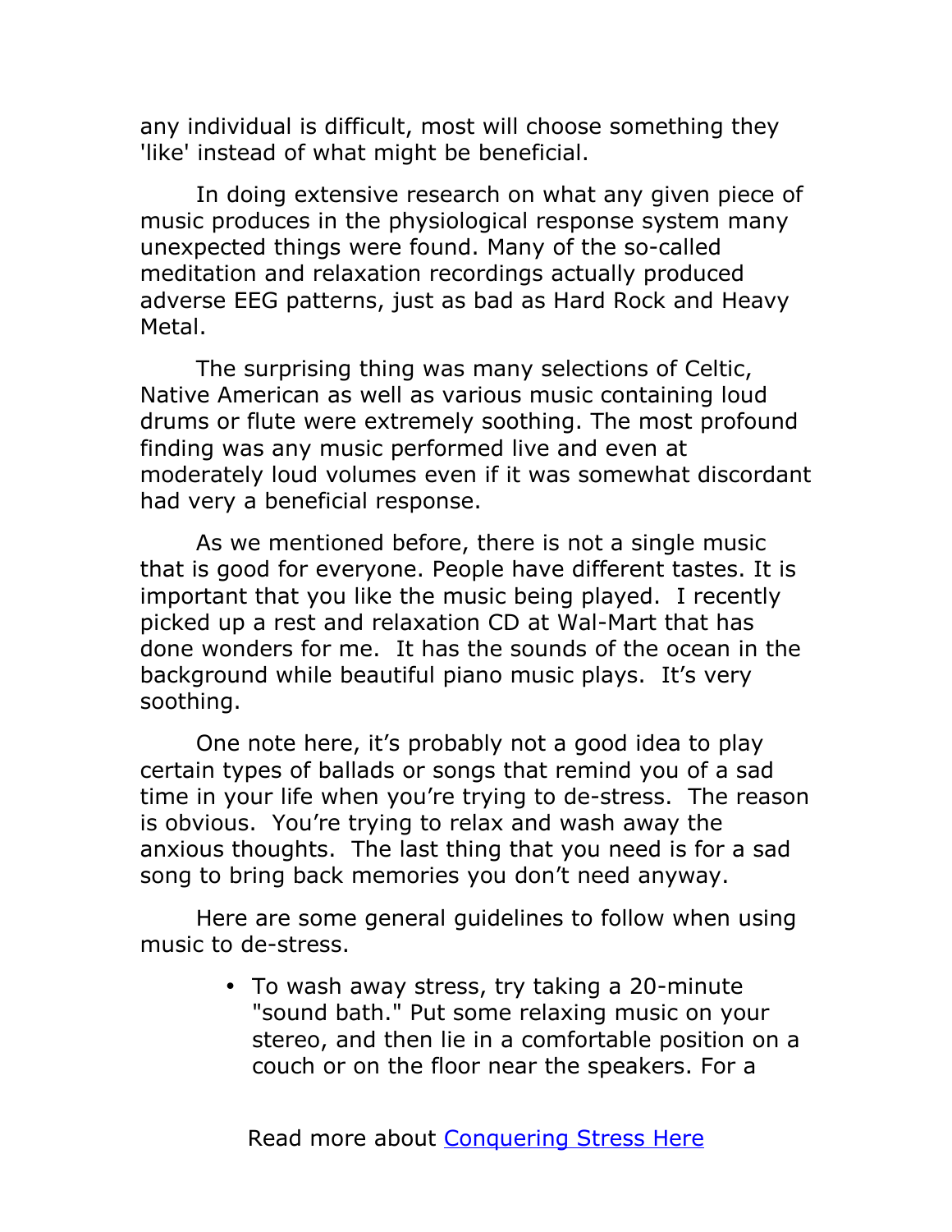any individual is difficult, most will choose something they 'like' instead of what might be beneficial.

In doing extensive research on what any given piece of music produces in the physiological response system many unexpected things were found. Many of the so-called meditation and relaxation recordings actually produced adverse EEG patterns, just as bad as Hard Rock and Heavy Metal.

The surprising thing was many selections of Celtic, Native American as well as various music containing loud drums or flute were extremely soothing. The most profound finding was any music performed live and even at moderately loud volumes even if it was somewhat discordant had very a beneficial response.

As we mentioned before, there is not a single music that is good for everyone. People have different tastes. It is important that you like the music being played. I recently picked up a rest and relaxation CD at Wal-Mart that has done wonders for me. It has the sounds of the ocean in the background while beautiful piano music plays. It's very soothing.

One note here, it's probably not a good idea to play certain types of ballads or songs that remind you of a sad time in your life when you're trying to de-stress. The reason is obvious. You're trying to relax and wash away the anxious thoughts. The last thing that you need is for a sad song to bring back memories you don't need anyway.

Here are some general guidelines to follow when using music to de-stress.

- To wash away stress, try taking a 20-minute "sound bath." Put some relaxing music on your stereo, and then lie in a comfortable position on a couch or on the floor near the speakers. For a

Read more about [Conquering Stress Here]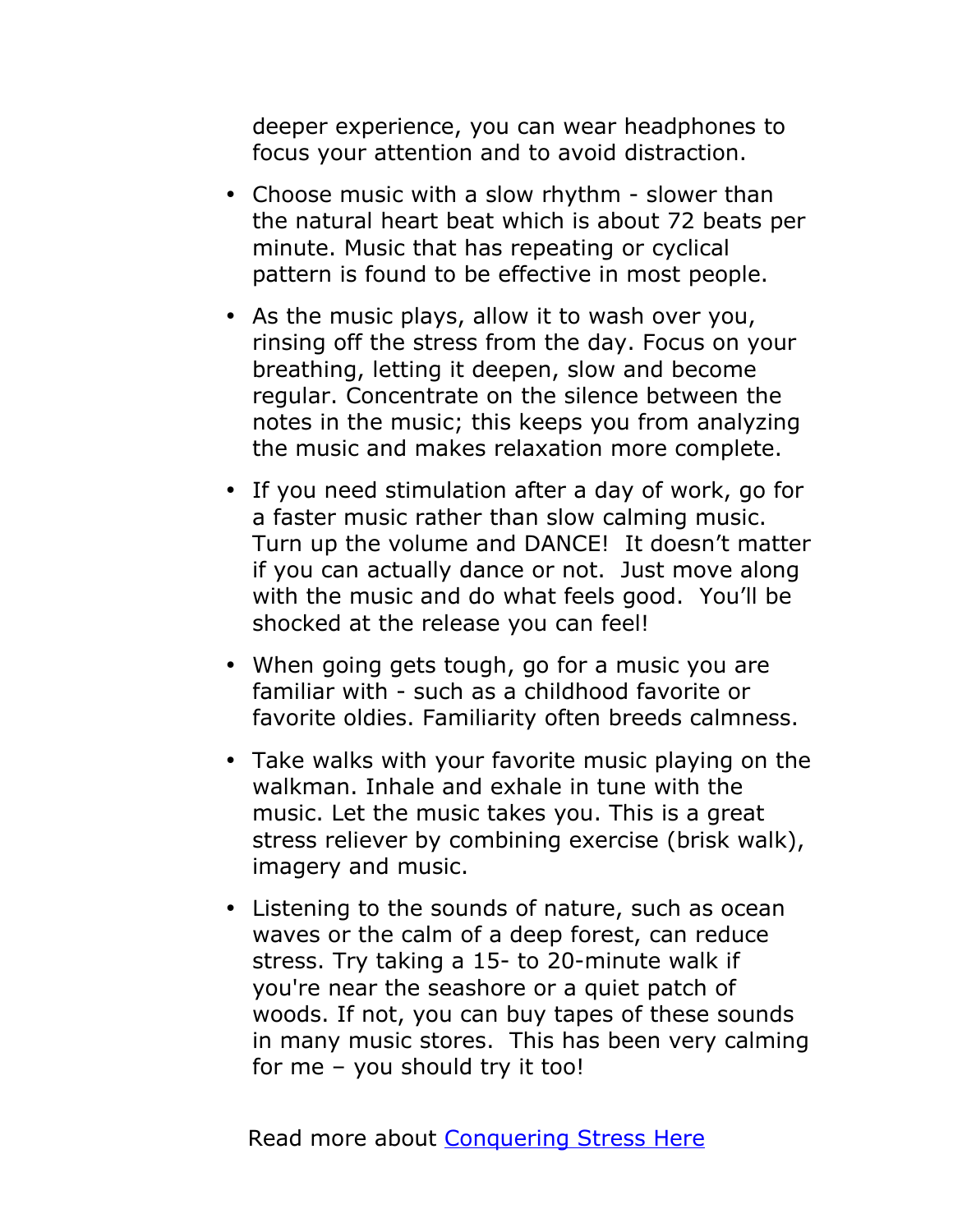deeper experience, you can wear headphones to focus your attention and to avoid distraction.

- Choose music with a slow rhythm - slower than the natural heart beat which is about 72 beats per minute. Music that has repeating or cyclical pattern is found to be effective in most people.

- As the music plays, allow it to wash over you, rinsing off the stress from the day. Focus on your breathing, letting it deepen, slow and become regular. Concentrate on the silence between the notes in the music; this keeps you from analyzing the music and makes relaxation more complete.

- If you need stimulation after a day of work, go for a faster music rather than slow calming music. Turn up the volume and DANCE! It doesn't matter if you can actually dance or not. Just move along with the music and do what feels good. You'll be shocked at the release you can feel!

- When going gets tough, go for a music you are familiar with - such as a childhood favorite or favorite oldies. Familiarity often breeds calmness.

- Take walks with your favorite music playing on the walkman. Inhale and exhale in tune with the music. Let the music takes you. This is a great stress reliever by combining exercise (brisk walk), imagery and music.

- Listening to the sounds of nature, such as ocean waves or the calm of a deep forest, can reduce stress. Try taking a 15- to 20-minute walk if you're near the seashore or a quiet patch of woods. If not, you can buy tapes of these sounds in many music stores. This has been very calming for me – you should try it too!

Read more about Conquering Stress Here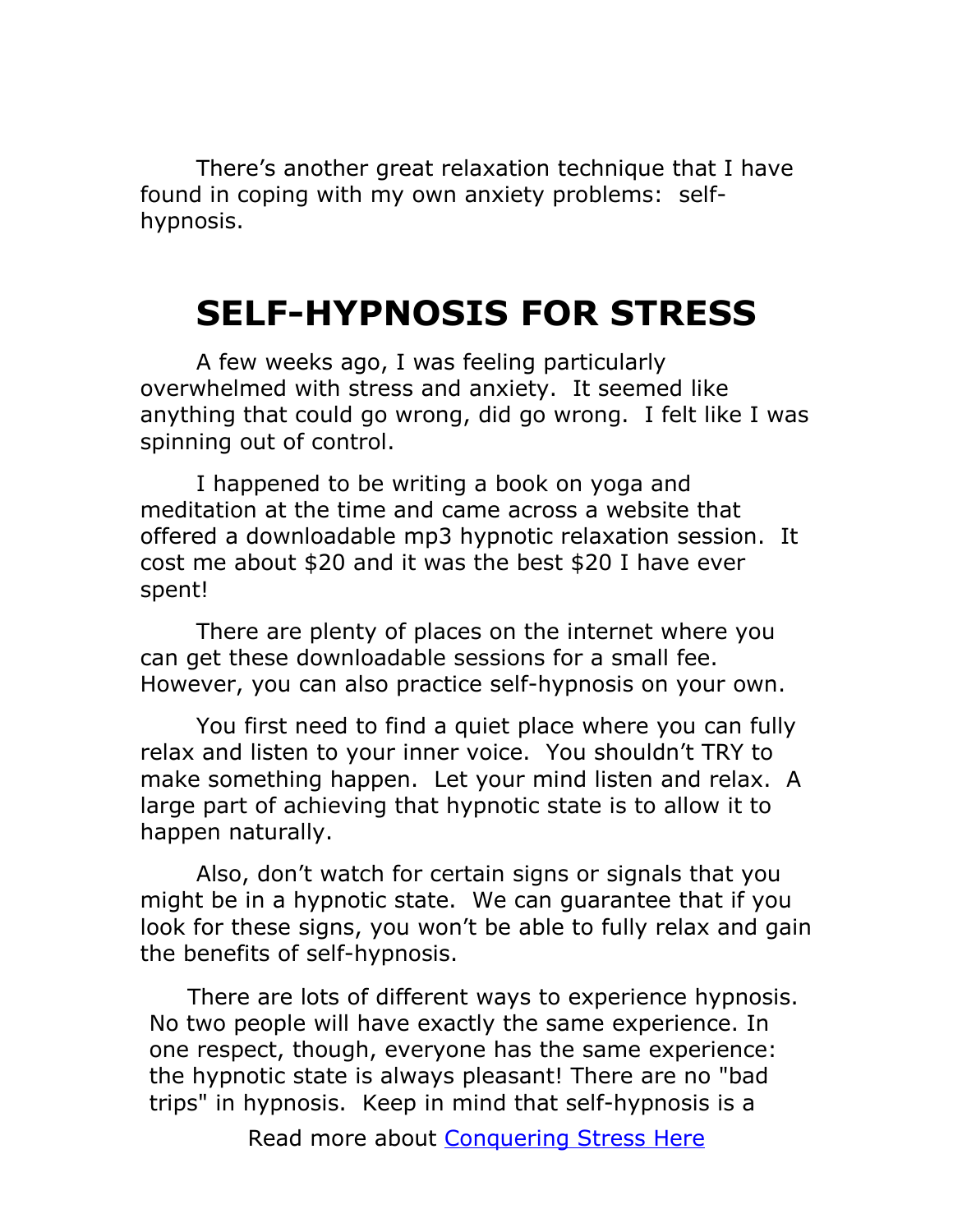There's another great relaxation technique that I have found in coping with my own anxiety problems: self-hypnosis.

# SELF-HYPNOSIS FOR STRESS

A few weeks ago, I was feeling particularly overwhelmed with stress and anxiety. It seemed like anything that could go wrong, did go wrong. I felt like I was spinning out of control.

I happened to be writing a book on yoga and meditation at the time and came across a website that offered a downloadable mp3 hypnotic relaxation session. It cost me about $20 and it was the best $20 I have ever spent!

There are plenty of places on the internet where you can get these downloadable sessions for a small fee. However, you can also practice self-hypnosis on your own.

You first need to find a quiet place where you can fully relax and listen to your inner voice. You shouldn't TRY to make something happen. Let your mind listen and relax. A large part of achieving that hypnotic state is to allow it to happen naturally.

Also, don't watch for certain signs or signals that you might be in a hypnotic state. We can guarantee that if you look for these signs, you won't be able to fully relax and gain the benefits of self-hypnosis.

There are lots of different ways to experience hypnosis. No two people will have exactly the same experience. In one respect, though, everyone has the same experience: the hypnotic state is always pleasant! There are no "bad trips" in hypnosis. Keep in mind that self-hypnosis is a

Read more about [Conquering Stress Here]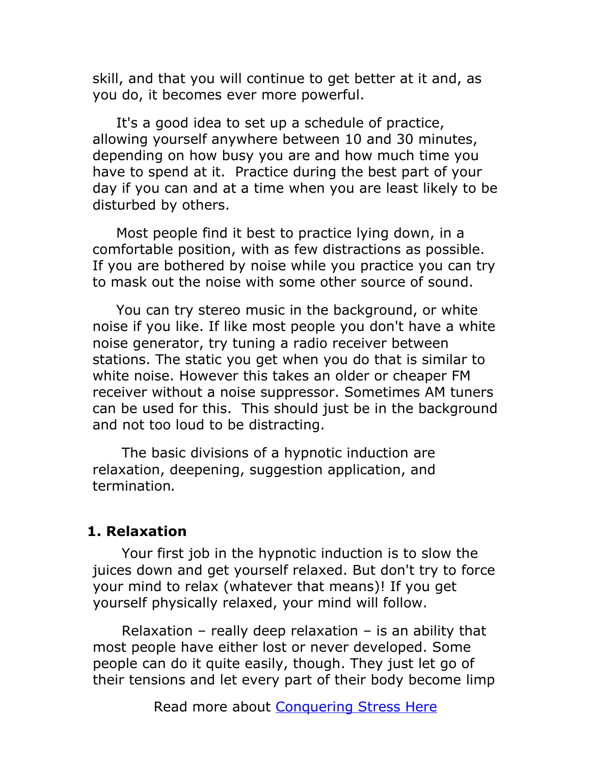skill, and that you will continue to get better at it and, as you do, it becomes ever more powerful.

It's a good idea to set up a schedule of practice, allowing yourself anywhere between 10 and 30 minutes, depending on how busy you are and how much time you have to spend at it. Practice during the best part of your day if you can and at a time when you are least likely to be disturbed by others.

Most people find it best to practice lying down, in a comfortable position, with as few distractions as possible. If you are bothered by noise while you practice you can try to mask out the noise with some other source of sound.

You can try stereo music in the background, or white noise if you like. If like most people you don't have a white noise generator, try tuning a radio receiver between stations. The static you get when you do that is similar to white noise. However this takes an older or cheaper FM receiver without a noise suppressor. Sometimes AM tuners can be used for this. This should just be in the background and not too loud to be distracting.

The basic divisions of a hypnotic induction are relaxation, deepening, suggestion application, and termination.

## 1. Relaxation

Your first job in the hypnotic induction is to slow the juices down and get yourself relaxed. But don't try to force your mind to relax (whatever that means)! If you get yourself physically relaxed, your mind will follow.

Relaxation – really deep relaxation – is an ability that most people have either lost or never developed. Some people can do it quite easily, though. They just let go of their tensions and let every part of their body become limp

Read more about [Conquering Stress Here]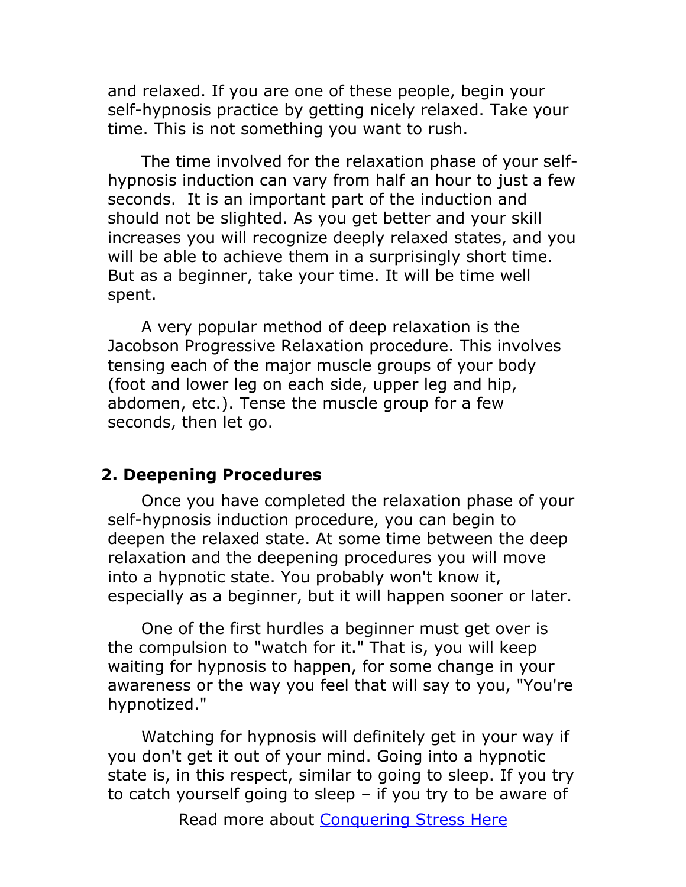and relaxed. If you are one of these people, begin your self-hypnosis practice by getting nicely relaxed. Take your time. This is not something you want to rush.

The time involved for the relaxation phase of your self-hypnosis induction can vary from half an hour to just a few seconds. It is an important part of the induction and should not be slighted. As you get better and your skill increases you will recognize deeply relaxed states, and you will be able to achieve them in a surprisingly short time. But as a beginner, take your time. It will be time well spent.

A very popular method of deep relaxation is the Jacobson Progressive Relaxation procedure. This involves tensing each of the major muscle groups of your body (foot and lower leg on each side, upper leg and hip, abdomen, etc.). Tense the muscle group for a few seconds, then let go.

## 2. Deepening Procedures

Once you have completed the relaxation phase of your self-hypnosis induction procedure, you can begin to deepen the relaxed state. At some time between the deep relaxation and the deepening procedures you will move into a hypnotic state. You probably won't know it, especially as a beginner, but it will happen sooner or later.

One of the first hurdles a beginner must get over is the compulsion to "watch for it." That is, you will keep waiting for hypnosis to happen, for some change in your awareness or the way you feel that will say to you, "You're hypnotized."

Watching for hypnosis will definitely get in your way if you don't get it out of your mind. Going into a hypnotic state is, in this respect, similar to going to sleep. If you try to catch yourself going to sleep – if you try to be aware of

Read more about [Conquering Stress Here]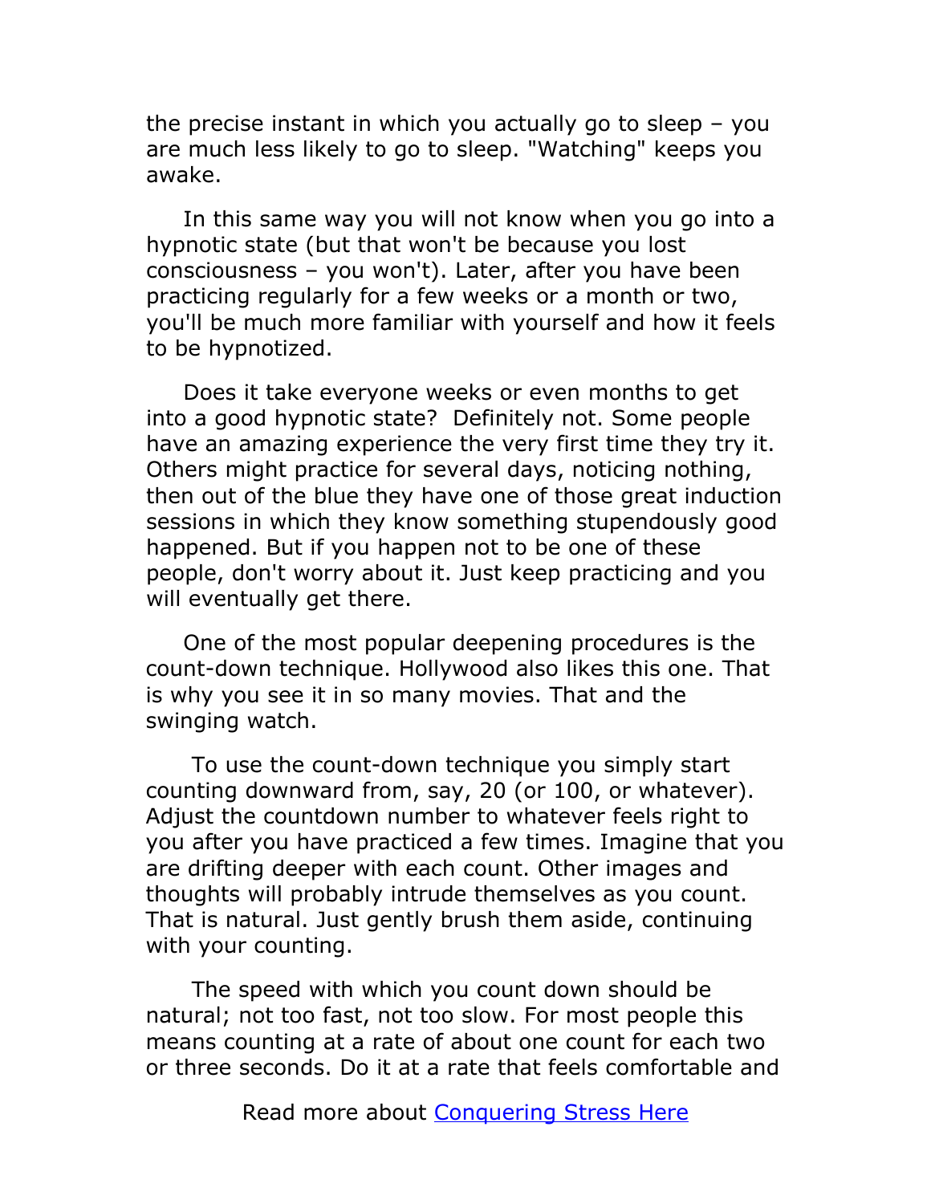the precise instant in which you actually go to sleep – you are much less likely to go to sleep. "Watching" keeps you awake.

In this same way you will not know when you go into a hypnotic state (but that won't be because you lost consciousness – you won't). Later, after you have been practicing regularly for a few weeks or a month or two, you'll be much more familiar with yourself and how it feels to be hypnotized.

Does it take everyone weeks or even months to get into a good hypnotic state? Definitely not. Some people have an amazing experience the very first time they try it. Others might practice for several days, noticing nothing, then out of the blue they have one of those great induction sessions in which they know something stupendously good happened. But if you happen not to be one of these people, don't worry about it. Just keep practicing and you will eventually get there.

One of the most popular deepening procedures is the count-down technique. Hollywood also likes this one. That is why you see it in so many movies. That and the swinging watch.

To use the count-down technique you simply start counting downward from, say, 20 (or 100, or whatever). Adjust the countdown number to whatever feels right to you after you have practiced a few times. Imagine that you are drifting deeper with each count. Other images and thoughts will probably intrude themselves as you count. That is natural. Just gently brush them aside, continuing with your counting.

The speed with which you count down should be natural; not too fast, not too slow. For most people this means counting at a rate of about one count for each two or three seconds. Do it at a rate that feels comfortable and

Read more about [Conquering Stress Here]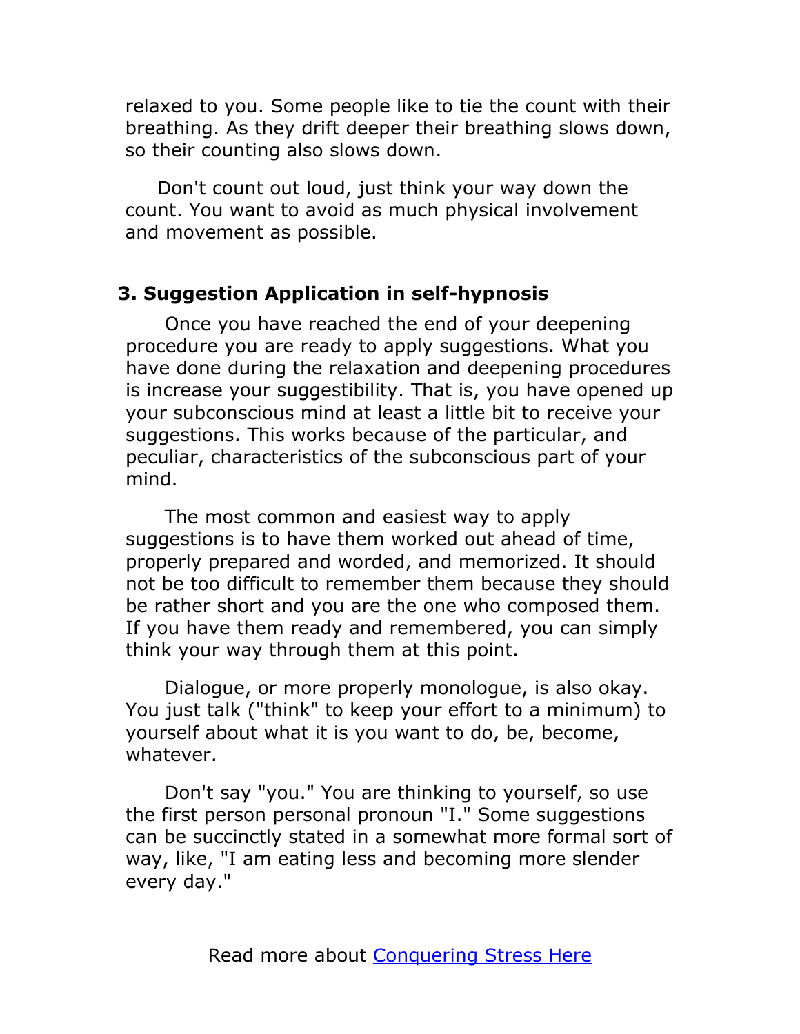relaxed to you. Some people like to tie the count with their breathing. As they drift deeper their breathing slows down, so their counting also slows down.

Don't count out loud, just think your way down the count. You want to avoid as much physical involvement and movement as possible.

### 3. Suggestion Application in self-hypnosis

Once you have reached the end of your deepening procedure you are ready to apply suggestions. What you have done during the relaxation and deepening procedures is increase your suggestibility. That is, you have opened up your subconscious mind at least a little bit to receive your suggestions. This works because of the particular, and peculiar, characteristics of the subconscious part of your mind.

The most common and easiest way to apply suggestions is to have them worked out ahead of time, properly prepared and worded, and memorized. It should not be too difficult to remember them because they should be rather short and you are the one who composed them. If you have them ready and remembered, you can simply think your way through them at this point.

Dialogue, or more properly monologue, is also okay. You just talk ("think" to keep your effort to a minimum) to yourself about what it is you want to do, be, become, whatever.

Don't say "you." You are thinking to yourself, so use the first person personal pronoun "I." Some suggestions can be succinctly stated in a somewhat more formal sort of way, like, "I am eating less and becoming more slender every day."

Read more about [Conquering Stress Here]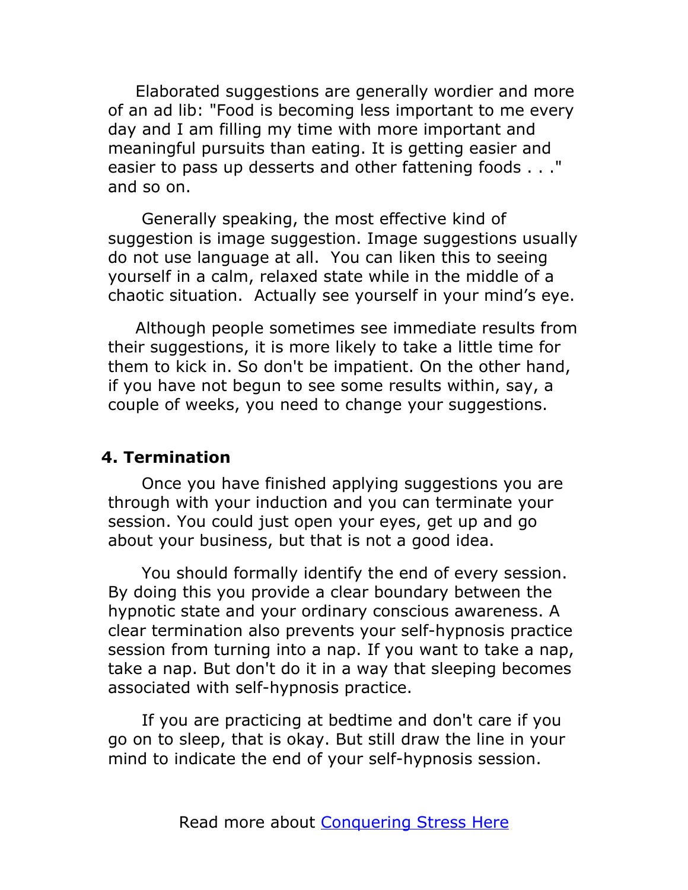Elaborated suggestions are generally wordier and more of an ad lib: "Food is becoming less important to me every day and I am filling my time with more important and meaningful pursuits than eating. It is getting easier and easier to pass up desserts and other fattening foods . . ." and so on.

Generally speaking, the most effective kind of suggestion is image suggestion. Image suggestions usually do not use language at all. You can liken this to seeing yourself in a calm, relaxed state while in the middle of a chaotic situation. Actually see yourself in your mind's eye.

Although people sometimes see immediate results from their suggestions, it is more likely to take a little time for them to kick in. So don't be impatient. On the other hand, if you have not begun to see some results within, say, a couple of weeks, you need to change your suggestions.

### 4. Termination

Once you have finished applying suggestions you are through with your induction and you can terminate your session. You could just open your eyes, get up and go about your business, but that is not a good idea.

You should formally identify the end of every session. By doing this you provide a clear boundary between the hypnotic state and your ordinary conscious awareness. A clear termination also prevents your self-hypnosis practice session from turning into a nap. If you want to take a nap, take a nap. But don't do it in a way that sleeping becomes associated with self-hypnosis practice.

If you are practicing at bedtime and don't care if you go on to sleep, that is okay. But still draw the line in your mind to indicate the end of your self-hypnosis session.

Read more about [Conquering Stress Here]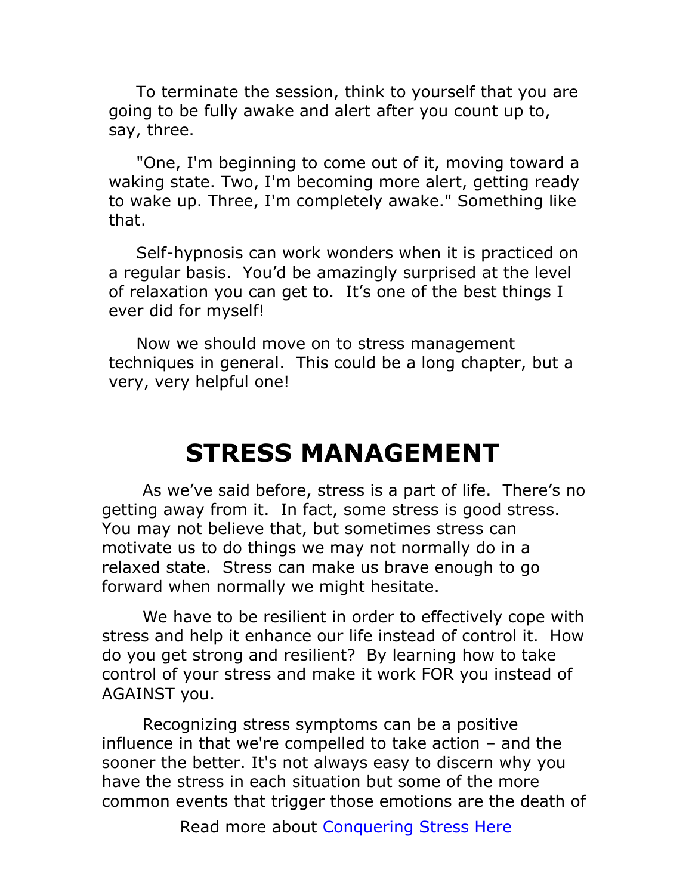To terminate the session, think to yourself that you are going to be fully awake and alert after you count up to, say, three.

"One, I'm beginning to come out of it, moving toward a waking state. Two, I'm becoming more alert, getting ready to wake up. Three, I'm completely awake." Something like that.

Self-hypnosis can work wonders when it is practiced on a regular basis. You'd be amazingly surprised at the level of relaxation you can get to. It's one of the best things I ever did for myself!

Now we should move on to stress management techniques in general. This could be a long chapter, but a very, very helpful one!

# STRESS MANAGEMENT

As we've said before, stress is a part of life. There's no getting away from it. In fact, some stress is good stress. You may not believe that, but sometimes stress can motivate us to do things we may not normally do in a relaxed state. Stress can make us brave enough to go forward when normally we might hesitate.

We have to be resilient in order to effectively cope with stress and help it enhance our life instead of control it. How do you get strong and resilient? By learning how to take control of your stress and make it work FOR you instead of AGAINST you.

Recognizing stress symptoms can be a positive influence in that we're compelled to take action – and the sooner the better. It's not always easy to discern why you have the stress in each situation but some of the more common events that trigger those emotions are the death of

Read more about [Conquering Stress Here]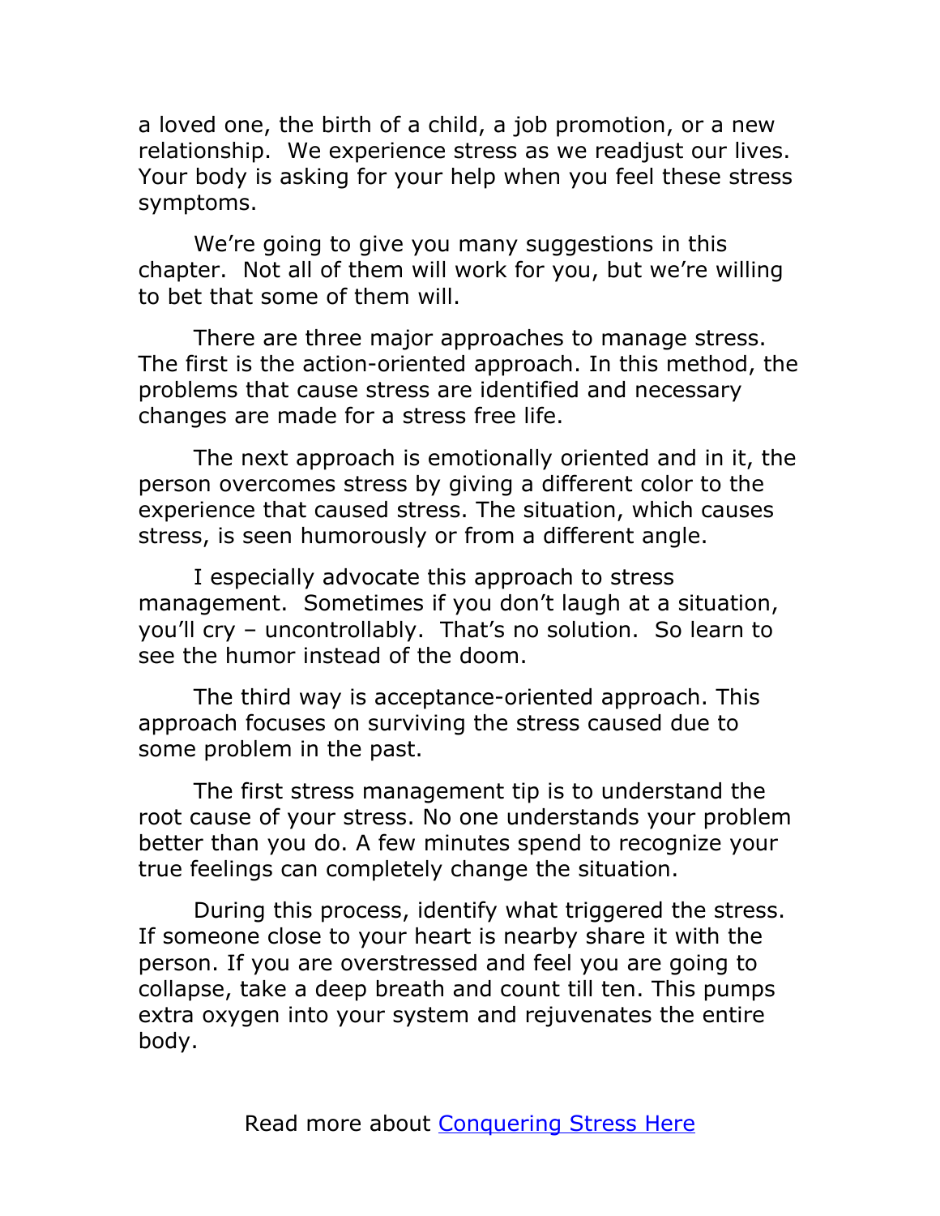a loved one, the birth of a child, a job promotion, or a new relationship. We experience stress as we readjust our lives. Your body is asking for your help when you feel these stress symptoms.

We're going to give you many suggestions in this chapter. Not all of them will work for you, but we're willing to bet that some of them will.

There are three major approaches to manage stress. The first is the action-oriented approach. In this method, the problems that cause stress are identified and necessary changes are made for a stress free life.

The next approach is emotionally oriented and in it, the person overcomes stress by giving a different color to the experience that caused stress. The situation, which causes stress, is seen humorously or from a different angle.

I especially advocate this approach to stress management. Sometimes if you don't laugh at a situation, you'll cry – uncontrollably. That's no solution. So learn to see the humor instead of the doom.

The third way is acceptance-oriented approach. This approach focuses on surviving the stress caused due to some problem in the past.

The first stress management tip is to understand the root cause of your stress. No one understands your problem better than you do. A few minutes spend to recognize your true feelings can completely change the situation.

During this process, identify what triggered the stress. If someone close to your heart is nearby share it with the person. If you are overstressed and feel you are going to collapse, take a deep breath and count till ten. This pumps extra oxygen into your system and rejuvenates the entire body.

Read more about [Conquering Stress Here]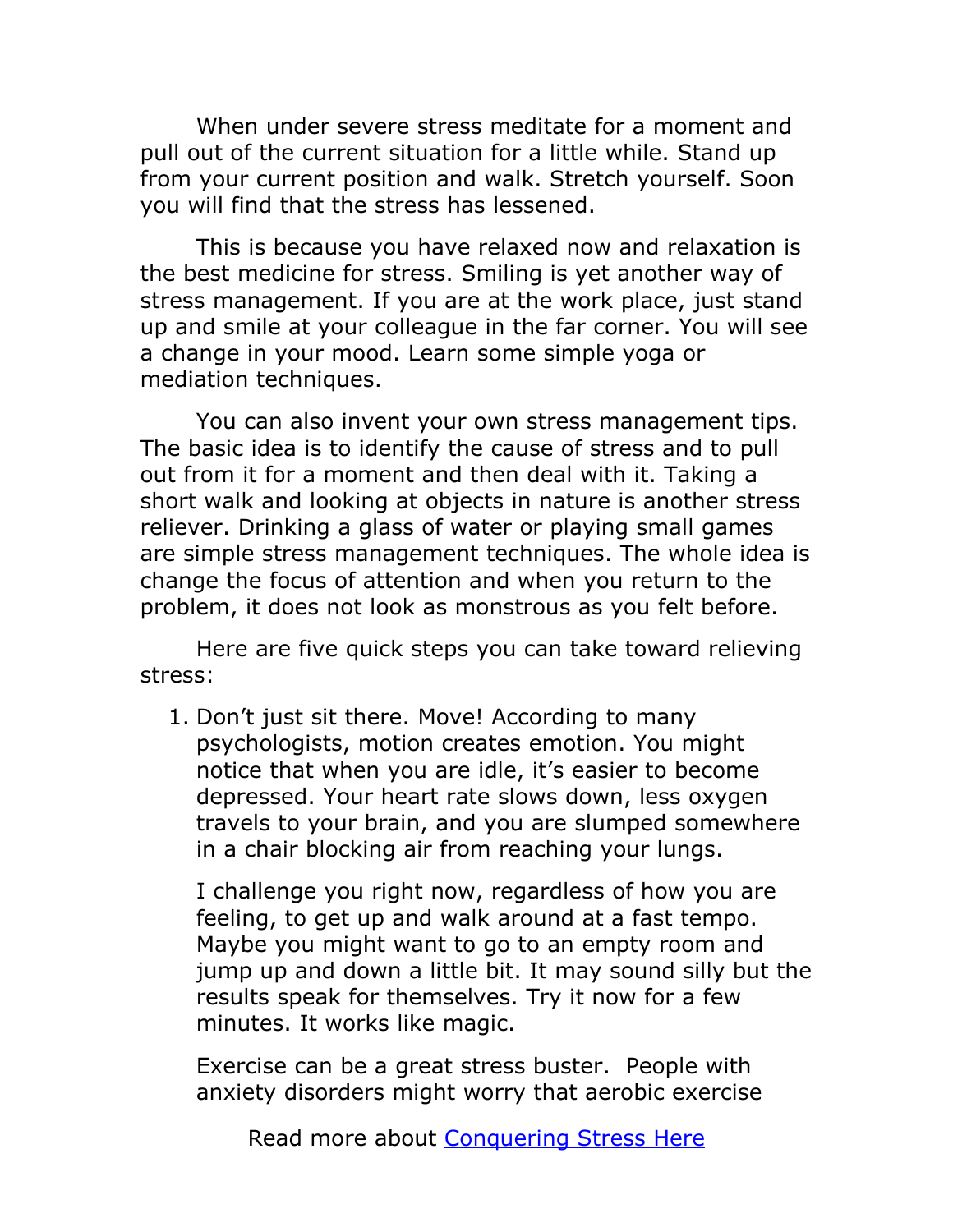When under severe stress meditate for a moment and pull out of the current situation for a little while. Stand up from your current position and walk. Stretch yourself. Soon you will find that the stress has lessened.

This is because you have relaxed now and relaxation is the best medicine for stress. Smiling is yet another way of stress management. If you are at the work place, just stand up and smile at your colleague in the far corner. You will see a change in your mood. Learn some simple yoga or mediation techniques.

You can also invent your own stress management tips. The basic idea is to identify the cause of stress and to pull out from it for a moment and then deal with it. Taking a short walk and looking at objects in nature is another stress reliever. Drinking a glass of water or playing small games are simple stress management techniques. The whole idea is change the focus of attention and when you return to the problem, it does not look as monstrous as you felt before.

Here are five quick steps you can take toward relieving stress:

1. Don't just sit there. Move! According to many psychologists, motion creates emotion. You might notice that when you are idle, it's easier to become depressed. Your heart rate slows down, less oxygen travels to your brain, and you are slumped somewhere in a chair blocking air from reaching your lungs.

   I challenge you right now, regardless of how you are feeling, to get up and walk around at a fast tempo. Maybe you might want to go to an empty room and jump up and down a little bit. It may sound silly but the results speak for themselves. Try it now for a few minutes. It works like magic.

   Exercise can be a great stress buster. People with anxiety disorders might worry that aerobic exercise

Read more about [Conquering Stress Here]()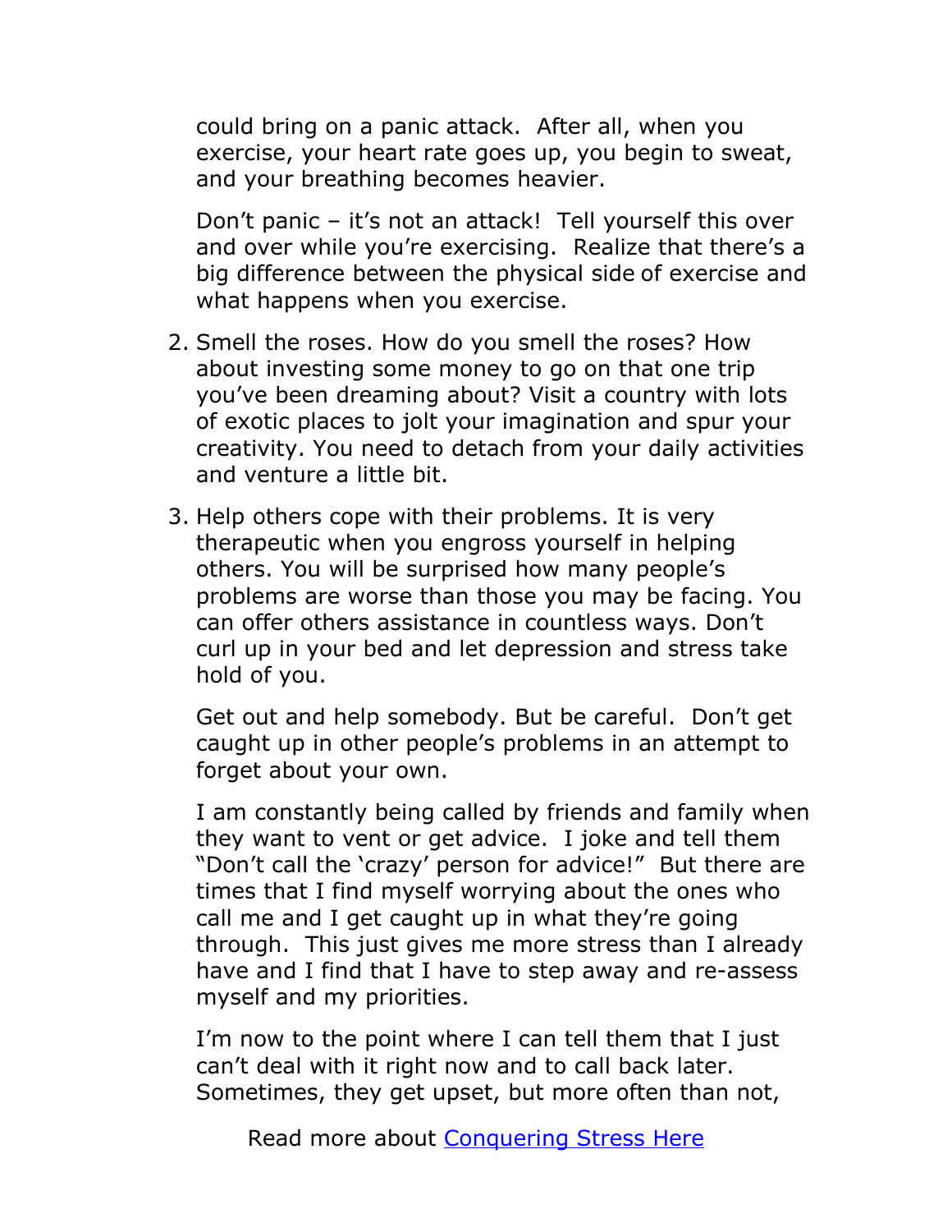could bring on a panic attack. After all, when you exercise, your heart rate goes up, you begin to sweat, and your breathing becomes heavier.

Don't panic – it's not an attack! Tell yourself this over and over while you're exercising. Realize that there's a big difference between the physical side of exercise and what happens when you exercise.

2. Smell the roses. How do you smell the roses? How about investing some money to go on that one trip you've been dreaming about? Visit a country with lots of exotic places to jolt your imagination and spur your creativity. You need to detach from your daily activities and venture a little bit.

3. Help others cope with their problems. It is very therapeutic when you engross yourself in helping others. You will be surprised how many people's problems are worse than those you may be facing. You can offer others assistance in countless ways. Don't curl up in your bed and let depression and stress take hold of you.

   Get out and help somebody. But be careful. Don't get caught up in other people's problems in an attempt to forget about your own.

   I am constantly being called by friends and family when they want to vent or get advice. I joke and tell them "Don't call the 'crazy' person for advice!" But there are times that I find myself worrying about the ones who call me and I get caught up in what they're going through. This just gives me more stress than I already have and I find that I have to step away and re-assess myself and my priorities.

   I'm now to the point where I can tell them that I just can't deal with it right now and to call back later. Sometimes, they get upset, but more often than not,

Read more about [Conquering Stress Here]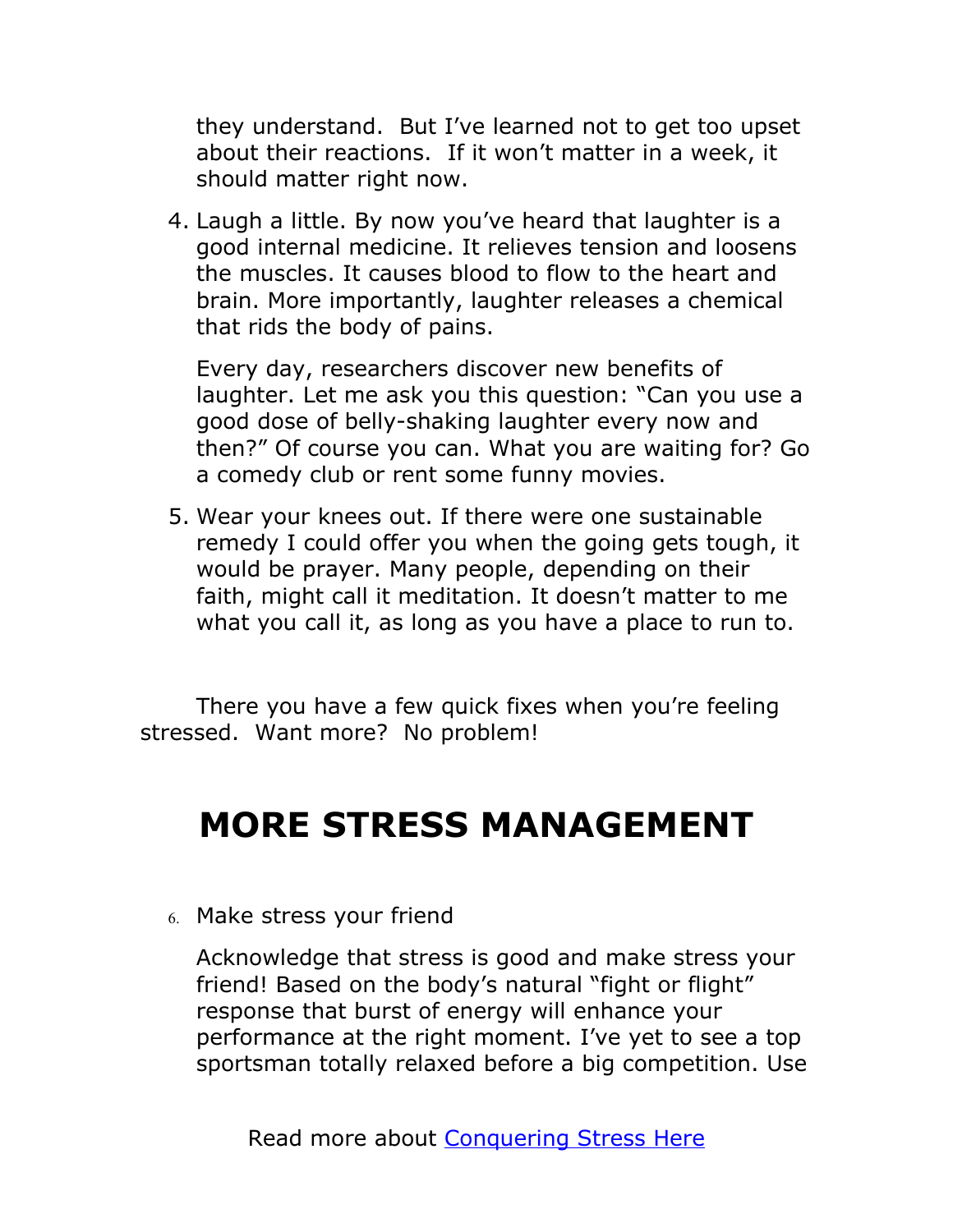they understand.  But I've learned not to get too upset about their reactions.  If it won't matter in a week, it should matter right now.

4. Laugh a little. By now you've heard that laughter is a good internal medicine. It relieves tension and loosens the muscles. It causes blood to flow to the heart and brain. More importantly, laughter releases a chemical that rids the body of pains.

   Every day, researchers discover new benefits of laughter. Let me ask you this question: "Can you use a good dose of belly-shaking laughter every now and then?" Of course you can. What you are waiting for? Go a comedy club or rent some funny movies.

5. Wear your knees out. If there were one sustainable remedy I could offer you when the going gets tough, it would be prayer. Many people, depending on their faith, might call it meditation. It doesn't matter to me what you call it, as long as you have a place to run to.

There you have a few quick fixes when you're feeling stressed.  Want more?  No problem!

# MORE STRESS MANAGEMENT

6. Make stress your friend

   Acknowledge that stress is good and make stress your friend! Based on the body's natural "fight or flight" response that burst of energy will enhance your performance at the right moment. I've yet to see a top sportsman totally relaxed before a big competition. Use

Read more about [Conquering Stress Here]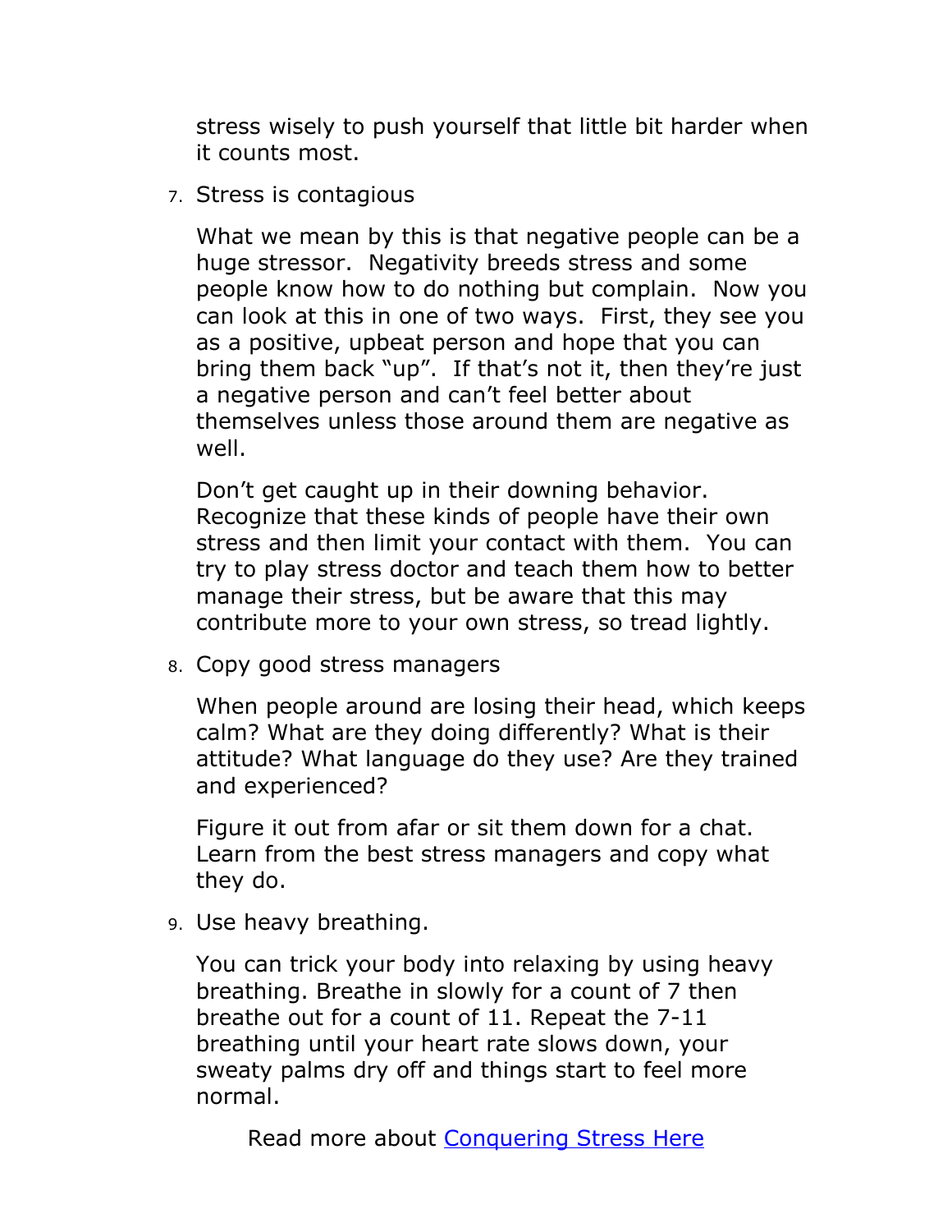stress wisely to push yourself that little bit harder when it counts most.

7. Stress is contagious

   What we mean by this is that negative people can be a huge stressor.  Negativity breeds stress and some people know how to do nothing but complain.  Now you can look at this in one of two ways.  First, they see you as a positive, upbeat person and hope that you can bring them back "up".  If that's not it, then they're just a negative person and can't feel better about themselves unless those around them are negative as well.

   Don't get caught up in their downing behavior.  Recognize that these kinds of people have their own stress and then limit your contact with them.  You can try to play stress doctor and teach them how to better manage their stress, but be aware that this may contribute more to your own stress, so tread lightly.

8. Copy good stress managers

   When people around are losing their head, which keeps calm? What are they doing differently? What is their attitude? What language do they use? Are they trained and experienced?

   Figure it out from afar or sit them down for a chat.  Learn from the best stress managers and copy what they do.

9. Use heavy breathing.

   You can trick your body into relaxing by using heavy breathing. Breathe in slowly for a count of 7 then breathe out for a count of 11. Repeat the 7-11 breathing until your heart rate slows down, your sweaty palms dry off and things start to feel more normal.

Read more about [Conquering Stress Here]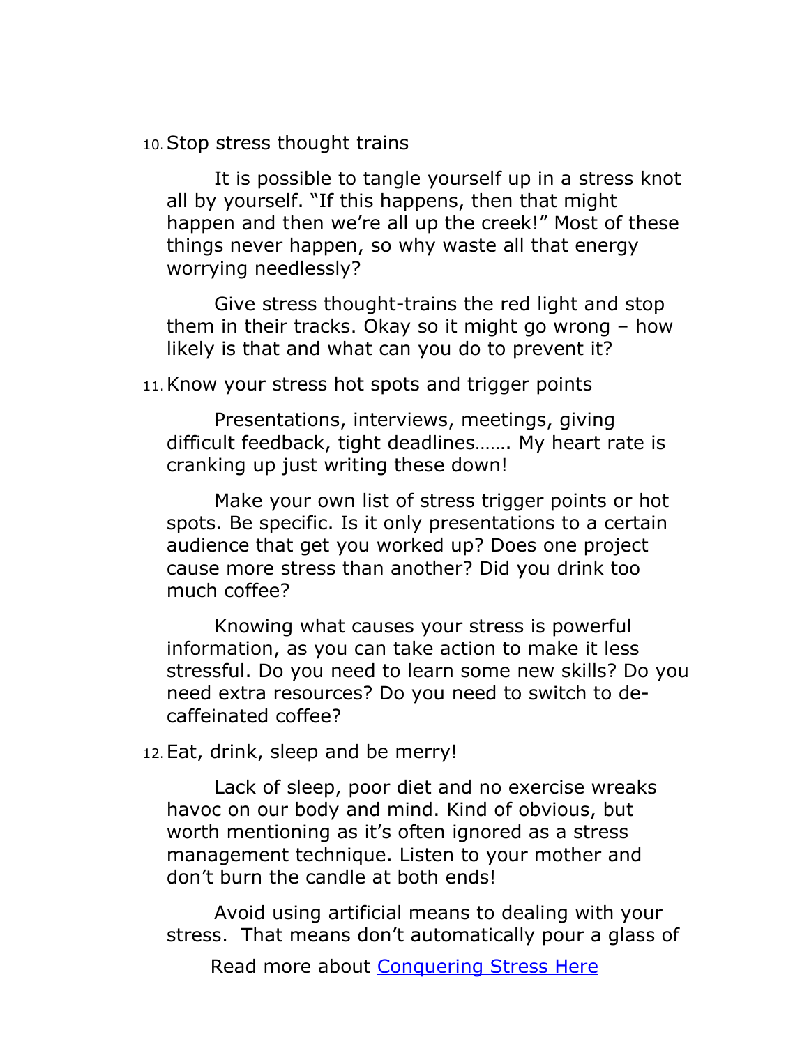10. Stop stress thought trains

    It is possible to tangle yourself up in a stress knot all by yourself. "If this happens, then that might happen and then we're all up the creek!" Most of these things never happen, so why waste all that energy worrying needlessly?

    Give stress thought-trains the red light and stop them in their tracks. Okay so it might go wrong – how likely is that and what can you do to prevent it?

11. Know your stress hot spots and trigger points

    Presentations, interviews, meetings, giving difficult feedback, tight deadlines……. My heart rate is cranking up just writing these down!

    Make your own list of stress trigger points or hot spots. Be specific. Is it only presentations to a certain audience that get you worked up? Does one project cause more stress than another? Did you drink too much coffee?

    Knowing what causes your stress is powerful information, as you can take action to make it less stressful. Do you need to learn some new skills? Do you need extra resources? Do you need to switch to de-caffeinated coffee?

12. Eat, drink, sleep and be merry!

    Lack of sleep, poor diet and no exercise wreaks havoc on our body and mind. Kind of obvious, but worth mentioning as it's often ignored as a stress management technique. Listen to your mother and don't burn the candle at both ends!

    Avoid using artificial means to dealing with your stress. That means don't automatically pour a glass of

Read more about [Conquering Stress Here]()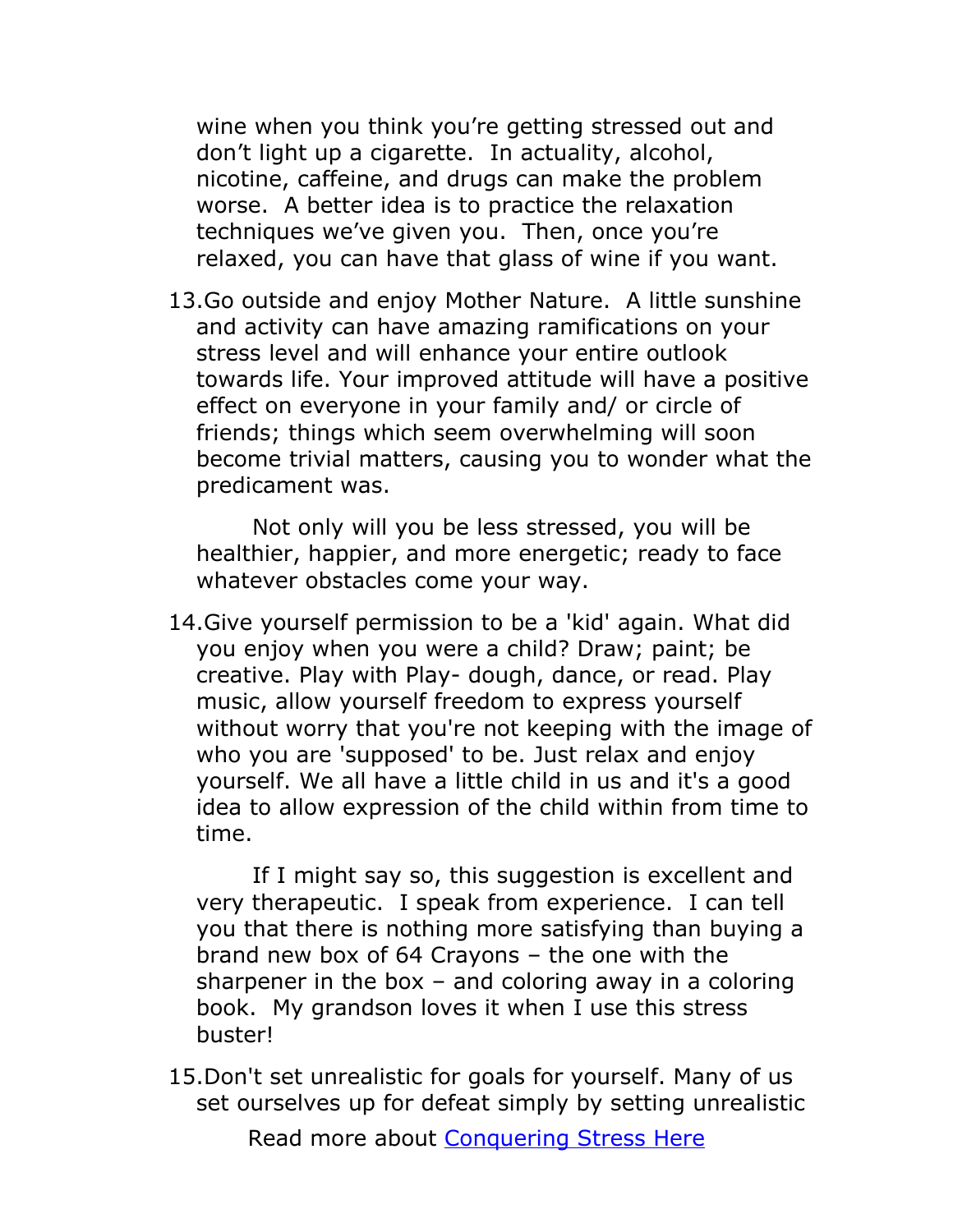wine when you think you're getting stressed out and don't light up a cigarette. In actuality, alcohol, nicotine, caffeine, and drugs can make the problem worse. A better idea is to practice the relaxation techniques we've given you. Then, once you're relaxed, you can have that glass of wine if you want.

13. Go outside and enjoy Mother Nature. A little sunshine and activity can have amazing ramifications on your stress level and will enhance your entire outlook towards life. Your improved attitude will have a positive effect on everyone in your family and/ or circle of friends; things which seem overwhelming will soon become trivial matters, causing you to wonder what the predicament was.

    Not only will you be less stressed, you will be healthier, happier, and more energetic; ready to face whatever obstacles come your way.

14. Give yourself permission to be a 'kid' again. What did you enjoy when you were a child? Draw; paint; be creative. Play with Play- dough, dance, or read. Play music, allow yourself freedom to express yourself without worry that you're not keeping with the image of who you are 'supposed' to be. Just relax and enjoy yourself. We all have a little child in us and it's a good idea to allow expression of the child within from time to time.

    If I might say so, this suggestion is excellent and very therapeutic. I speak from experience. I can tell you that there is nothing more satisfying than buying a brand new box of 64 Crayons – the one with the sharpener in the box – and coloring away in a coloring book. My grandson loves it when I use this stress buster!

15. Don't set unrealistic for goals for yourself. Many of us set ourselves up for defeat simply by setting unrealistic

Read more about [Conquering Stress Here]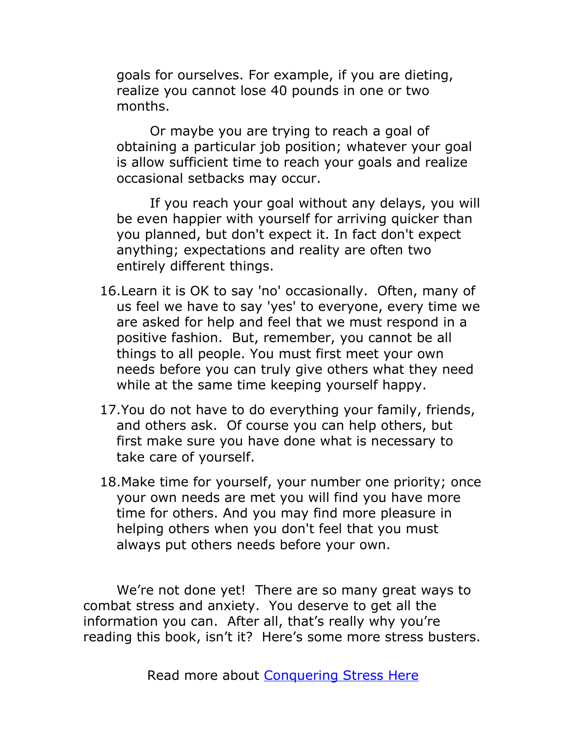goals for ourselves. For example, if you are dieting, realize you cannot lose 40 pounds in one or two months.

Or maybe you are trying to reach a goal of obtaining a particular job position; whatever your goal is allow sufficient time to reach your goals and realize occasional setbacks may occur.

If you reach your goal without any delays, you will be even happier with yourself for arriving quicker than you planned, but don't expect it. In fact don't expect anything; expectations and reality are often two entirely different things.

16. Learn it is OK to say 'no' occasionally. Often, many of us feel we have to say 'yes' to everyone, every time we are asked for help and feel that we must respond in a positive fashion. But, remember, you cannot be all things to all people. You must first meet your own needs before you can truly give others what they need while at the same time keeping yourself happy.

17. You do not have to do everything your family, friends, and others ask. Of course you can help others, but first make sure you have done what is necessary to take care of yourself.

18. Make time for yourself, your number one priority; once your own needs are met you will find you have more time for others. And you may find more pleasure in helping others when you don't feel that you must always put others needs before your own.

We're not done yet! There are so many great ways to combat stress and anxiety. You deserve to get all the information you can. After all, that's really why you're reading this book, isn't it? Here's some more stress busters.

Read more about [Conquering Stress Here]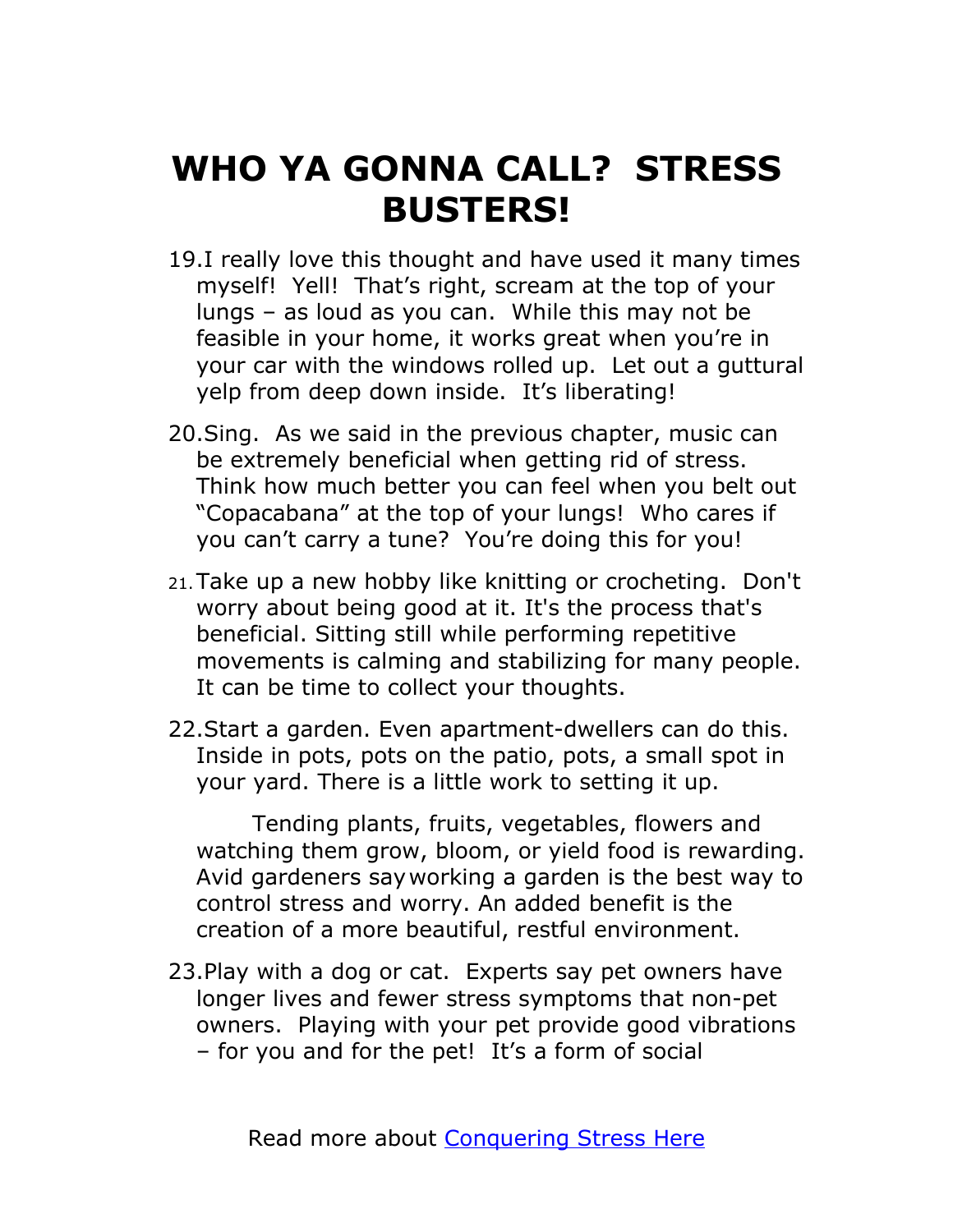# WHO YA GONNA CALL? STRESS BUSTERS!

19. I really love this thought and have used it many times myself! Yell! That's right, scream at the top of your lungs – as loud as you can. While this may not be feasible in your home, it works great when you're in your car with the windows rolled up. Let out a guttural yelp from deep down inside. It's liberating!

20. Sing. As we said in the previous chapter, music can be extremely beneficial when getting rid of stress. Think how much better you can feel when you belt out "Copacabana" at the top of your lungs! Who cares if you can't carry a tune? You're doing this for you!

21. Take up a new hobby like knitting or crocheting. Don't worry about being good at it. It's the process that's beneficial. Sitting still while performing repetitive movements is calming and stabilizing for many people. It can be time to collect your thoughts.

22. Start a garden. Even apartment-dwellers can do this. Inside in pots, pots on the patio, pots, a small spot in your yard. There is a little work to setting it up.

    Tending plants, fruits, vegetables, flowers and watching them grow, bloom, or yield food is rewarding. Avid gardeners say working a garden is the best way to control stress and worry. An added benefit is the creation of a more beautiful, restful environment.

23. Play with a dog or cat. Experts say pet owners have longer lives and fewer stress symptoms that non-pet owners. Playing with your pet provide good vibrations – for you and for the pet! It's a form of social

Read more about [Conquering Stress Here]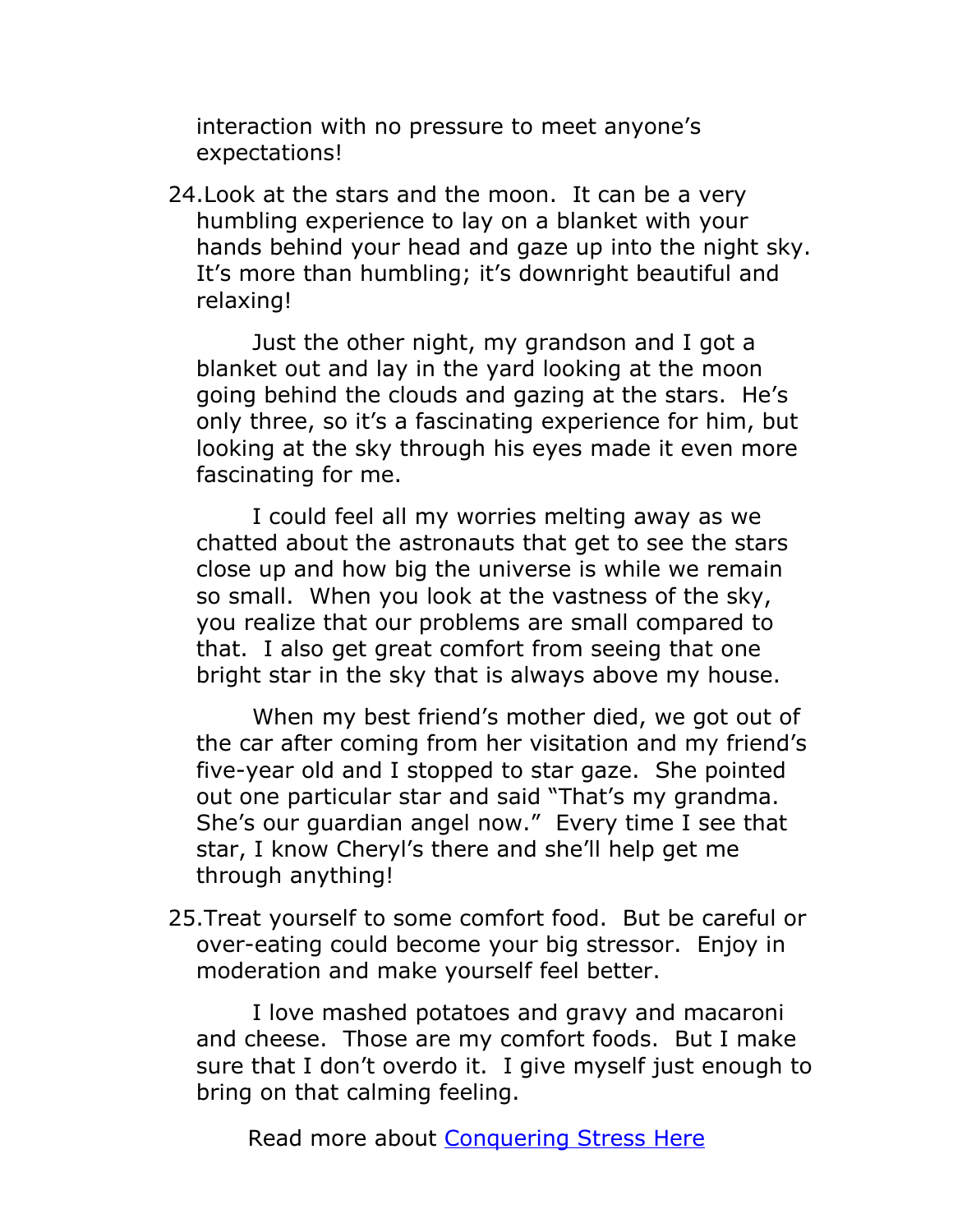interaction with no pressure to meet anyone's expectations!

24. Look at the stars and the moon. It can be a very humbling experience to lay on a blanket with your hands behind your head and gaze up into the night sky. It's more than humbling; it's downright beautiful and relaxing!

    Just the other night, my grandson and I got a blanket out and lay in the yard looking at the moon going behind the clouds and gazing at the stars. He's only three, so it's a fascinating experience for him, but looking at the sky through his eyes made it even more fascinating for me.

    I could feel all my worries melting away as we chatted about the astronauts that get to see the stars close up and how big the universe is while we remain so small. When you look at the vastness of the sky, you realize that our problems are small compared to that. I also get great comfort from seeing that one bright star in the sky that is always above my house.

    When my best friend's mother died, we got out of the car after coming from her visitation and my friend's five-year old and I stopped to star gaze. She pointed out one particular star and said "That's my grandma. She's our guardian angel now." Every time I see that star, I know Cheryl's there and she'll help get me through anything!

25. Treat yourself to some comfort food. But be careful or over-eating could become your big stressor. Enjoy in moderation and make yourself feel better.

    I love mashed potatoes and gravy and macaroni and cheese. Those are my comfort foods. But I make sure that I don't overdo it. I give myself just enough to bring on that calming feeling.

Read more about [Conquering Stress Here]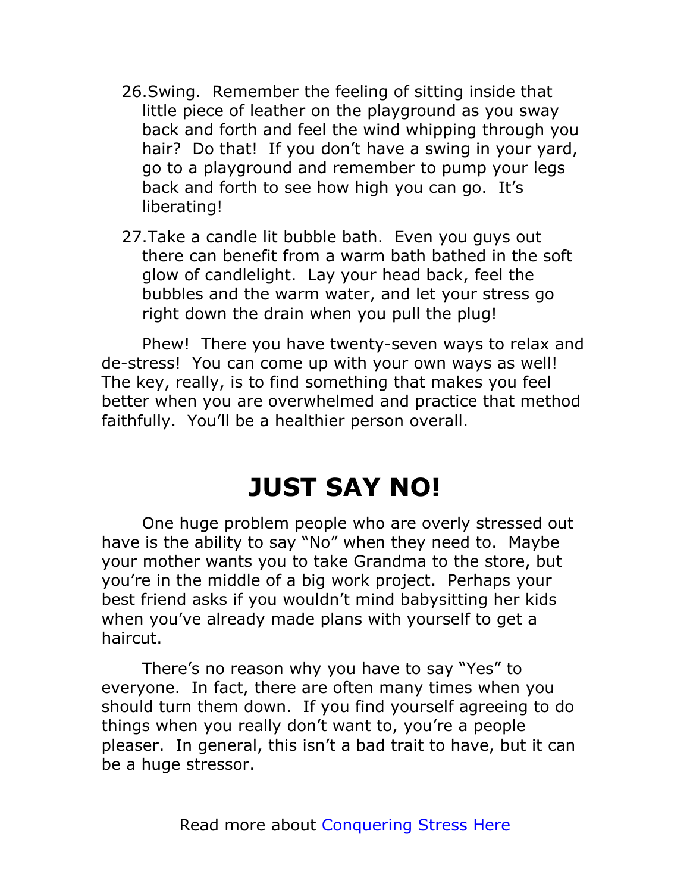26. Swing.  Remember the feeling of sitting inside that little piece of leather on the playground as you sway back and forth and feel the wind whipping through you hair?  Do that!  If you don't have a swing in your yard, go to a playground and remember to pump your legs back and forth to see how high you can go.  It's liberating!

27. Take a candle lit bubble bath.  Even you guys out there can benefit from a warm bath bathed in the soft glow of candlelight.  Lay your head back, feel the bubbles and the warm water, and let your stress go right down the drain when you pull the plug!

Phew!  There you have twenty-seven ways to relax and de-stress!  You can come up with your own ways as well!  The key, really, is to find something that makes you feel better when you are overwhelmed and practice that method faithfully.  You'll be a healthier person overall.

# JUST SAY NO!

One huge problem people who are overly stressed out have is the ability to say "No" when they need to.  Maybe your mother wants you to take Grandma to the store, but you're in the middle of a big work project.  Perhaps your best friend asks if you wouldn't mind babysitting her kids when you've already made plans with yourself to get a haircut.

There's no reason why you have to say "Yes" to everyone.  In fact, there are often many times when you should turn them down.  If you find yourself agreeing to do things when you really don't want to, you're a people pleaser.  In general, this isn't a bad trait to have, but it can be a huge stressor.

Read more about Conquering Stress Here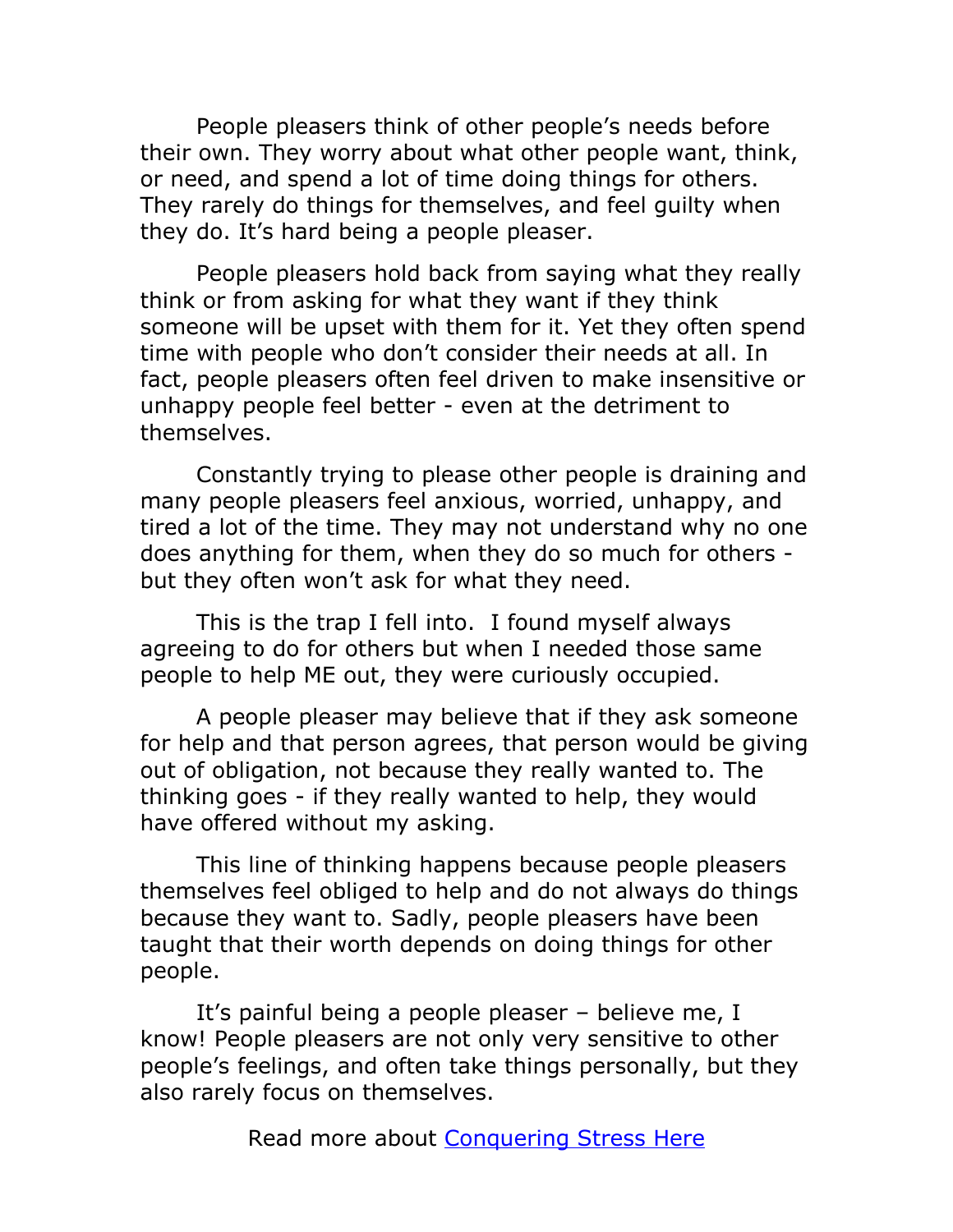People pleasers think of other people's needs before their own. They worry about what other people want, think, or need, and spend a lot of time doing things for others. They rarely do things for themselves, and feel guilty when they do. It's hard being a people pleaser.

People pleasers hold back from saying what they really think or from asking for what they want if they think someone will be upset with them for it. Yet they often spend time with people who don't consider their needs at all. In fact, people pleasers often feel driven to make insensitive or unhappy people feel better - even at the detriment to themselves.

Constantly trying to please other people is draining and many people pleasers feel anxious, worried, unhappy, and tired a lot of the time. They may not understand why no one does anything for them, when they do so much for others - but they often won't ask for what they need.

This is the trap I fell into.  I found myself always agreeing to do for others but when I needed those same people to help ME out, they were curiously occupied.

A people pleaser may believe that if they ask someone for help and that person agrees, that person would be giving out of obligation, not because they really wanted to. The thinking goes - if they really wanted to help, they would have offered without my asking.

This line of thinking happens because people pleasers themselves feel obliged to help and do not always do things because they want to. Sadly, people pleasers have been taught that their worth depends on doing things for other people.

It's painful being a people pleaser – believe me, I know! People pleasers are not only very sensitive to other people's feelings, and often take things personally, but they also rarely focus on themselves.

Read more about Conquering Stress Here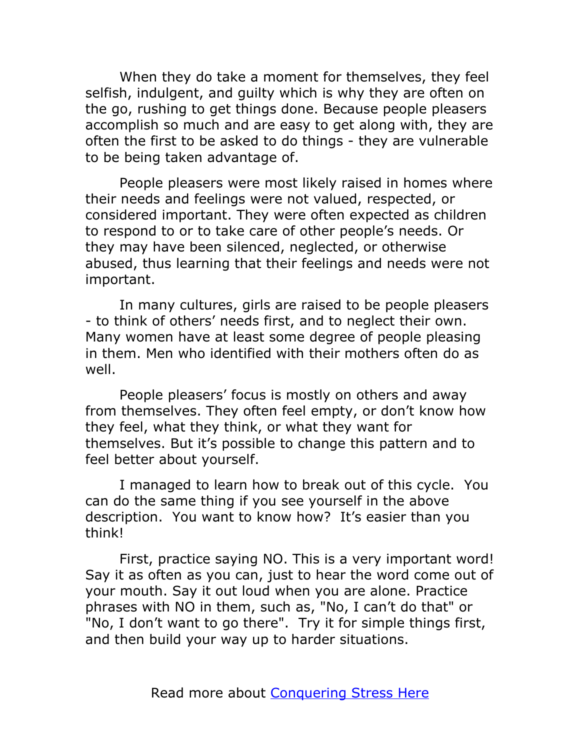When they do take a moment for themselves, they feel selfish, indulgent, and guilty which is why they are often on the go, rushing to get things done. Because people pleasers accomplish so much and are easy to get along with, they are often the first to be asked to do things - they are vulnerable to be being taken advantage of.

People pleasers were most likely raised in homes where their needs and feelings were not valued, respected, or considered important. They were often expected as children to respond to or to take care of other people's needs. Or they may have been silenced, neglected, or otherwise abused, thus learning that their feelings and needs were not important.

In many cultures, girls are raised to be people pleasers - to think of others' needs first, and to neglect their own. Many women have at least some degree of people pleasing in them. Men who identified with their mothers often do as well.

People pleasers' focus is mostly on others and away from themselves. They often feel empty, or don't know how they feel, what they think, or what they want for themselves. But it's possible to change this pattern and to feel better about yourself.

I managed to learn how to break out of this cycle. You can do the same thing if you see yourself in the above description. You want to know how? It's easier than you think!

First, practice saying NO. This is a very important word! Say it as often as you can, just to hear the word come out of your mouth. Say it out loud when you are alone. Practice phrases with NO in them, such as, "No, I can't do that" or "No, I don't want to go there". Try it for simple things first, and then build your way up to harder situations.

Read more about [Conquering Stress Here]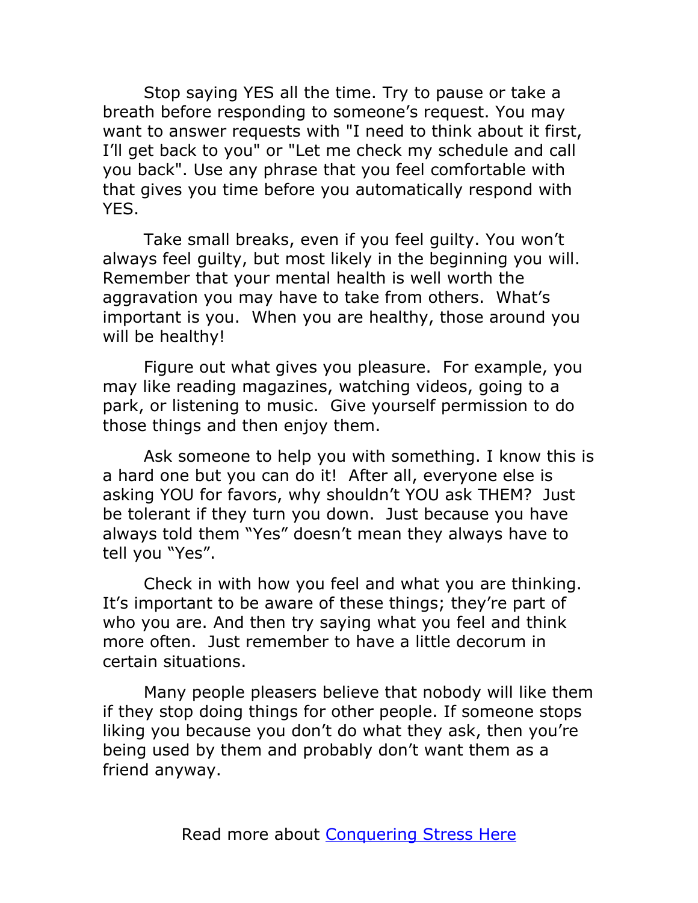Stop saying YES all the time. Try to pause or take a breath before responding to someone's request. You may want to answer requests with "I need to think about it first, I'll get back to you" or "Let me check my schedule and call you back". Use any phrase that you feel comfortable with that gives you time before you automatically respond with YES.

Take small breaks, even if you feel guilty. You won't always feel guilty, but most likely in the beginning you will. Remember that your mental health is well worth the aggravation you may have to take from others. What's important is you. When you are healthy, those around you will be healthy!

Figure out what gives you pleasure. For example, you may like reading magazines, watching videos, going to a park, or listening to music. Give yourself permission to do those things and then enjoy them.

Ask someone to help you with something. I know this is a hard one but you can do it! After all, everyone else is asking YOU for favors, why shouldn't YOU ask THEM? Just be tolerant if they turn you down. Just because you have always told them "Yes" doesn't mean they always have to tell you "Yes".

Check in with how you feel and what you are thinking. It's important to be aware of these things; they're part of who you are. And then try saying what you feel and think more often. Just remember to have a little decorum in certain situations.

Many people pleasers believe that nobody will like them if they stop doing things for other people. If someone stops liking you because you don't do what they ask, then you're being used by them and probably don't want them as a friend anyway.

Read more about Conquering Stress Here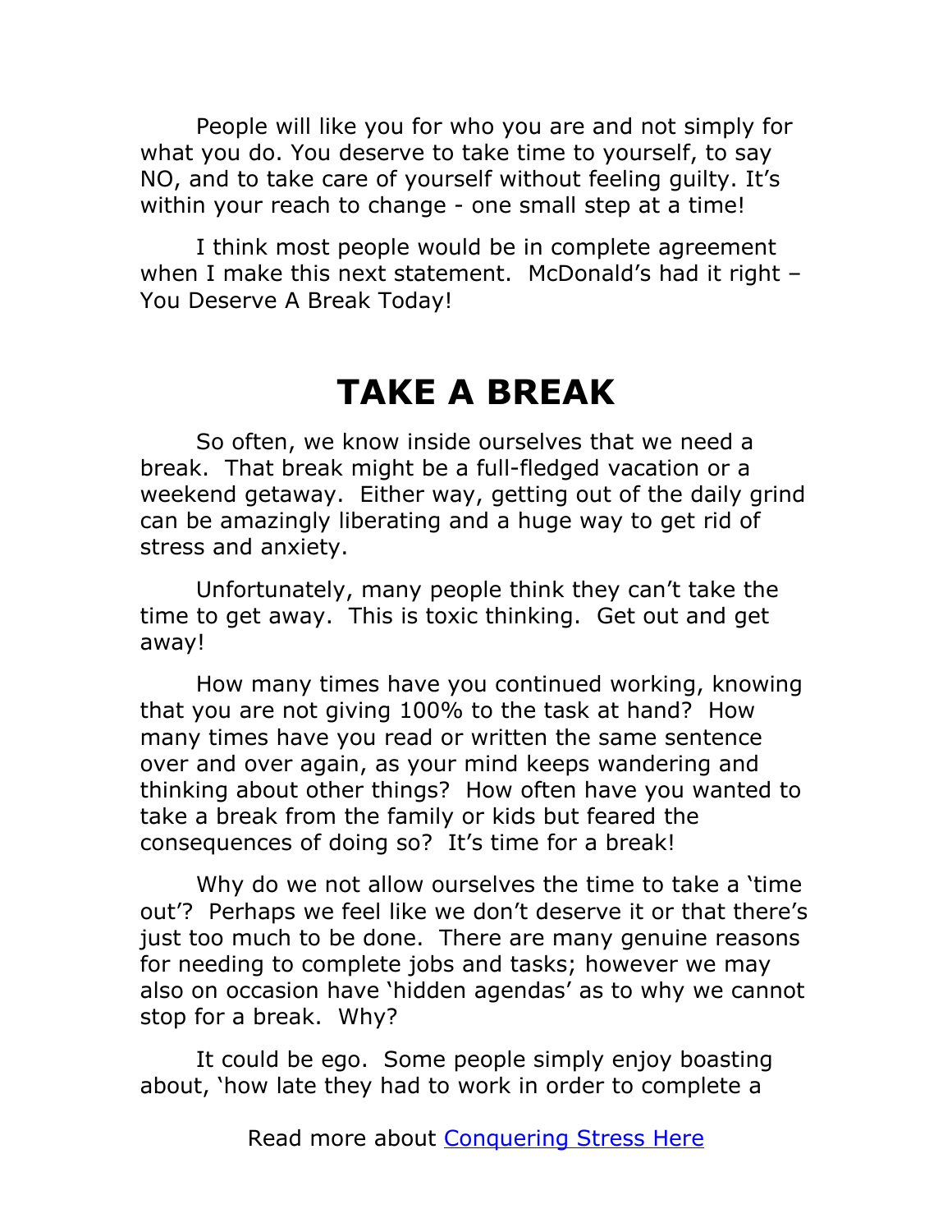People will like you for who you are and not simply for what you do. You deserve to take time to yourself, to say NO, and to take care of yourself without feeling guilty. It's within your reach to change - one small step at a time!

I think most people would be in complete agreement when I make this next statement. McDonald's had it right – You Deserve A Break Today!

# TAKE A BREAK

So often, we know inside ourselves that we need a break. That break might be a full-fledged vacation or a weekend getaway. Either way, getting out of the daily grind can be amazingly liberating and a huge way to get rid of stress and anxiety.

Unfortunately, many people think they can't take the time to get away. This is toxic thinking. Get out and get away!

How many times have you continued working, knowing that you are not giving 100% to the task at hand? How many times have you read or written the same sentence over and over again, as your mind keeps wandering and thinking about other things? How often have you wanted to take a break from the family or kids but feared the consequences of doing so? It's time for a break!

Why do we not allow ourselves the time to take a 'time out'? Perhaps we feel like we don't deserve it or that there's just too much to be done. There are many genuine reasons for needing to complete jobs and tasks; however we may also on occasion have 'hidden agendas' as to why we cannot stop for a break. Why?

It could be ego. Some people simply enjoy boasting about, 'how late they had to work in order to complete a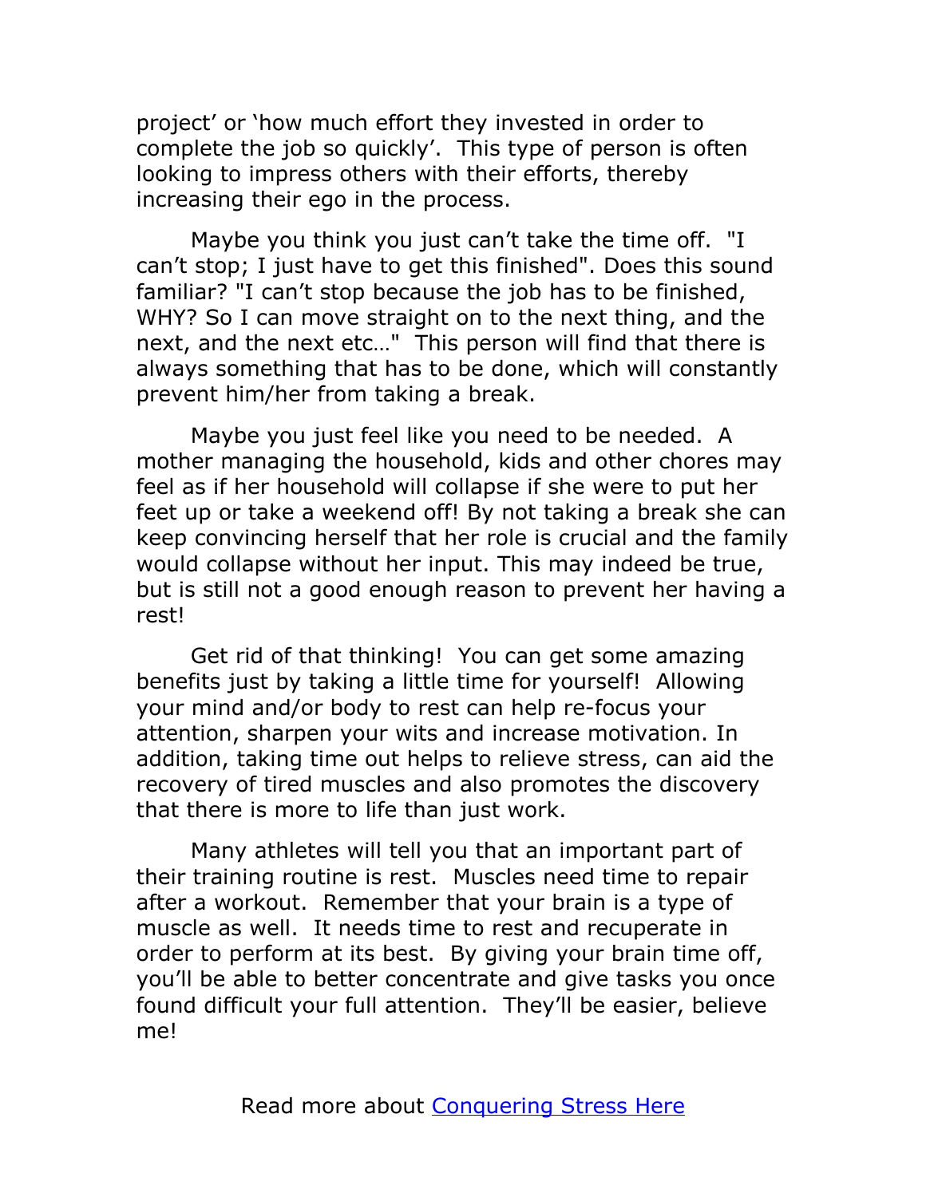project' or 'how much effort they invested in order to complete the job so quickly'.  This type of person is often looking to impress others with their efforts, thereby increasing their ego in the process.

Maybe you think you just can't take the time off.  "I can't stop; I just have to get this finished". Does this sound familiar? "I can't stop because the job has to be finished, WHY? So I can move straight on to the next thing, and the next, and the next etc…"  This person will find that there is always something that has to be done, which will constantly prevent him/her from taking a break.

Maybe you just feel like you need to be needed.  A mother managing the household, kids and other chores may feel as if her household will collapse if she were to put her feet up or take a weekend off! By not taking a break she can keep convincing herself that her role is crucial and the family would collapse without her input. This may indeed be true, but is still not a good enough reason to prevent her having a rest!

Get rid of that thinking!  You can get some amazing benefits just by taking a little time for yourself!  Allowing your mind and/or body to rest can help re-focus your attention, sharpen your wits and increase motivation. In addition, taking time out helps to relieve stress, can aid the recovery of tired muscles and also promotes the discovery that there is more to life than just work.

Many athletes will tell you that an important part of their training routine is rest.  Muscles need time to repair after a workout.  Remember that your brain is a type of muscle as well.  It needs time to rest and recuperate in order to perform at its best.  By giving your brain time off, you'll be able to better concentrate and give tasks you once found difficult your full attention.  They'll be easier, believe me!

Read more about Conquering Stress Here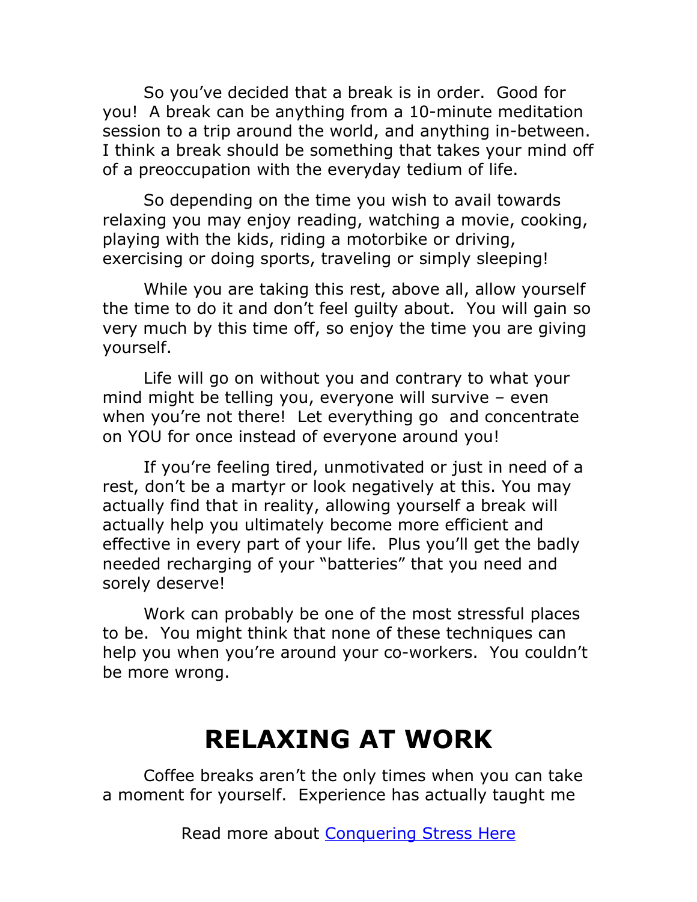So you've decided that a break is in order.  Good for you!  A break can be anything from a 10-minute meditation session to a trip around the world, and anything in-between.  I think a break should be something that takes your mind off of a preoccupation with the everyday tedium of life.

So depending on the time you wish to avail towards relaxing you may enjoy reading, watching a movie, cooking, playing with the kids, riding a motorbike or driving, exercising or doing sports, traveling or simply sleeping!

While you are taking this rest, above all, allow yourself the time to do it and don't feel guilty about.  You will gain so very much by this time off, so enjoy the time you are giving yourself.

Life will go on without you and contrary to what your mind might be telling you, everyone will survive – even when you're not there!  Let everything go and concentrate on YOU for once instead of everyone around you!

If you're feeling tired, unmotivated or just in need of a rest, don't be a martyr or look negatively at this. You may actually find that in reality, allowing yourself a break will actually help you ultimately become more efficient and effective in every part of your life.  Plus you'll get the badly needed recharging of your "batteries" that you need and sorely deserve!

Work can probably be one of the most stressful places to be.  You might think that none of these techniques can help you when you're around your co-workers.  You couldn't be more wrong.

# RELAXING AT WORK

Coffee breaks aren't the only times when you can take a moment for yourself.  Experience has actually taught me

Read more about Conquering Stress Here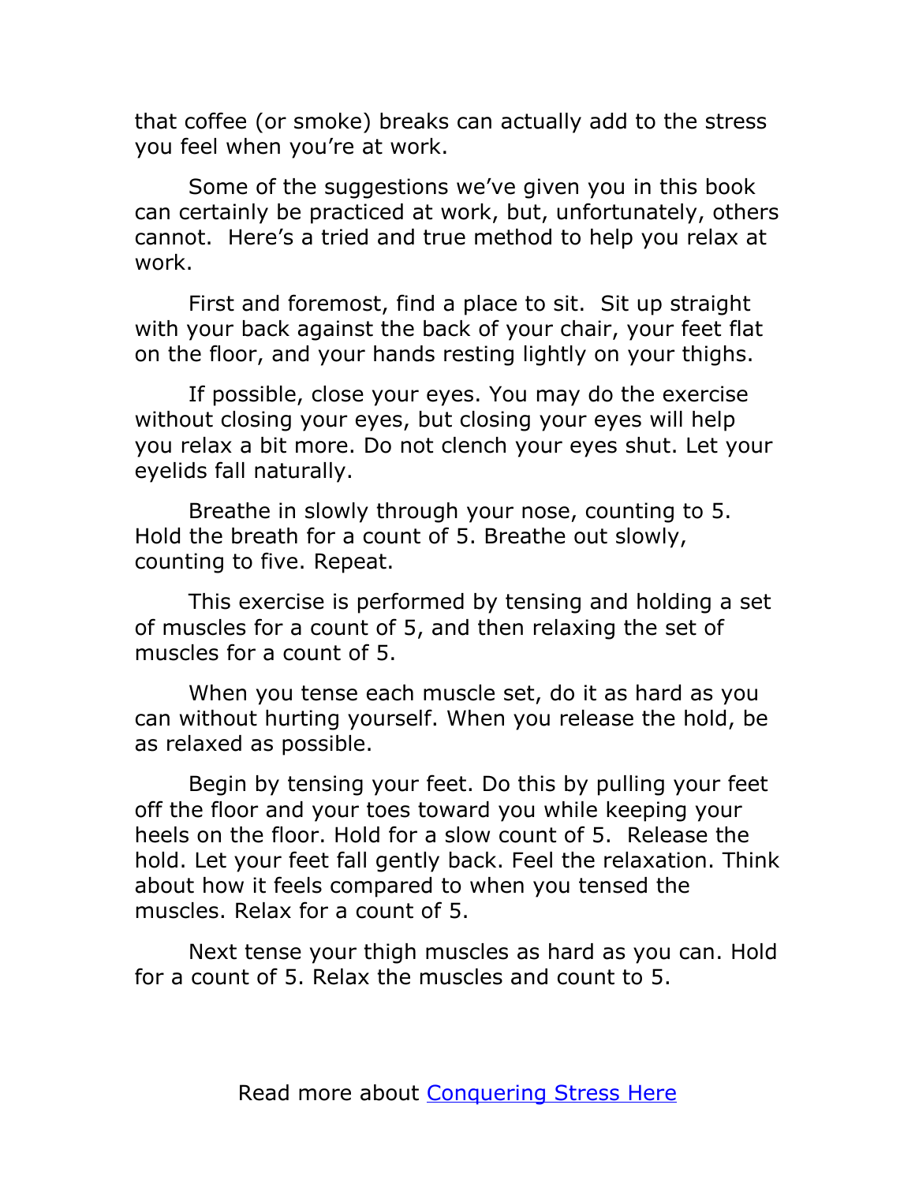that coffee (or smoke) breaks can actually add to the stress you feel when you're at work.

Some of the suggestions we've given you in this book can certainly be practiced at work, but, unfortunately, others cannot. Here's a tried and true method to help you relax at work.

First and foremost, find a place to sit. Sit up straight with your back against the back of your chair, your feet flat on the floor, and your hands resting lightly on your thighs.

If possible, close your eyes. You may do the exercise without closing your eyes, but closing your eyes will help you relax a bit more. Do not clench your eyes shut. Let your eyelids fall naturally.

Breathe in slowly through your nose, counting to 5. Hold the breath for a count of 5. Breathe out slowly, counting to five. Repeat.

This exercise is performed by tensing and holding a set of muscles for a count of 5, and then relaxing the set of muscles for a count of 5.

When you tense each muscle set, do it as hard as you can without hurting yourself. When you release the hold, be as relaxed as possible.

Begin by tensing your feet. Do this by pulling your feet off the floor and your toes toward you while keeping your heels on the floor. Hold for a slow count of 5. Release the hold. Let your feet fall gently back. Feel the relaxation. Think about how it feels compared to when you tensed the muscles. Relax for a count of 5.

Next tense your thigh muscles as hard as you can. Hold for a count of 5. Relax the muscles and count to 5.

Read more about [Conquering Stress Here]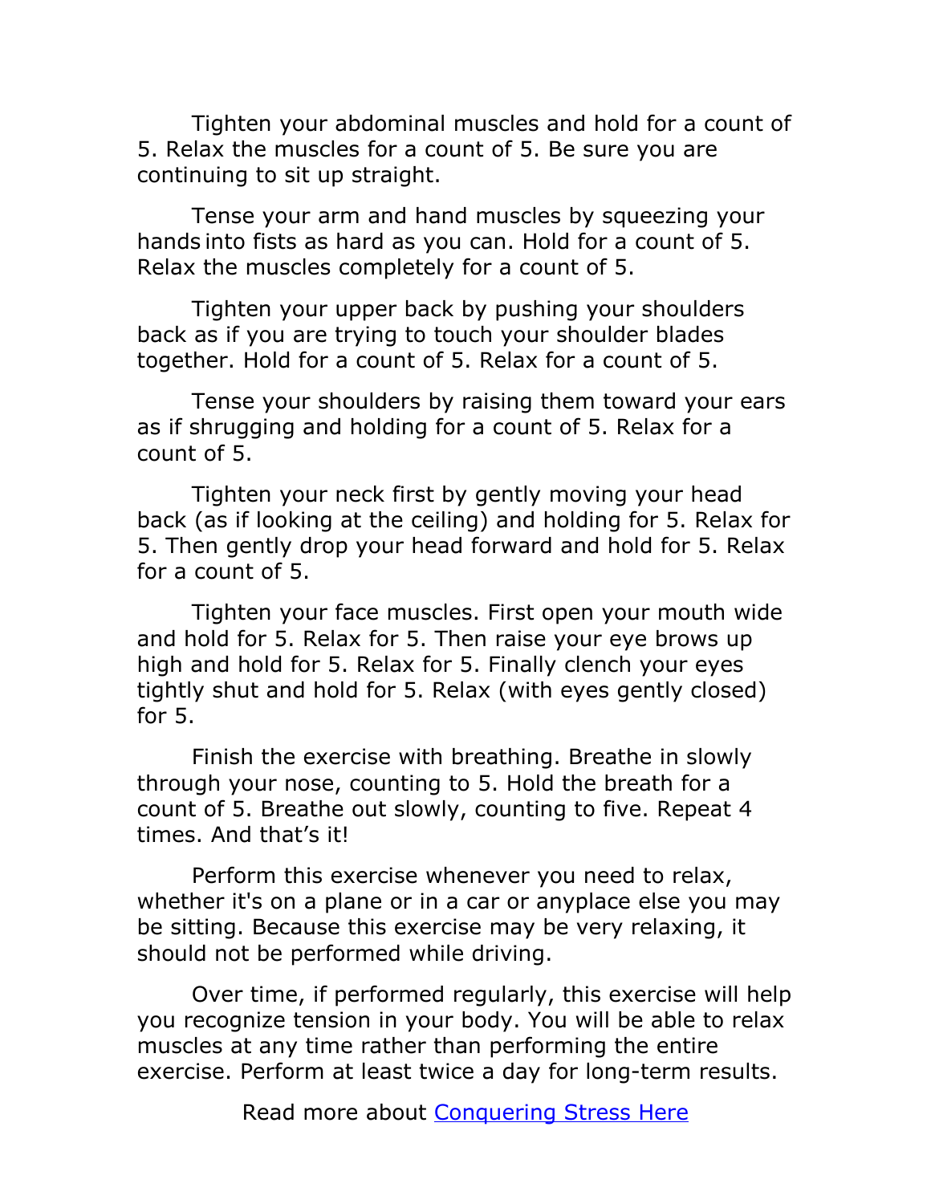Tighten your abdominal muscles and hold for a count of 5. Relax the muscles for a count of 5. Be sure you are continuing to sit up straight.

Tense your arm and hand muscles by squeezing your hands into fists as hard as you can. Hold for a count of 5. Relax the muscles completely for a count of 5.

Tighten your upper back by pushing your shoulders back as if you are trying to touch your shoulder blades together. Hold for a count of 5. Relax for a count of 5.

Tense your shoulders by raising them toward your ears as if shrugging and holding for a count of 5. Relax for a count of 5.

Tighten your neck first by gently moving your head back (as if looking at the ceiling) and holding for 5. Relax for 5. Then gently drop your head forward and hold for 5. Relax for a count of 5.

Tighten your face muscles. First open your mouth wide and hold for 5. Relax for 5. Then raise your eye brows up high and hold for 5. Relax for 5. Finally clench your eyes tightly shut and hold for 5. Relax (with eyes gently closed) for 5.

Finish the exercise with breathing. Breathe in slowly through your nose, counting to 5. Hold the breath for a count of 5. Breathe out slowly, counting to five. Repeat 4 times. And that's it!

Perform this exercise whenever you need to relax, whether it's on a plane or in a car or anyplace else you may be sitting. Because this exercise may be very relaxing, it should not be performed while driving.

Over time, if performed regularly, this exercise will help you recognize tension in your body. You will be able to relax muscles at any time rather than performing the entire exercise. Perform at least twice a day for long-term results.

Read more about [Conquering Stress Here]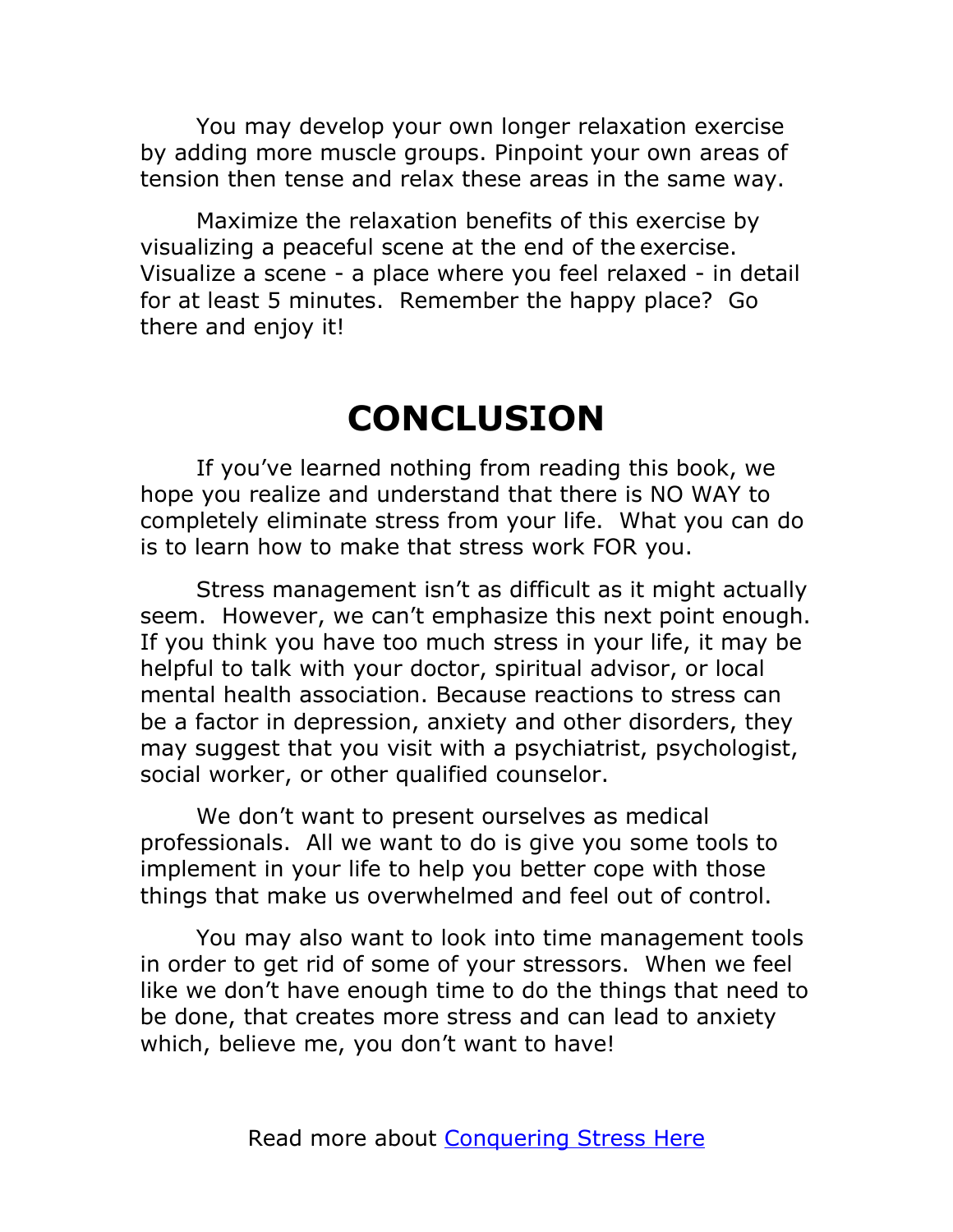You may develop your own longer relaxation exercise by adding more muscle groups. Pinpoint your own areas of tension then tense and relax these areas in the same way.

Maximize the relaxation benefits of this exercise by visualizing a peaceful scene at the end of the exercise. Visualize a scene - a place where you feel relaxed - in detail for at least 5 minutes. Remember the happy place? Go there and enjoy it!

# CONCLUSION

If you've learned nothing from reading this book, we hope you realize and understand that there is NO WAY to completely eliminate stress from your life. What you can do is to learn how to make that stress work FOR you.

Stress management isn't as difficult as it might actually seem. However, we can't emphasize this next point enough. If you think you have too much stress in your life, it may be helpful to talk with your doctor, spiritual advisor, or local mental health association. Because reactions to stress can be a factor in depression, anxiety and other disorders, they may suggest that you visit with a psychiatrist, psychologist, social worker, or other qualified counselor.

We don't want to present ourselves as medical professionals. All we want to do is give you some tools to implement in your life to help you better cope with those things that make us overwhelmed and feel out of control.

You may also want to look into time management tools in order to get rid of some of your stressors. When we feel like we don't have enough time to do the things that need to be done, that creates more stress and can lead to anxiety which, believe me, you don't want to have!

Read more about Conquering Stress Here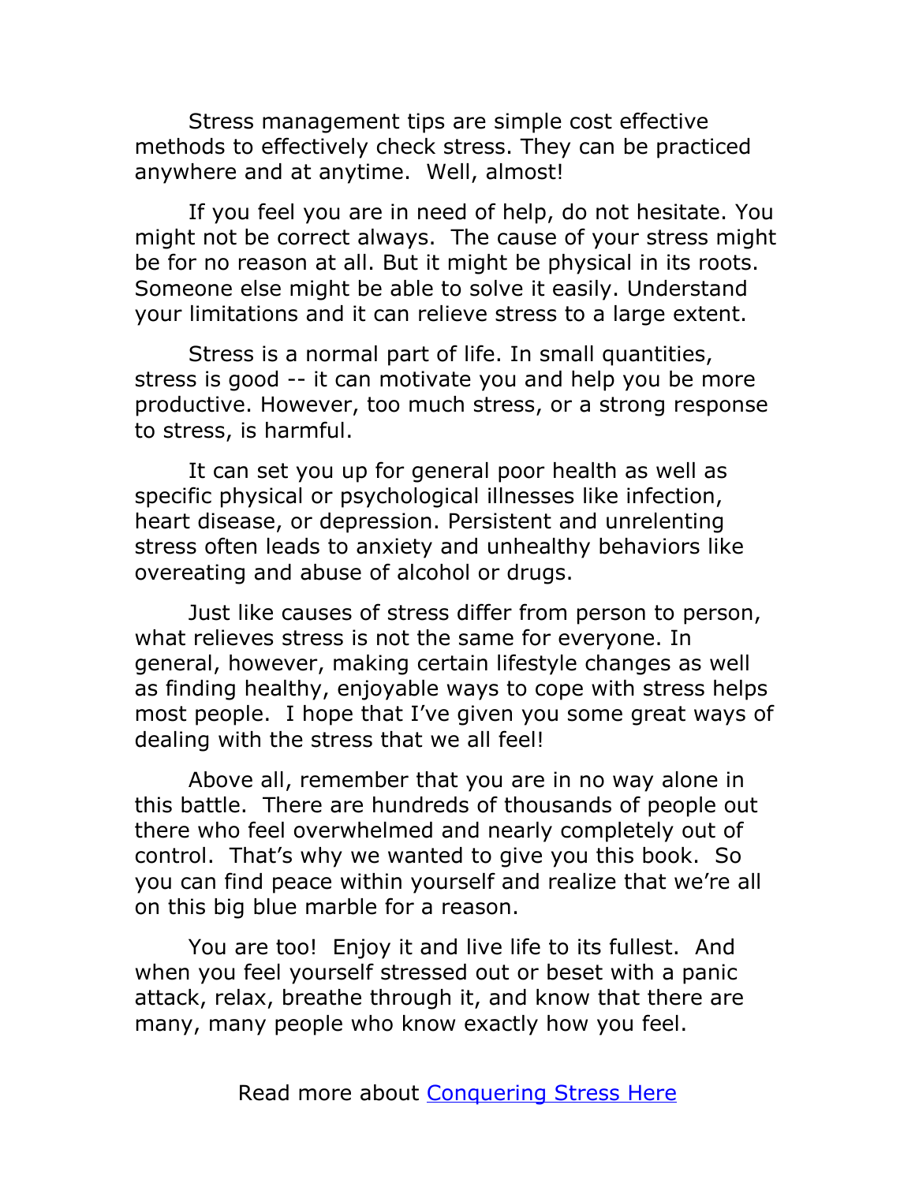Stress management tips are simple cost effective methods to effectively check stress. They can be practiced anywhere and at anytime.  Well, almost!

If you feel you are in need of help, do not hesitate. You might not be correct always.  The cause of your stress might be for no reason at all. But it might be physical in its roots. Someone else might be able to solve it easily. Understand your limitations and it can relieve stress to a large extent.

Stress is a normal part of life. In small quantities, stress is good -- it can motivate you and help you be more productive. However, too much stress, or a strong response to stress, is harmful.

It can set you up for general poor health as well as specific physical or psychological illnesses like infection, heart disease, or depression. Persistent and unrelenting stress often leads to anxiety and unhealthy behaviors like overeating and abuse of alcohol or drugs.

Just like causes of stress differ from person to person, what relieves stress is not the same for everyone. In general, however, making certain lifestyle changes as well as finding healthy, enjoyable ways to cope with stress helps most people.  I hope that I've given you some great ways of dealing with the stress that we all feel!

Above all, remember that you are in no way alone in this battle.  There are hundreds of thousands of people out there who feel overwhelmed and nearly completely out of control.  That's why we wanted to give you this book.  So you can find peace within yourself and realize that we're all on this big blue marble for a reason.

You are too!  Enjoy it and live life to its fullest.  And when you feel yourself stressed out or beset with a panic attack, relax, breathe through it, and know that there are many, many people who know exactly how you feel.

Read more about Conquering Stress Here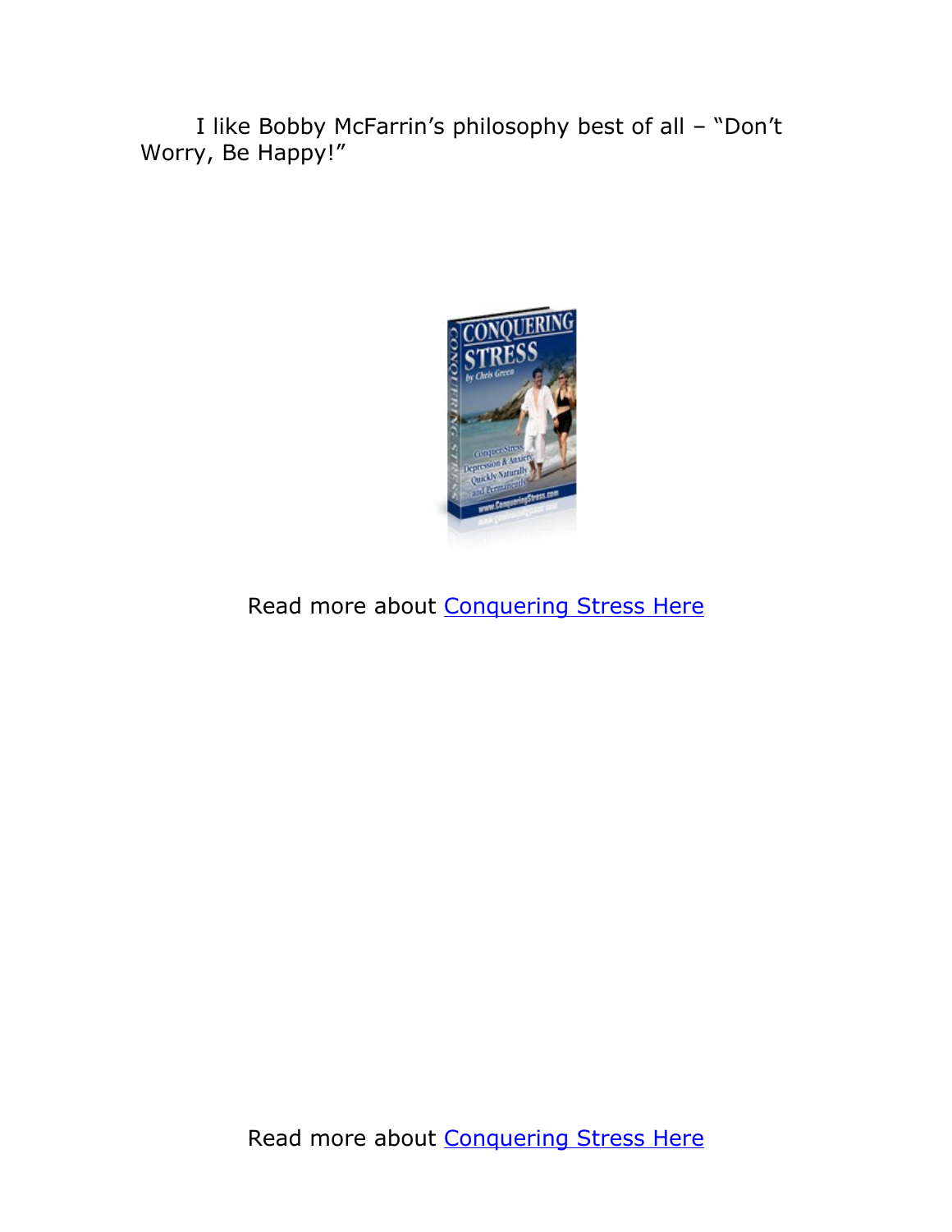I like Bobby McFarrin's philosophy best of all – "Don't Worry, Be Happy!"

Read more about [Conquering Stress Here]

Read more about [Conquering Stress Here]